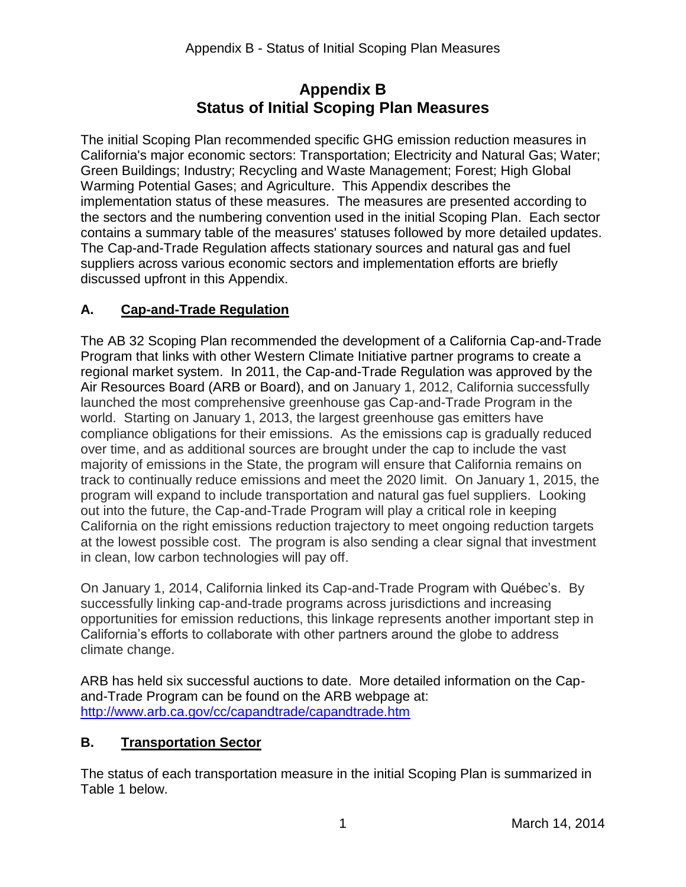# Appendix B
# Status of Initial Scoping Plan Measures

The initial Scoping Plan recommended specific GHG emission reduction measures in California's major economic sectors: Transportation; Electricity and Natural Gas; Water; Green Buildings; Industry; Recycling and Waste Management; Forest; High Global Warming Potential Gases; and Agriculture. This Appendix describes the implementation status of these measures. The measures are presented according to the sectors and the numbering convention used in the initial Scoping Plan. Each sector contains a summary table of the measures' statuses followed by more detailed updates. The Cap-and-Trade Regulation affects stationary sources and natural gas and fuel suppliers across various economic sectors and implementation efforts are briefly discussed upfront in this Appendix.

## A. Cap-and-Trade Regulation

The AB 32 Scoping Plan recommended the development of a California Cap-and-Trade Program that links with other Western Climate Initiative partner programs to create a regional market system. In 2011, the Cap-and-Trade Regulation was approved by the Air Resources Board (ARB or Board), and on January 1, 2012, California successfully launched the most comprehensive greenhouse gas Cap-and-Trade Program in the world. Starting on January 1, 2013, the largest greenhouse gas emitters have compliance obligations for their emissions. As the emissions cap is gradually reduced over time, and as additional sources are brought under the cap to include the vast majority of emissions in the State, the program will ensure that California remains on track to continually reduce emissions and meet the 2020 limit. On January 1, 2015, the program will expand to include transportation and natural gas fuel suppliers. Looking out into the future, the Cap-and-Trade Program will play a critical role in keeping California on the right emissions reduction trajectory to meet ongoing reduction targets at the lowest possible cost. The program is also sending a clear signal that investment in clean, low carbon technologies will pay off.

On January 1, 2014, California linked its Cap-and-Trade Program with Québec's. By successfully linking cap-and-trade programs across jurisdictions and increasing opportunities for emission reductions, this linkage represents another important step in California's efforts to collaborate with other partners around the globe to address climate change.

ARB has held six successful auctions to date. More detailed information on the Cap-and-Trade Program can be found on the ARB webpage at: http://www.arb.ca.gov/cc/capandtrade/capandtrade.htm

## B. Transportation Sector

The status of each transportation measure in the initial Scoping Plan is summarized in Table 1 below.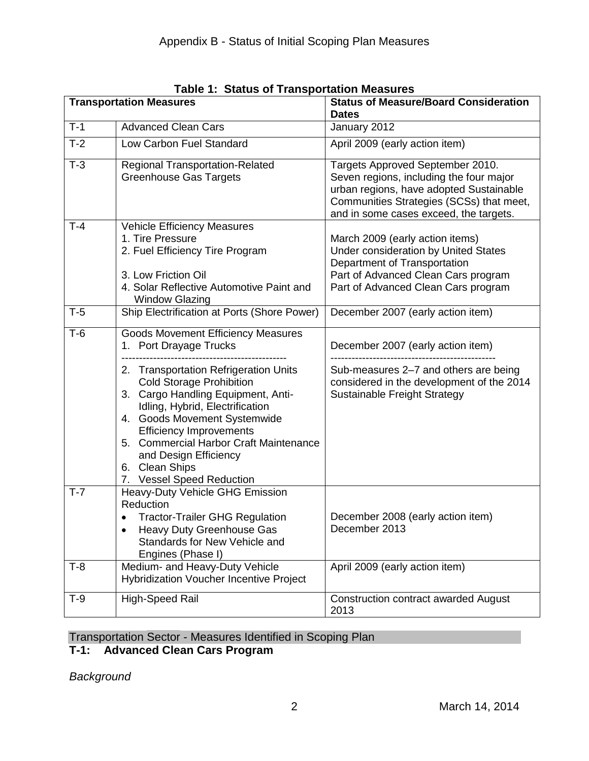**Table 1: Status of Transportation Measures**

| Transportation Measures | | Status of Measure/Board Consideration Dates |
|---|---|---|
| T-1 | Advanced Clean Cars | January 2012 |
| T-2 | Low Carbon Fuel Standard | April 2009 (early action item) |
| T-3 | Regional Transportation-Related Greenhouse Gas Targets | Targets Approved September 2010. Seven regions, including the four major urban regions, have adopted Sustainable Communities Strategies (SCSs) that meet, and in some cases exceed, the targets. |
| T-4 | Vehicle Efficiency Measures<br>1. Tire Pressure<br>2. Fuel Efficiency Tire Program<br>3. Low Friction Oil<br>4. Solar Reflective Automotive Paint and Window Glazing | <br>March 2009 (early action items)<br>Under consideration by United States Department of Transportation<br>Part of Advanced Clean Cars program<br>Part of Advanced Clean Cars program |
| T-5 | Ship Electrification at Ports (Shore Power) | December 2007 (early action item) |
| T-6 | Goods Movement Efficiency Measures<br>1. Port Drayage Trucks<br>2. Transportation Refrigeration Units Cold Storage Prohibition<br>3. Cargo Handling Equipment, Anti-Idling, Hybrid, Electrification<br>4. Goods Movement Systemwide Efficiency Improvements<br>5. Commercial Harbor Craft Maintenance and Design Efficiency<br>6. Clean Ships<br>7. Vessel Speed Reduction | <br>December 2007 (early action item)<br>Sub-measures 2–7 and others are being considered in the development of the 2014 Sustainable Freight Strategy |
| T-7 | Heavy-Duty Vehicle GHG Emission Reduction<br>• Tractor-Trailer GHG Regulation<br>• Heavy Duty Greenhouse Gas Standards for New Vehicle and Engines (Phase I) | <br>December 2008 (early action item)<br>December 2013 |
| T-8 | Medium- and Heavy-Duty Vehicle Hybridization Voucher Incentive Project | April 2009 (early action item) |
| T-9 | High-Speed Rail | Construction contract awarded August 2013 |

## Transportation Sector - Measures Identified in Scoping Plan

### T-1: Advanced Clean Cars Program

*Background*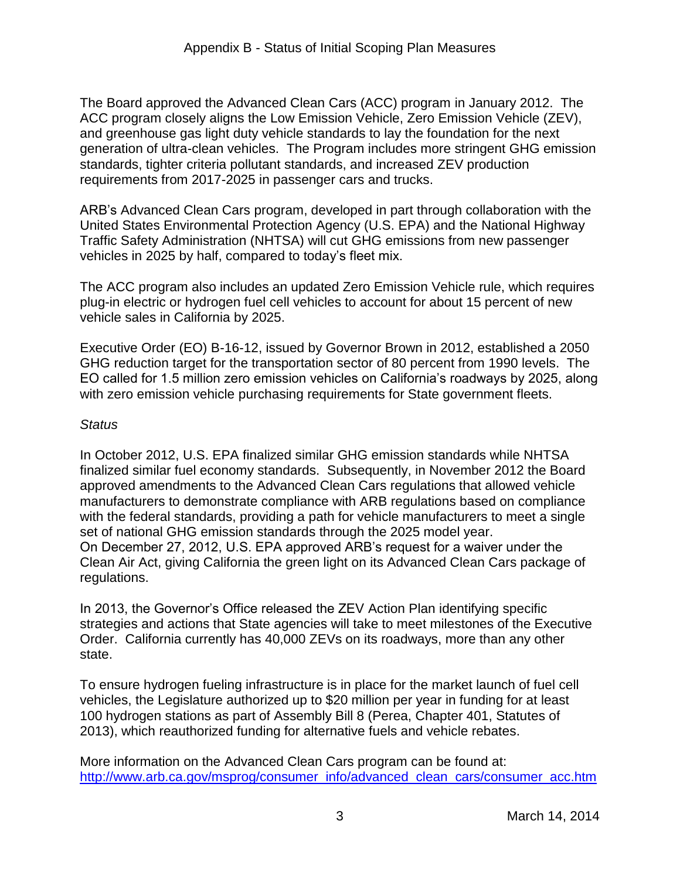The Board approved the Advanced Clean Cars (ACC) program in January 2012. The ACC program closely aligns the Low Emission Vehicle, Zero Emission Vehicle (ZEV), and greenhouse gas light duty vehicle standards to lay the foundation for the next generation of ultra-clean vehicles. The Program includes more stringent GHG emission standards, tighter criteria pollutant standards, and increased ZEV production requirements from 2017-2025 in passenger cars and trucks.

ARB's Advanced Clean Cars program, developed in part through collaboration with the United States Environmental Protection Agency (U.S. EPA) and the National Highway Traffic Safety Administration (NHTSA) will cut GHG emissions from new passenger vehicles in 2025 by half, compared to today's fleet mix.

The ACC program also includes an updated Zero Emission Vehicle rule, which requires plug-in electric or hydrogen fuel cell vehicles to account for about 15 percent of new vehicle sales in California by 2025.

Executive Order (EO) B-16-12, issued by Governor Brown in 2012, established a 2050 GHG reduction target for the transportation sector of 80 percent from 1990 levels. The EO called for 1.5 million zero emission vehicles on California's roadways by 2025, along with zero emission vehicle purchasing requirements for State government fleets.

*Status*

In October 2012, U.S. EPA finalized similar GHG emission standards while NHTSA finalized similar fuel economy standards. Subsequently, in November 2012 the Board approved amendments to the Advanced Clean Cars regulations that allowed vehicle manufacturers to demonstrate compliance with ARB regulations based on compliance with the federal standards, providing a path for vehicle manufacturers to meet a single set of national GHG emission standards through the 2025 model year.
On December 27, 2012, U.S. EPA approved ARB's request for a waiver under the Clean Air Act, giving California the green light on its Advanced Clean Cars package of regulations.

In 2013, the Governor's Office released the ZEV Action Plan identifying specific strategies and actions that State agencies will take to meet milestones of the Executive Order. California currently has 40,000 ZEVs on its roadways, more than any other state.

To ensure hydrogen fueling infrastructure is in place for the market launch of fuel cell vehicles, the Legislature authorized up to $20 million per year in funding for at least 100 hydrogen stations as part of Assembly Bill 8 (Perea, Chapter 401, Statutes of 2013), which reauthorized funding for alternative fuels and vehicle rebates.

More information on the Advanced Clean Cars program can be found at:
http://www.arb.ca.gov/msprog/consumer_info/advanced_clean_cars/consumer_acc.htm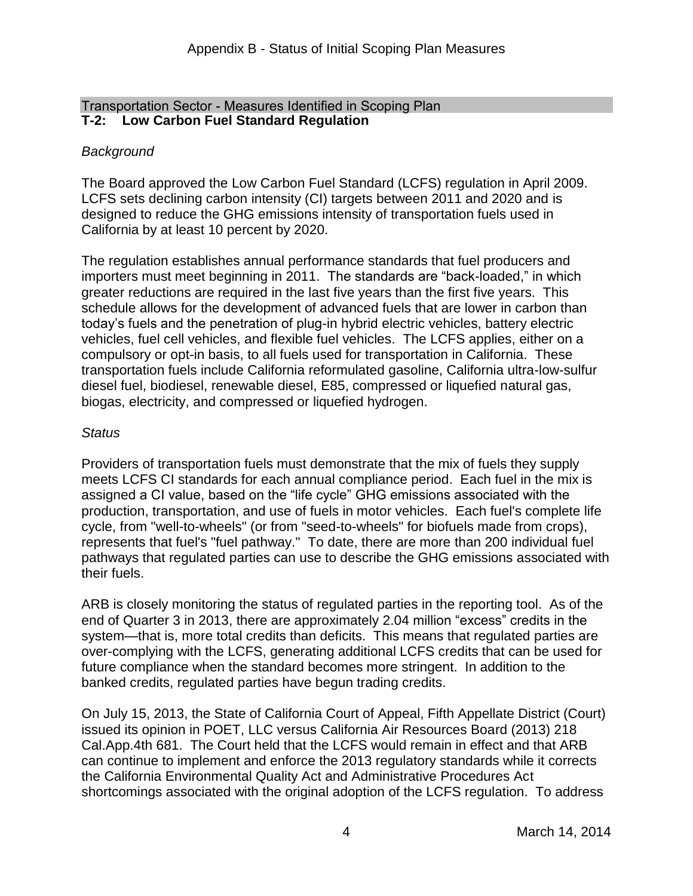Transportation Sector - Measures Identified in Scoping Plan

## T-2: Low Carbon Fuel Standard Regulation

*Background*

The Board approved the Low Carbon Fuel Standard (LCFS) regulation in April 2009. LCFS sets declining carbon intensity (CI) targets between 2011 and 2020 and is designed to reduce the GHG emissions intensity of transportation fuels used in California by at least 10 percent by 2020.

The regulation establishes annual performance standards that fuel producers and importers must meet beginning in 2011. The standards are "back-loaded," in which greater reductions are required in the last five years than the first five years. This schedule allows for the development of advanced fuels that are lower in carbon than today's fuels and the penetration of plug-in hybrid electric vehicles, battery electric vehicles, fuel cell vehicles, and flexible fuel vehicles. The LCFS applies, either on a compulsory or opt-in basis, to all fuels used for transportation in California. These transportation fuels include California reformulated gasoline, California ultra-low-sulfur diesel fuel, biodiesel, renewable diesel, E85, compressed or liquefied natural gas, biogas, electricity, and compressed or liquefied hydrogen.

*Status*

Providers of transportation fuels must demonstrate that the mix of fuels they supply meets LCFS CI standards for each annual compliance period. Each fuel in the mix is assigned a CI value, based on the "life cycle" GHG emissions associated with the production, transportation, and use of fuels in motor vehicles. Each fuel's complete life cycle, from "well-to-wheels" (or from "seed-to-wheels" for biofuels made from crops), represents that fuel's "fuel pathway." To date, there are more than 200 individual fuel pathways that regulated parties can use to describe the GHG emissions associated with their fuels.

ARB is closely monitoring the status of regulated parties in the reporting tool. As of the end of Quarter 3 in 2013, there are approximately 2.04 million "excess" credits in the system—that is, more total credits than deficits. This means that regulated parties are over-complying with the LCFS, generating additional LCFS credits that can be used for future compliance when the standard becomes more stringent. In addition to the banked credits, regulated parties have begun trading credits.

On July 15, 2013, the State of California Court of Appeal, Fifth Appellate District (Court) issued its opinion in POET, LLC versus California Air Resources Board (2013) 218 Cal.App.4th 681. The Court held that the LCFS would remain in effect and that ARB can continue to implement and enforce the 2013 regulatory standards while it corrects the California Environmental Quality Act and Administrative Procedures Act shortcomings associated with the original adoption of the LCFS regulation. To address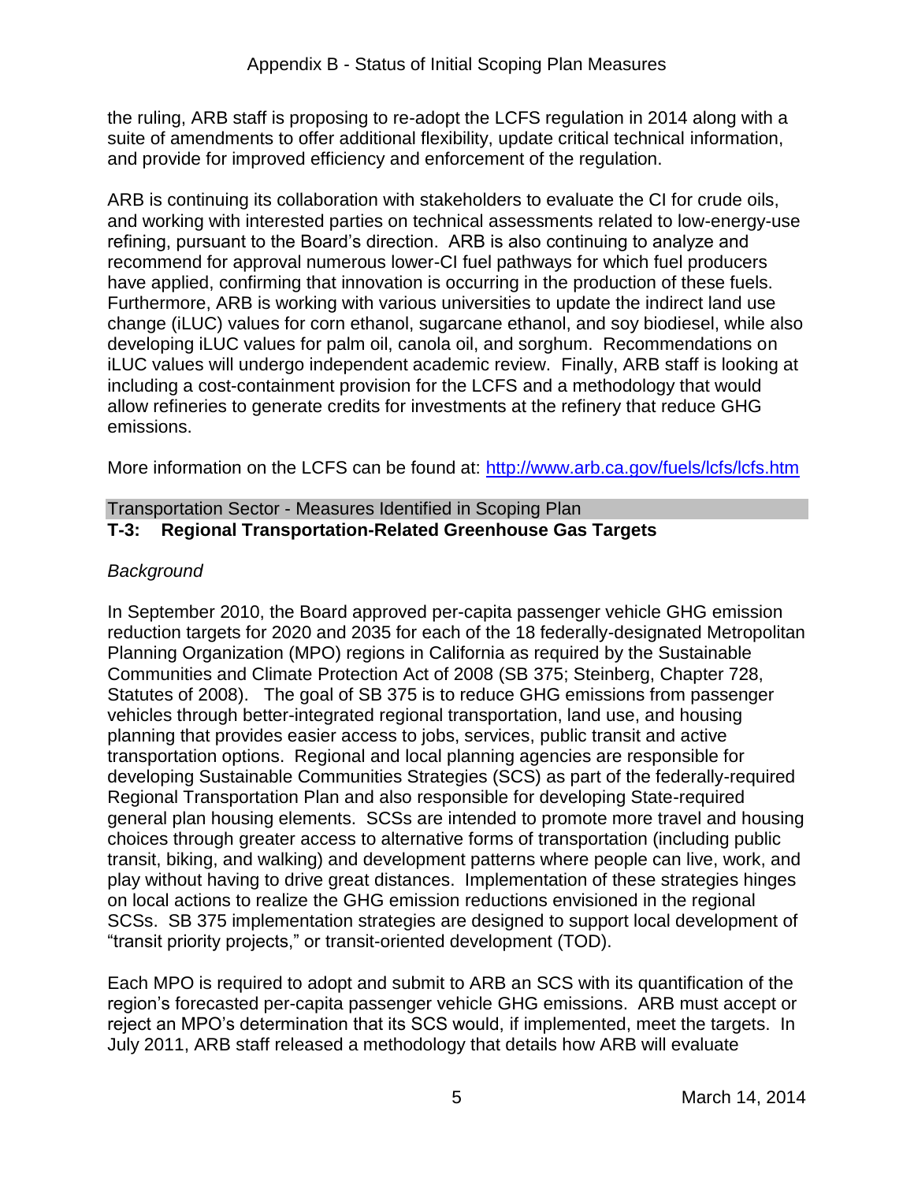the ruling, ARB staff is proposing to re-adopt the LCFS regulation in 2014 along with a suite of amendments to offer additional flexibility, update critical technical information, and provide for improved efficiency and enforcement of the regulation.

ARB is continuing its collaboration with stakeholders to evaluate the CI for crude oils, and working with interested parties on technical assessments related to low-energy-use refining, pursuant to the Board's direction. ARB is also continuing to analyze and recommend for approval numerous lower-CI fuel pathways for which fuel producers have applied, confirming that innovation is occurring in the production of these fuels. Furthermore, ARB is working with various universities to update the indirect land use change (iLUC) values for corn ethanol, sugarcane ethanol, and soy biodiesel, while also developing iLUC values for palm oil, canola oil, and sorghum. Recommendations on iLUC values will undergo independent academic review. Finally, ARB staff is looking at including a cost-containment provision for the LCFS and a methodology that would allow refineries to generate credits for investments at the refinery that reduce GHG emissions.

More information on the LCFS can be found at: [http://www.arb.ca.gov/fuels/lcfs/lcfs.htm](http://www.arb.ca.gov/fuels/lcfs/lcfs.htm)

Transportation Sector - Measures Identified in Scoping Plan

## T-3: Regional Transportation-Related Greenhouse Gas Targets

*Background*

In September 2010, the Board approved per-capita passenger vehicle GHG emission reduction targets for 2020 and 2035 for each of the 18 federally-designated Metropolitan Planning Organization (MPO) regions in California as required by the Sustainable Communities and Climate Protection Act of 2008 (SB 375; Steinberg, Chapter 728, Statutes of 2008). The goal of SB 375 is to reduce GHG emissions from passenger vehicles through better-integrated regional transportation, land use, and housing planning that provides easier access to jobs, services, public transit and active transportation options. Regional and local planning agencies are responsible for developing Sustainable Communities Strategies (SCS) as part of the federally-required Regional Transportation Plan and also responsible for developing State-required general plan housing elements. SCSs are intended to promote more travel and housing choices through greater access to alternative forms of transportation (including public transit, biking, and walking) and development patterns where people can live, work, and play without having to drive great distances. Implementation of these strategies hinges on local actions to realize the GHG emission reductions envisioned in the regional SCSs. SB 375 implementation strategies are designed to support local development of "transit priority projects," or transit-oriented development (TOD).

Each MPO is required to adopt and submit to ARB an SCS with its quantification of the region's forecasted per-capita passenger vehicle GHG emissions. ARB must accept or reject an MPO's determination that its SCS would, if implemented, meet the targets. In July 2011, ARB staff released a methodology that details how ARB will evaluate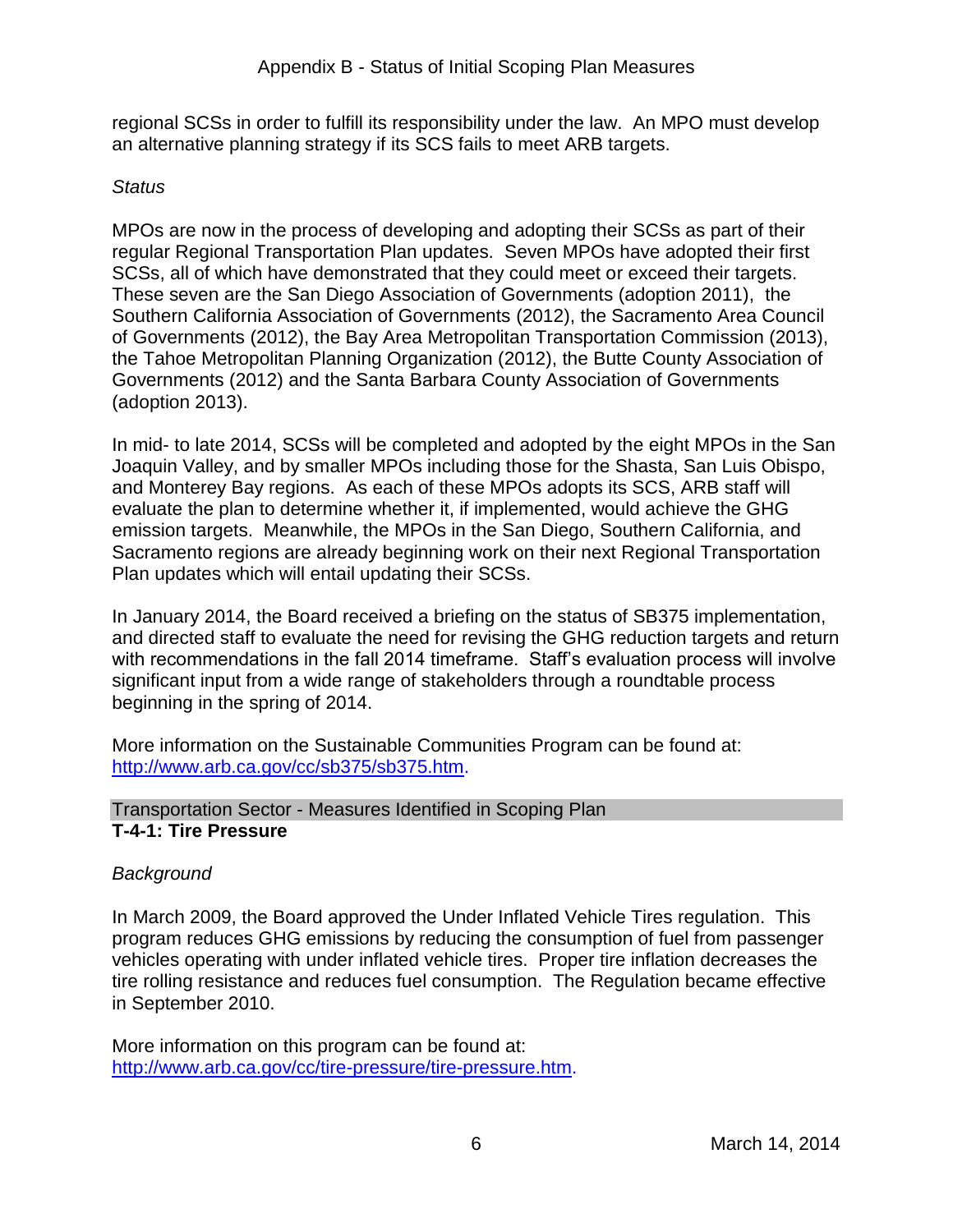regional SCSs in order to fulfill its responsibility under the law. An MPO must develop an alternative planning strategy if its SCS fails to meet ARB targets.

*Status*

MPOs are now in the process of developing and adopting their SCSs as part of their regular Regional Transportation Plan updates. Seven MPOs have adopted their first SCSs, all of which have demonstrated that they could meet or exceed their targets. These seven are the San Diego Association of Governments (adoption 2011), the Southern California Association of Governments (2012), the Sacramento Area Council of Governments (2012), the Bay Area Metropolitan Transportation Commission (2013), the Tahoe Metropolitan Planning Organization (2012), the Butte County Association of Governments (2012) and the Santa Barbara County Association of Governments (adoption 2013).

In mid- to late 2014, SCSs will be completed and adopted by the eight MPOs in the San Joaquin Valley, and by smaller MPOs including those for the Shasta, San Luis Obispo, and Monterey Bay regions. As each of these MPOs adopts its SCS, ARB staff will evaluate the plan to determine whether it, if implemented, would achieve the GHG emission targets. Meanwhile, the MPOs in the San Diego, Southern California, and Sacramento regions are already beginning work on their next Regional Transportation Plan updates which will entail updating their SCSs.

In January 2014, the Board received a briefing on the status of SB375 implementation, and directed staff to evaluate the need for revising the GHG reduction targets and return with recommendations in the fall 2014 timeframe. Staff's evaluation process will involve significant input from a wide range of stakeholders through a roundtable process beginning in the spring of 2014.

More information on the Sustainable Communities Program can be found at: http://www.arb.ca.gov/cc/sb375/sb375.htm.

## Transportation Sector - Measures Identified in Scoping Plan

### T-4-1: Tire Pressure

*Background*

In March 2009, the Board approved the Under Inflated Vehicle Tires regulation. This program reduces GHG emissions by reducing the consumption of fuel from passenger vehicles operating with under inflated vehicle tires. Proper tire inflation decreases the tire rolling resistance and reduces fuel consumption. The Regulation became effective in September 2010.

More information on this program can be found at: http://www.arb.ca.gov/cc/tire-pressure/tire-pressure.htm.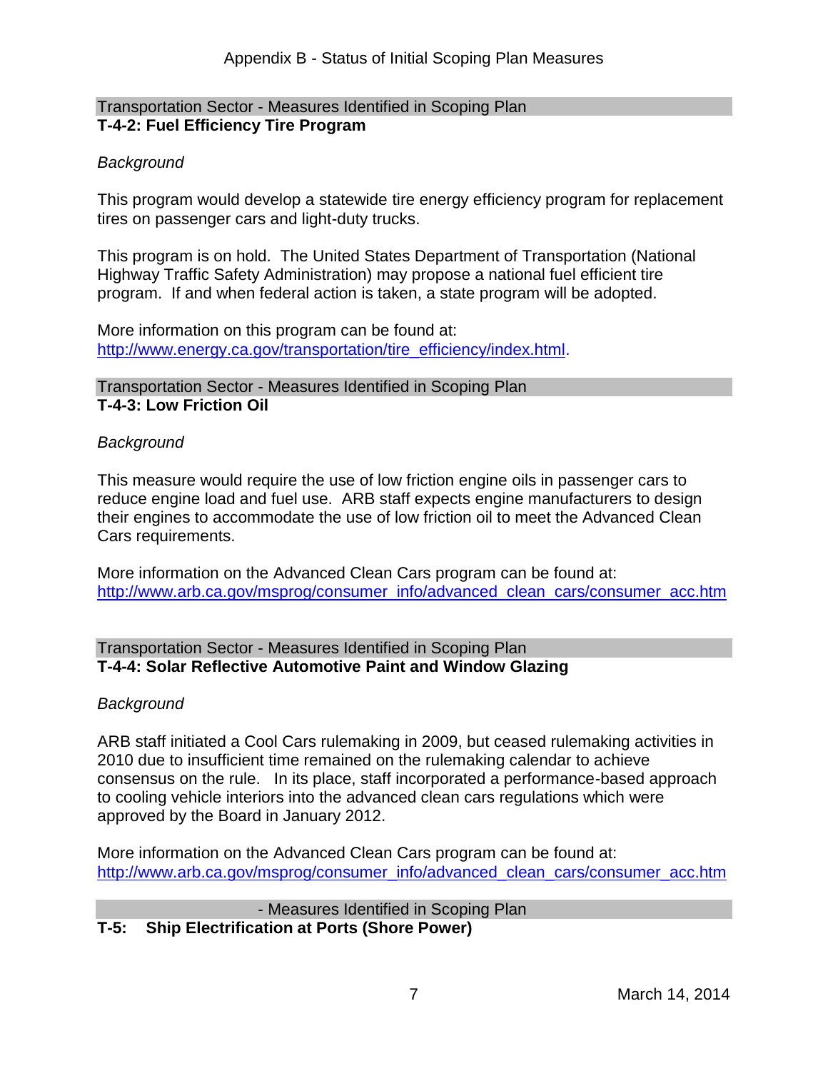Transportation Sector - Measures Identified in Scoping Plan

**T-4-2: Fuel Efficiency Tire Program**

*Background*

This program would develop a statewide tire energy efficiency program for replacement tires on passenger cars and light-duty trucks.

This program is on hold. The United States Department of Transportation (National Highway Traffic Safety Administration) may propose a national fuel efficient tire program. If and when federal action is taken, a state program will be adopted.

More information on this program can be found at:
http://www.energy.ca.gov/transportation/tire_efficiency/index.html.

Transportation Sector - Measures Identified in Scoping Plan

**T-4-3: Low Friction Oil**

*Background*

This measure would require the use of low friction engine oils in passenger cars to reduce engine load and fuel use. ARB staff expects engine manufacturers to design their engines to accommodate the use of low friction oil to meet the Advanced Clean Cars requirements.

More information on the Advanced Clean Cars program can be found at:
http://www.arb.ca.gov/msprog/consumer_info/advanced_clean_cars/consumer_acc.htm

Transportation Sector - Measures Identified in Scoping Plan

**T-4-4: Solar Reflective Automotive Paint and Window Glazing**

*Background*

ARB staff initiated a Cool Cars rulemaking in 2009, but ceased rulemaking activities in 2010 due to insufficient time remained on the rulemaking calendar to achieve consensus on the rule. In its place, staff incorporated a performance-based approach to cooling vehicle interiors into the advanced clean cars regulations which were approved by the Board in January 2012.

More information on the Advanced Clean Cars program can be found at:
http://www.arb.ca.gov/msprog/consumer_info/advanced_clean_cars/consumer_acc.htm

- Measures Identified in Scoping Plan

**T-5: Ship Electrification at Ports (Shore Power)**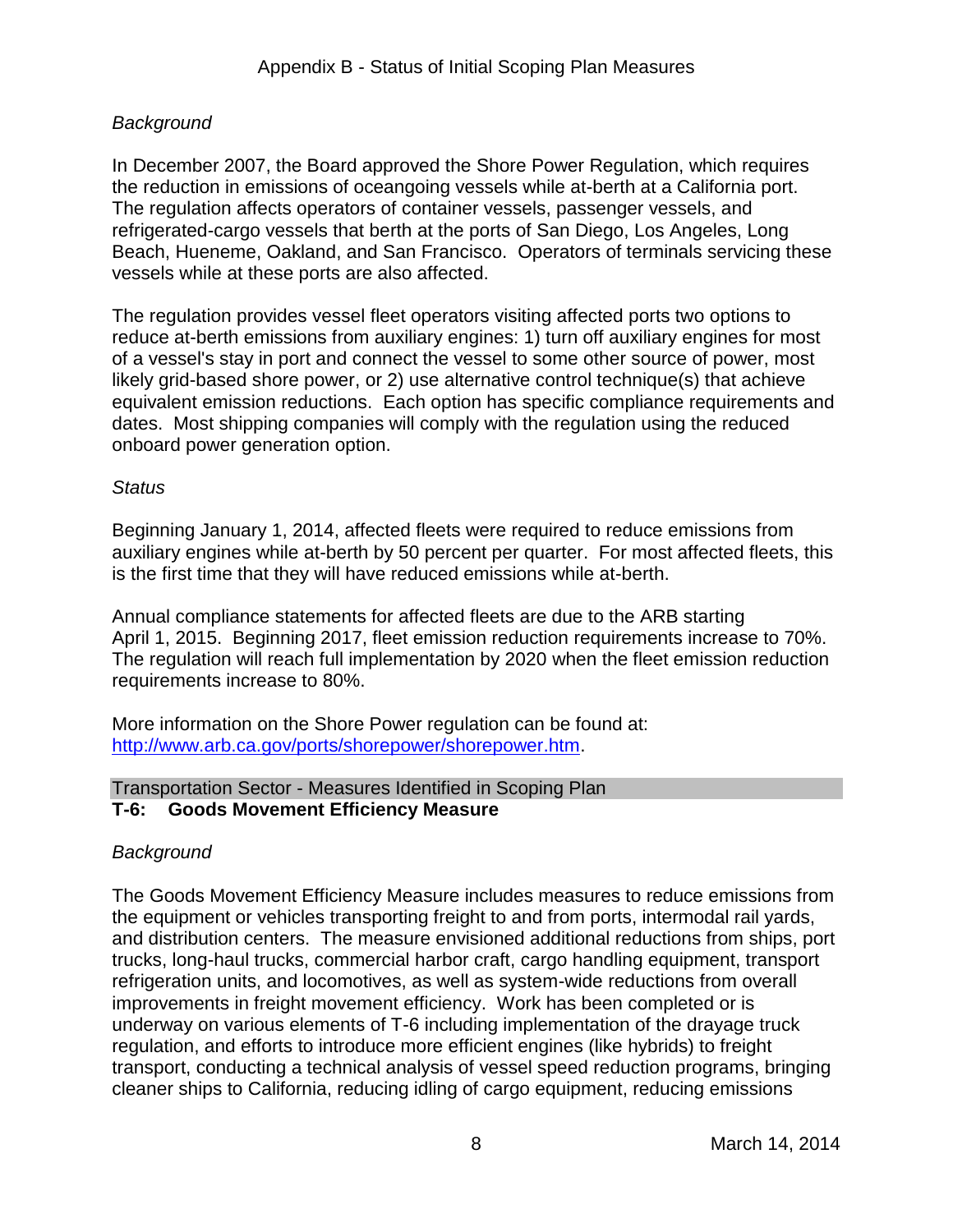*Background*

In December 2007, the Board approved the Shore Power Regulation, which requires the reduction in emissions of oceangoing vessels while at-berth at a California port. The regulation affects operators of container vessels, passenger vessels, and refrigerated-cargo vessels that berth at the ports of San Diego, Los Angeles, Long Beach, Hueneme, Oakland, and San Francisco. Operators of terminals servicing these vessels while at these ports are also affected.

The regulation provides vessel fleet operators visiting affected ports two options to reduce at-berth emissions from auxiliary engines: 1) turn off auxiliary engines for most of a vessel's stay in port and connect the vessel to some other source of power, most likely grid-based shore power, or 2) use alternative control technique(s) that achieve equivalent emission reductions. Each option has specific compliance requirements and dates. Most shipping companies will comply with the regulation using the reduced onboard power generation option.

*Status*

Beginning January 1, 2014, affected fleets were required to reduce emissions from auxiliary engines while at-berth by 50 percent per quarter. For most affected fleets, this is the first time that they will have reduced emissions while at-berth.

Annual compliance statements for affected fleets are due to the ARB starting April 1, 2015. Beginning 2017, fleet emission reduction requirements increase to 70%. The regulation will reach full implementation by 2020 when the fleet emission reduction requirements increase to 80%.

More information on the Shore Power regulation can be found at: [http://www.arb.ca.gov/ports/shorepower/shorepower.htm](http://www.arb.ca.gov/ports/shorepower/shorepower.htm).

Transportation Sector - Measures Identified in Scoping Plan

## T-6: Goods Movement Efficiency Measure

*Background*

The Goods Movement Efficiency Measure includes measures to reduce emissions from the equipment or vehicles transporting freight to and from ports, intermodal rail yards, and distribution centers. The measure envisioned additional reductions from ships, port trucks, long-haul trucks, commercial harbor craft, cargo handling equipment, transport refrigeration units, and locomotives, as well as system-wide reductions from overall improvements in freight movement efficiency. Work has been completed or is underway on various elements of T-6 including implementation of the drayage truck regulation, and efforts to introduce more efficient engines (like hybrids) to freight transport, conducting a technical analysis of vessel speed reduction programs, bringing cleaner ships to California, reducing idling of cargo equipment, reducing emissions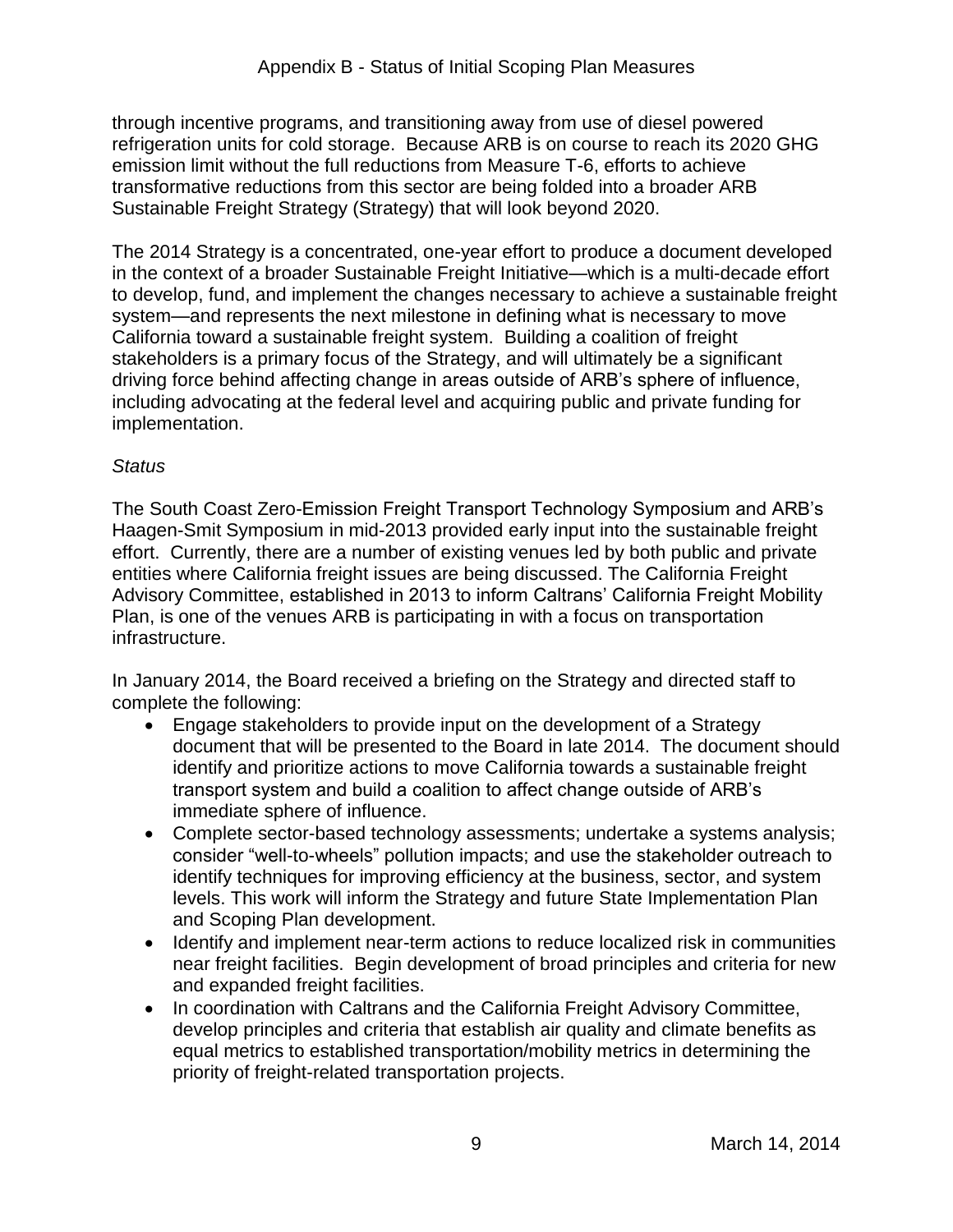through incentive programs, and transitioning away from use of diesel powered refrigeration units for cold storage. Because ARB is on course to reach its 2020 GHG emission limit without the full reductions from Measure T-6, efforts to achieve transformative reductions from this sector are being folded into a broader ARB Sustainable Freight Strategy (Strategy) that will look beyond 2020.

The 2014 Strategy is a concentrated, one-year effort to produce a document developed in the context of a broader Sustainable Freight Initiative—which is a multi-decade effort to develop, fund, and implement the changes necessary to achieve a sustainable freight system—and represents the next milestone in defining what is necessary to move California toward a sustainable freight system. Building a coalition of freight stakeholders is a primary focus of the Strategy, and will ultimately be a significant driving force behind affecting change in areas outside of ARB's sphere of influence, including advocating at the federal level and acquiring public and private funding for implementation.

*Status*

The South Coast Zero-Emission Freight Transport Technology Symposium and ARB's Haagen-Smit Symposium in mid-2013 provided early input into the sustainable freight effort. Currently, there are a number of existing venues led by both public and private entities where California freight issues are being discussed. The California Freight Advisory Committee, established in 2013 to inform Caltrans' California Freight Mobility Plan, is one of the venues ARB is participating in with a focus on transportation infrastructure.

In January 2014, the Board received a briefing on the Strategy and directed staff to complete the following:

- Engage stakeholders to provide input on the development of a Strategy document that will be presented to the Board in late 2014. The document should identify and prioritize actions to move California towards a sustainable freight transport system and build a coalition to affect change outside of ARB's immediate sphere of influence.
- Complete sector-based technology assessments; undertake a systems analysis; consider "well-to-wheels" pollution impacts; and use the stakeholder outreach to identify techniques for improving efficiency at the business, sector, and system levels. This work will inform the Strategy and future State Implementation Plan and Scoping Plan development.
- Identify and implement near-term actions to reduce localized risk in communities near freight facilities. Begin development of broad principles and criteria for new and expanded freight facilities.
- In coordination with Caltrans and the California Freight Advisory Committee, develop principles and criteria that establish air quality and climate benefits as equal metrics to established transportation/mobility metrics in determining the priority of freight-related transportation projects.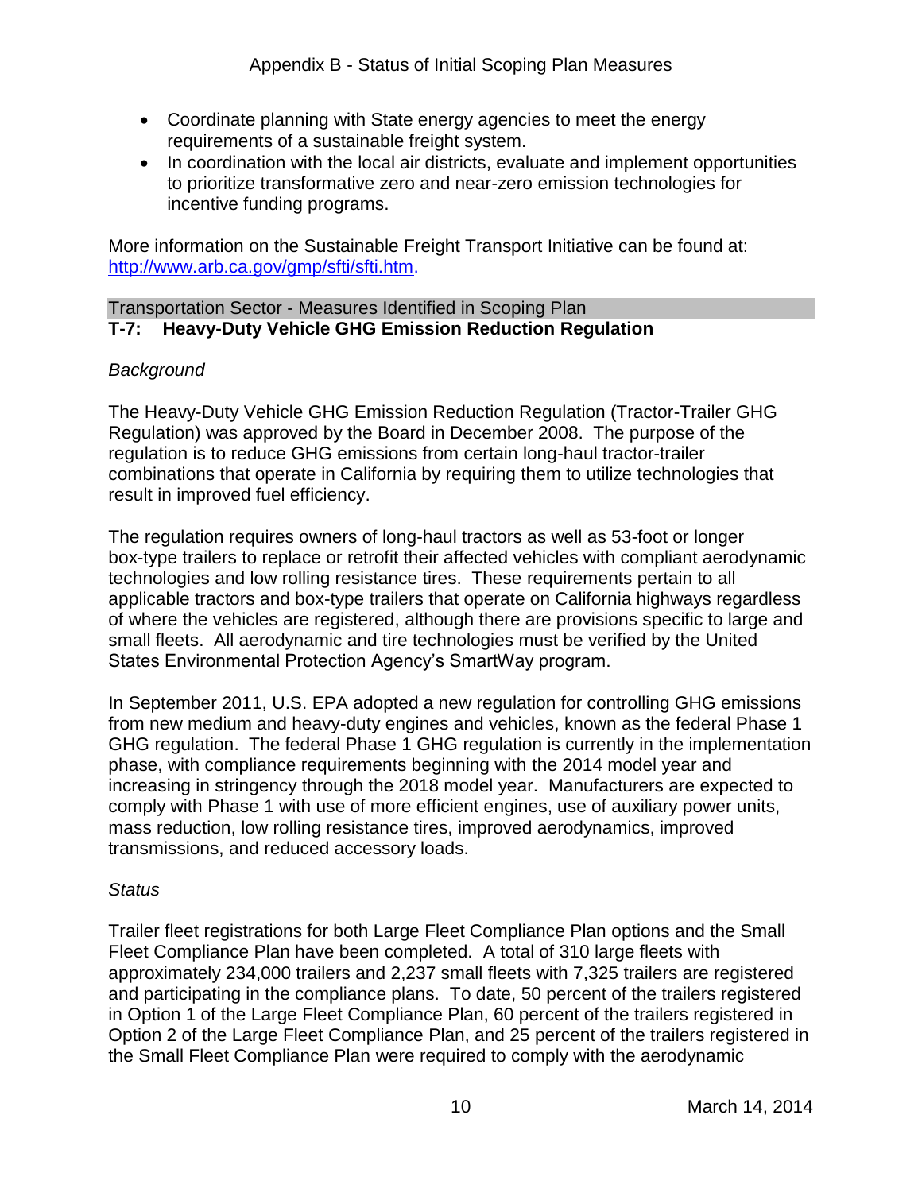- Coordinate planning with State energy agencies to meet the energy requirements of a sustainable freight system.
- In coordination with the local air districts, evaluate and implement opportunities to prioritize transformative zero and near-zero emission technologies for incentive funding programs.

More information on the Sustainable Freight Transport Initiative can be found at: http://www.arb.ca.gov/gmp/sfti/sfti.htm.

Transportation Sector - Measures Identified in Scoping Plan

## T-7: Heavy-Duty Vehicle GHG Emission Reduction Regulation

*Background*

The Heavy-Duty Vehicle GHG Emission Reduction Regulation (Tractor-Trailer GHG Regulation) was approved by the Board in December 2008. The purpose of the regulation is to reduce GHG emissions from certain long-haul tractor-trailer combinations that operate in California by requiring them to utilize technologies that result in improved fuel efficiency.

The regulation requires owners of long-haul tractors as well as 53-foot or longer box-type trailers to replace or retrofit their affected vehicles with compliant aerodynamic technologies and low rolling resistance tires. These requirements pertain to all applicable tractors and box-type trailers that operate on California highways regardless of where the vehicles are registered, although there are provisions specific to large and small fleets. All aerodynamic and tire technologies must be verified by the United States Environmental Protection Agency's SmartWay program.

In September 2011, U.S. EPA adopted a new regulation for controlling GHG emissions from new medium and heavy-duty engines and vehicles, known as the federal Phase 1 GHG regulation. The federal Phase 1 GHG regulation is currently in the implementation phase, with compliance requirements beginning with the 2014 model year and increasing in stringency through the 2018 model year. Manufacturers are expected to comply with Phase 1 with use of more efficient engines, use of auxiliary power units, mass reduction, low rolling resistance tires, improved aerodynamics, improved transmissions, and reduced accessory loads.

*Status*

Trailer fleet registrations for both Large Fleet Compliance Plan options and the Small Fleet Compliance Plan have been completed. A total of 310 large fleets with approximately 234,000 trailers and 2,237 small fleets with 7,325 trailers are registered and participating in the compliance plans. To date, 50 percent of the trailers registered in Option 1 of the Large Fleet Compliance Plan, 60 percent of the trailers registered in Option 2 of the Large Fleet Compliance Plan, and 25 percent of the trailers registered in the Small Fleet Compliance Plan were required to comply with the aerodynamic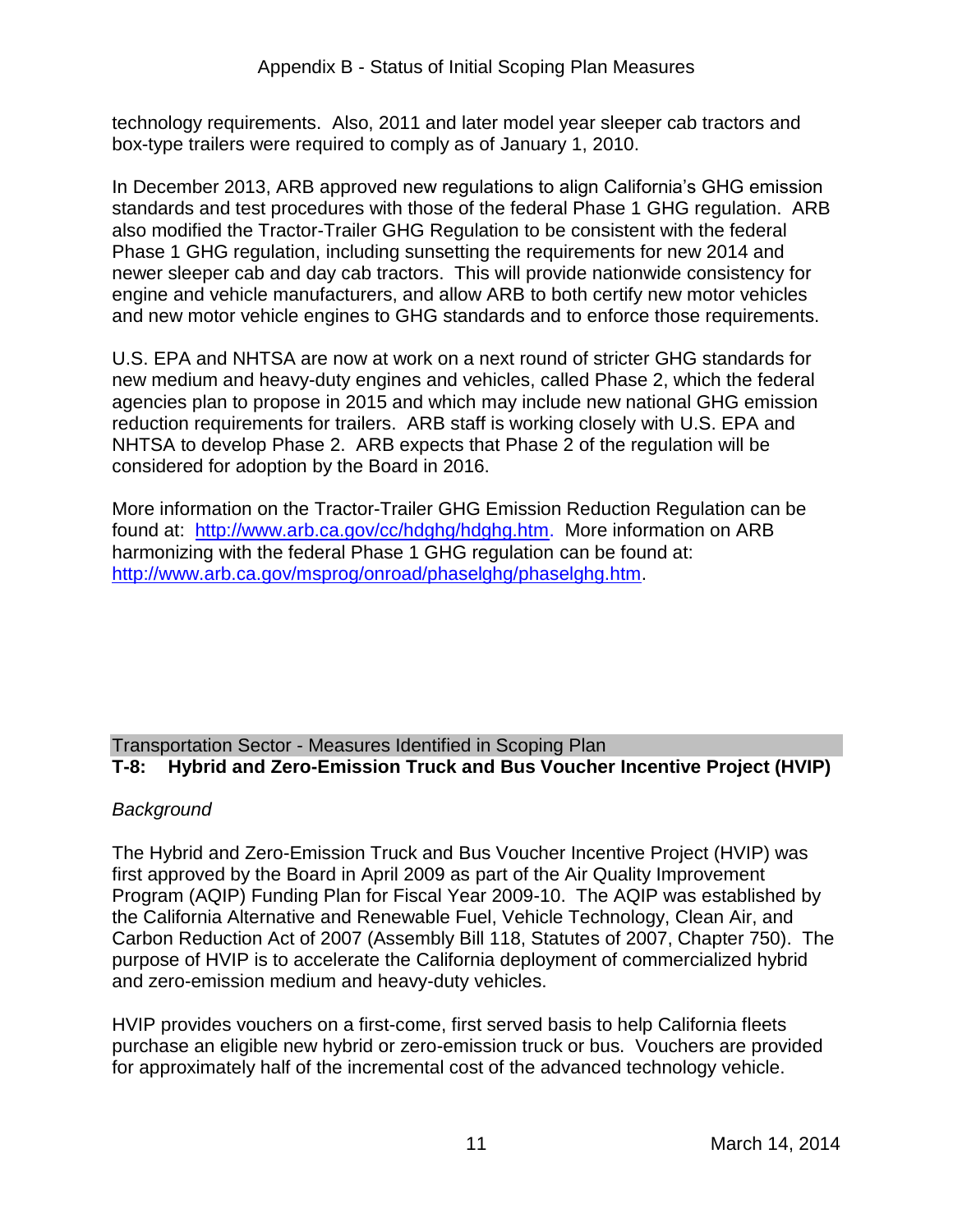technology requirements. Also, 2011 and later model year sleeper cab tractors and box-type trailers were required to comply as of January 1, 2010.

In December 2013, ARB approved new regulations to align California's GHG emission standards and test procedures with those of the federal Phase 1 GHG regulation. ARB also modified the Tractor-Trailer GHG Regulation to be consistent with the federal Phase 1 GHG regulation, including sunsetting the requirements for new 2014 and newer sleeper cab and day cab tractors. This will provide nationwide consistency for engine and vehicle manufacturers, and allow ARB to both certify new motor vehicles and new motor vehicle engines to GHG standards and to enforce those requirements.

U.S. EPA and NHTSA are now at work on a next round of stricter GHG standards for new medium and heavy-duty engines and vehicles, called Phase 2, which the federal agencies plan to propose in 2015 and which may include new national GHG emission reduction requirements for trailers. ARB staff is working closely with U.S. EPA and NHTSA to develop Phase 2. ARB expects that Phase 2 of the regulation will be considered for adoption by the Board in 2016.

More information on the Tractor-Trailer GHG Emission Reduction Regulation can be found at: http://www.arb.ca.gov/cc/hdghg/hdghg.htm. More information on ARB harmonizing with the federal Phase 1 GHG regulation can be found at: http://www.arb.ca.gov/msprog/onroad/phaselghg/phaselghg.htm.

Transportation Sector - Measures Identified in Scoping Plan

## T-8: Hybrid and Zero-Emission Truck and Bus Voucher Incentive Project (HVIP)

*Background*

The Hybrid and Zero-Emission Truck and Bus Voucher Incentive Project (HVIP) was first approved by the Board in April 2009 as part of the Air Quality Improvement Program (AQIP) Funding Plan for Fiscal Year 2009-10. The AQIP was established by the California Alternative and Renewable Fuel, Vehicle Technology, Clean Air, and Carbon Reduction Act of 2007 (Assembly Bill 118, Statutes of 2007, Chapter 750). The purpose of HVIP is to accelerate the California deployment of commercialized hybrid and zero-emission medium and heavy-duty vehicles.

HVIP provides vouchers on a first-come, first served basis to help California fleets purchase an eligible new hybrid or zero-emission truck or bus. Vouchers are provided for approximately half of the incremental cost of the advanced technology vehicle.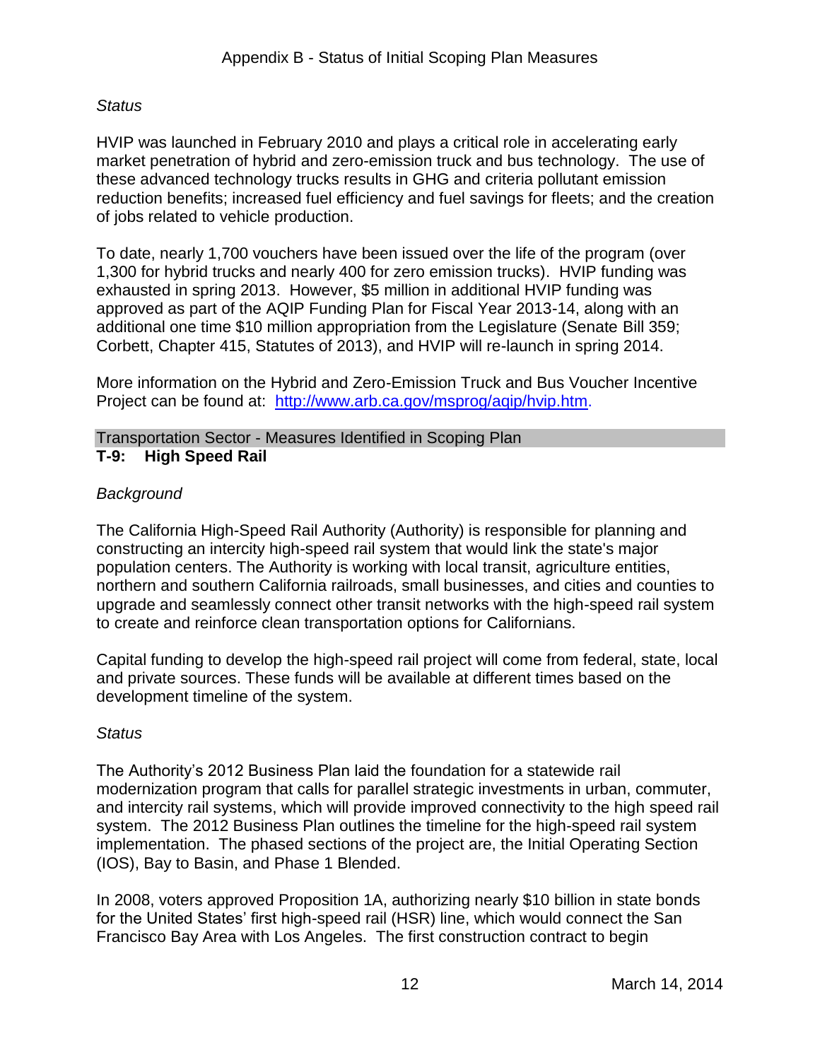*Status*

HVIP was launched in February 2010 and plays a critical role in accelerating early market penetration of hybrid and zero-emission truck and bus technology. The use of these advanced technology trucks results in GHG and criteria pollutant emission reduction benefits; increased fuel efficiency and fuel savings for fleets; and the creation of jobs related to vehicle production.

To date, nearly 1,700 vouchers have been issued over the life of the program (over 1,300 for hybrid trucks and nearly 400 for zero emission trucks). HVIP funding was exhausted in spring 2013. However, $5 million in additional HVIP funding was approved as part of the AQIP Funding Plan for Fiscal Year 2013-14, along with an additional one time $10 million appropriation from the Legislature (Senate Bill 359; Corbett, Chapter 415, Statutes of 2013), and HVIP will re-launch in spring 2014.

More information on the Hybrid and Zero-Emission Truck and Bus Voucher Incentive Project can be found at: [http://www.arb.ca.gov/msprog/aqip/hvip.htm](http://www.arb.ca.gov/msprog/aqip/hvip.htm).

Transportation Sector - Measures Identified in Scoping Plan

**T-9: High Speed Rail**

*Background*

The California High-Speed Rail Authority (Authority) is responsible for planning and constructing an intercity high-speed rail system that would link the state's major population centers. The Authority is working with local transit, agriculture entities, northern and southern California railroads, small businesses, and cities and counties to upgrade and seamlessly connect other transit networks with the high-speed rail system to create and reinforce clean transportation options for Californians.

Capital funding to develop the high-speed rail project will come from federal, state, local and private sources. These funds will be available at different times based on the development timeline of the system.

*Status*

The Authority's 2012 Business Plan laid the foundation for a statewide rail modernization program that calls for parallel strategic investments in urban, commuter, and intercity rail systems, which will provide improved connectivity to the high speed rail system. The 2012 Business Plan outlines the timeline for the high-speed rail system implementation. The phased sections of the project are, the Initial Operating Section (IOS), Bay to Basin, and Phase 1 Blended.

In 2008, voters approved Proposition 1A, authorizing nearly $10 billion in state bonds for the United States' first high-speed rail (HSR) line, which would connect the San Francisco Bay Area with Los Angeles. The first construction contract to begin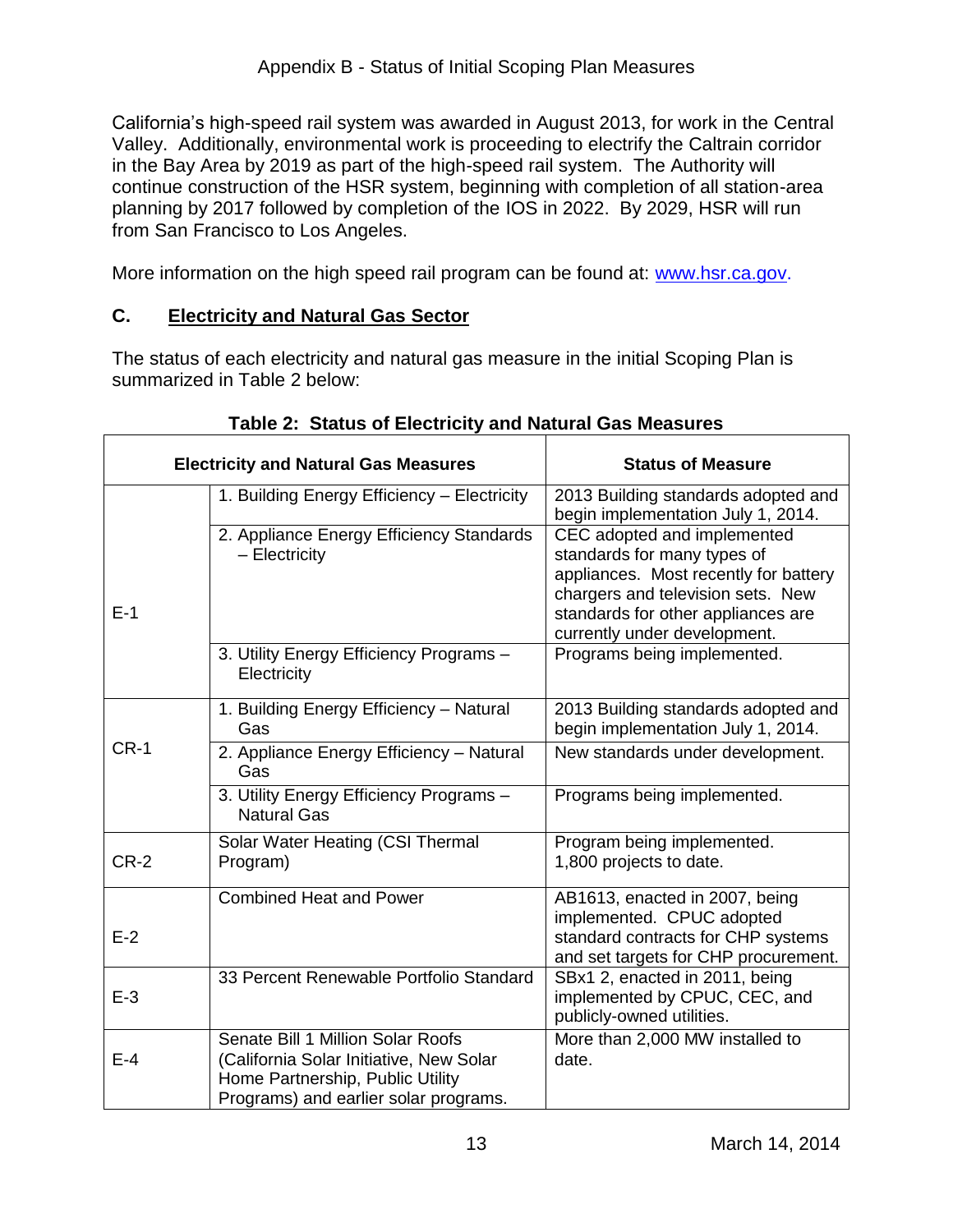California's high-speed rail system was awarded in August 2013, for work in the Central Valley. Additionally, environmental work is proceeding to electrify the Caltrain corridor in the Bay Area by 2019 as part of the high-speed rail system. The Authority will continue construction of the HSR system, beginning with completion of all station-area planning by 2017 followed by completion of the IOS in 2022. By 2029, HSR will run from San Francisco to Los Angeles.

More information on the high speed rail program can be found at: www.hsr.ca.gov.

## C. Electricity and Natural Gas Sector

The status of each electricity and natural gas measure in the initial Scoping Plan is summarized in Table 2 below:

**Table 2: Status of Electricity and Natural Gas Measures**

| Electricity and Natural Gas Measures | | Status of Measure |
|---|---|---|
| E-1 | 1. Building Energy Efficiency – Electricity | 2013 Building standards adopted and begin implementation July 1, 2014. |
| | 2. Appliance Energy Efficiency Standards – Electricity | CEC adopted and implemented standards for many types of appliances. Most recently for battery chargers and television sets. New standards for other appliances are currently under development. |
| | 3. Utility Energy Efficiency Programs – Electricity | Programs being implemented. |
| CR-1 | 1. Building Energy Efficiency – Natural Gas | 2013 Building standards adopted and begin implementation July 1, 2014. |
| | 2. Appliance Energy Efficiency – Natural Gas | New standards under development. |
| | 3. Utility Energy Efficiency Programs – Natural Gas | Programs being implemented. |
| CR-2 | Solar Water Heating (CSI Thermal Program) | Program being implemented. 1,800 projects to date. |
| E-2 | Combined Heat and Power | AB1613, enacted in 2007, being implemented. CPUC adopted standard contracts for CHP systems and set targets for CHP procurement. |
| E-3 | 33 Percent Renewable Portfolio Standard | SBx1 2, enacted in 2011, being implemented by CPUC, CEC, and publicly-owned utilities. |
| E-4 | Senate Bill 1 Million Solar Roofs (California Solar Initiative, New Solar Home Partnership, Public Utility Programs) and earlier solar programs. | More than 2,000 MW installed to date. |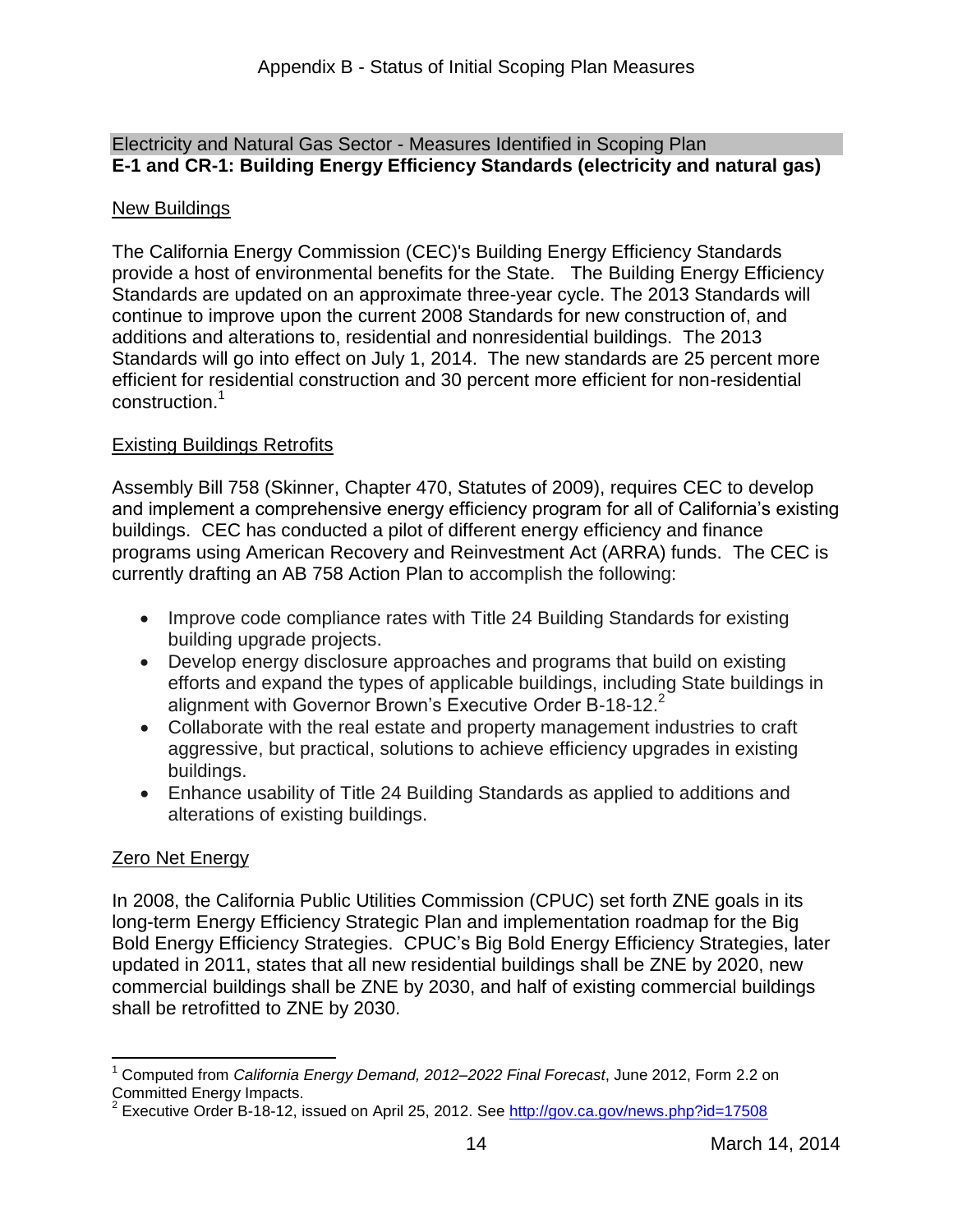Electricity and Natural Gas Sector - Measures Identified in Scoping Plan

**E-1 and CR-1: Building Energy Efficiency Standards (electricity and natural gas)**

New Buildings

The California Energy Commission (CEC)'s Building Energy Efficiency Standards provide a host of environmental benefits for the State. The Building Energy Efficiency Standards are updated on an approximate three-year cycle. The 2013 Standards will continue to improve upon the current 2008 Standards for new construction of, and additions and alterations to, residential and nonresidential buildings. The 2013 Standards will go into effect on July 1, 2014. The new standards are 25 percent more efficient for residential construction and 30 percent more efficient for non-residential construction.[1]

Existing Buildings Retrofits

Assembly Bill 758 (Skinner, Chapter 470, Statutes of 2009), requires CEC to develop and implement a comprehensive energy efficiency program for all of California's existing buildings. CEC has conducted a pilot of different energy efficiency and finance programs using American Recovery and Reinvestment Act (ARRA) funds. The CEC is currently drafting an AB 758 Action Plan to accomplish the following:

- Improve code compliance rates with Title 24 Building Standards for existing building upgrade projects.
- Develop energy disclosure approaches and programs that build on existing efforts and expand the types of applicable buildings, including State buildings in alignment with Governor Brown's Executive Order B-18-12.[2]
- Collaborate with the real estate and property management industries to craft aggressive, but practical, solutions to achieve efficiency upgrades in existing buildings.
- Enhance usability of Title 24 Building Standards as applied to additions and alterations of existing buildings.

Zero Net Energy

In 2008, the California Public Utilities Commission (CPUC) set forth ZNE goals in its long-term Energy Efficiency Strategic Plan and implementation roadmap for the Big Bold Energy Efficiency Strategies. CPUC's Big Bold Energy Efficiency Strategies, later updated in 2011, states that all new residential buildings shall be ZNE by 2020, new commercial buildings shall be ZNE by 2030, and half of existing commercial buildings shall be retrofitted to ZNE by 2030.

---

[1] Computed from *California Energy Demand, 2012–2022 Final Forecast*, June 2012, Form 2.2 on Committed Energy Impacts.

[2] Executive Order B-18-12, issued on April 25, 2012. See http://gov.ca.gov/news.php?id=17508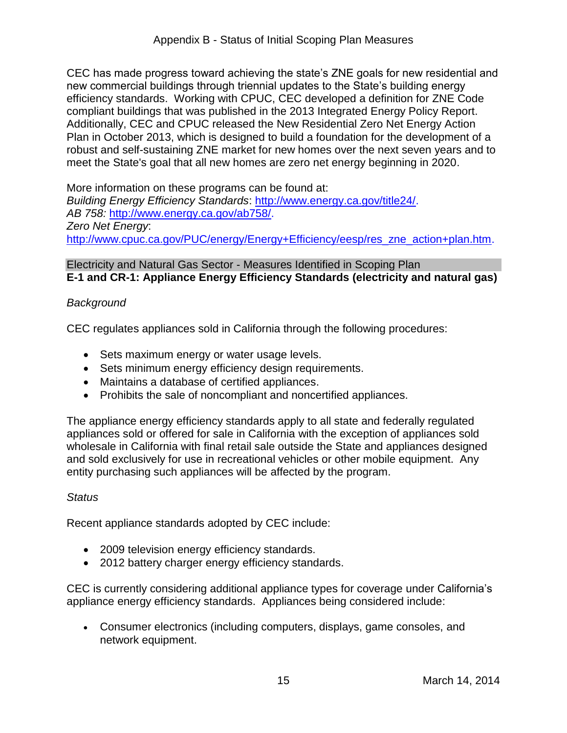CEC has made progress toward achieving the state's ZNE goals for new residential and new commercial buildings through triennial updates to the State's building energy efficiency standards. Working with CPUC, CEC developed a definition for ZNE Code compliant buildings that was published in the 2013 Integrated Energy Policy Report. Additionally, CEC and CPUC released the New Residential Zero Net Energy Action Plan in October 2013, which is designed to build a foundation for the development of a robust and self-sustaining ZNE market for new homes over the next seven years and to meet the State's goal that all new homes are zero net energy beginning in 2020.

More information on these programs can be found at:
*Building Energy Efficiency Standards*: http://www.energy.ca.gov/title24/.
*AB 758:* http://www.energy.ca.gov/ab758/.
*Zero Net Energy*:
http://www.cpuc.ca.gov/PUC/energy/Energy+Efficiency/eesp/res_zne_action+plan.htm.

Electricity and Natural Gas Sector - Measures Identified in Scoping Plan

### E-1 and CR-1: Appliance Energy Efficiency Standards (electricity and natural gas)

*Background*

CEC regulates appliances sold in California through the following procedures:

- Sets maximum energy or water usage levels.
- Sets minimum energy efficiency design requirements.
- Maintains a database of certified appliances.
- Prohibits the sale of noncompliant and noncertified appliances.

The appliance energy efficiency standards apply to all state and federally regulated appliances sold or offered for sale in California with the exception of appliances sold wholesale in California with final retail sale outside the State and appliances designed and sold exclusively for use in recreational vehicles or other mobile equipment. Any entity purchasing such appliances will be affected by the program.

*Status*

Recent appliance standards adopted by CEC include:

- 2009 television energy efficiency standards.
- 2012 battery charger energy efficiency standards.

CEC is currently considering additional appliance types for coverage under California's appliance energy efficiency standards. Appliances being considered include:

- Consumer electronics (including computers, displays, game consoles, and network equipment.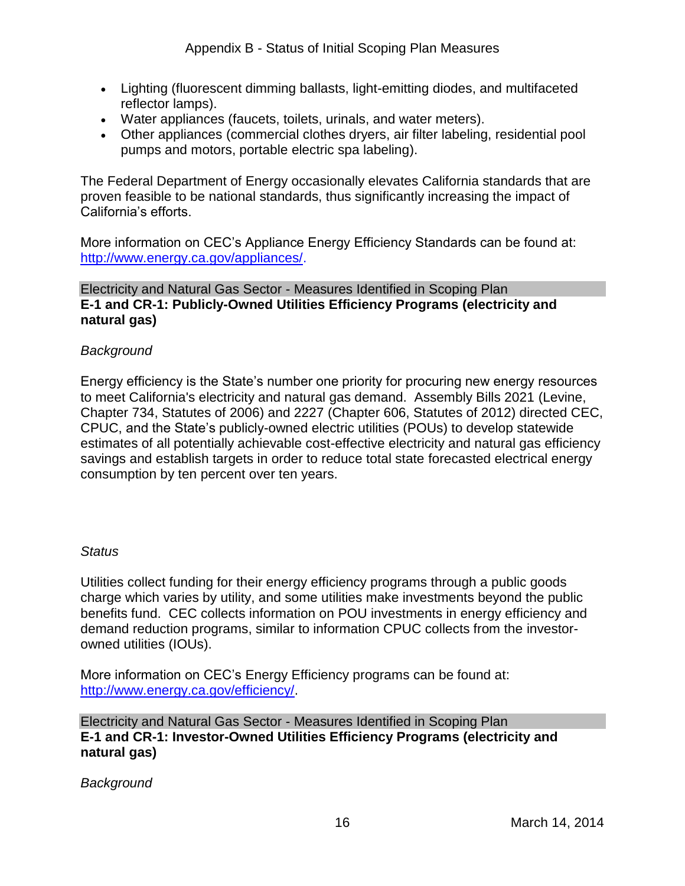- Lighting (fluorescent dimming ballasts, light-emitting diodes, and multifaceted reflector lamps).
- Water appliances (faucets, toilets, urinals, and water meters).
- Other appliances (commercial clothes dryers, air filter labeling, residential pool pumps and motors, portable electric spa labeling).

The Federal Department of Energy occasionally elevates California standards that are proven feasible to be national standards, thus significantly increasing the impact of California's efforts.

More information on CEC's Appliance Energy Efficiency Standards can be found at: http://www.energy.ca.gov/appliances/.

Electricity and Natural Gas Sector - Measures Identified in Scoping Plan

**E-1 and CR-1: Publicly-Owned Utilities Efficiency Programs (electricity and natural gas)**

*Background*

Energy efficiency is the State's number one priority for procuring new energy resources to meet California's electricity and natural gas demand. Assembly Bills 2021 (Levine, Chapter 734, Statutes of 2006) and 2227 (Chapter 606, Statutes of 2012) directed CEC, CPUC, and the State's publicly-owned electric utilities (POUs) to develop statewide estimates of all potentially achievable cost-effective electricity and natural gas efficiency savings and establish targets in order to reduce total state forecasted electrical energy consumption by ten percent over ten years.

*Status*

Utilities collect funding for their energy efficiency programs through a public goods charge which varies by utility, and some utilities make investments beyond the public benefits fund. CEC collects information on POU investments in energy efficiency and demand reduction programs, similar to information CPUC collects from the investor-owned utilities (IOUs).

More information on CEC's Energy Efficiency programs can be found at: http://www.energy.ca.gov/efficiency/.

Electricity and Natural Gas Sector - Measures Identified in Scoping Plan

**E-1 and CR-1: Investor-Owned Utilities Efficiency Programs (electricity and natural gas)**

*Background*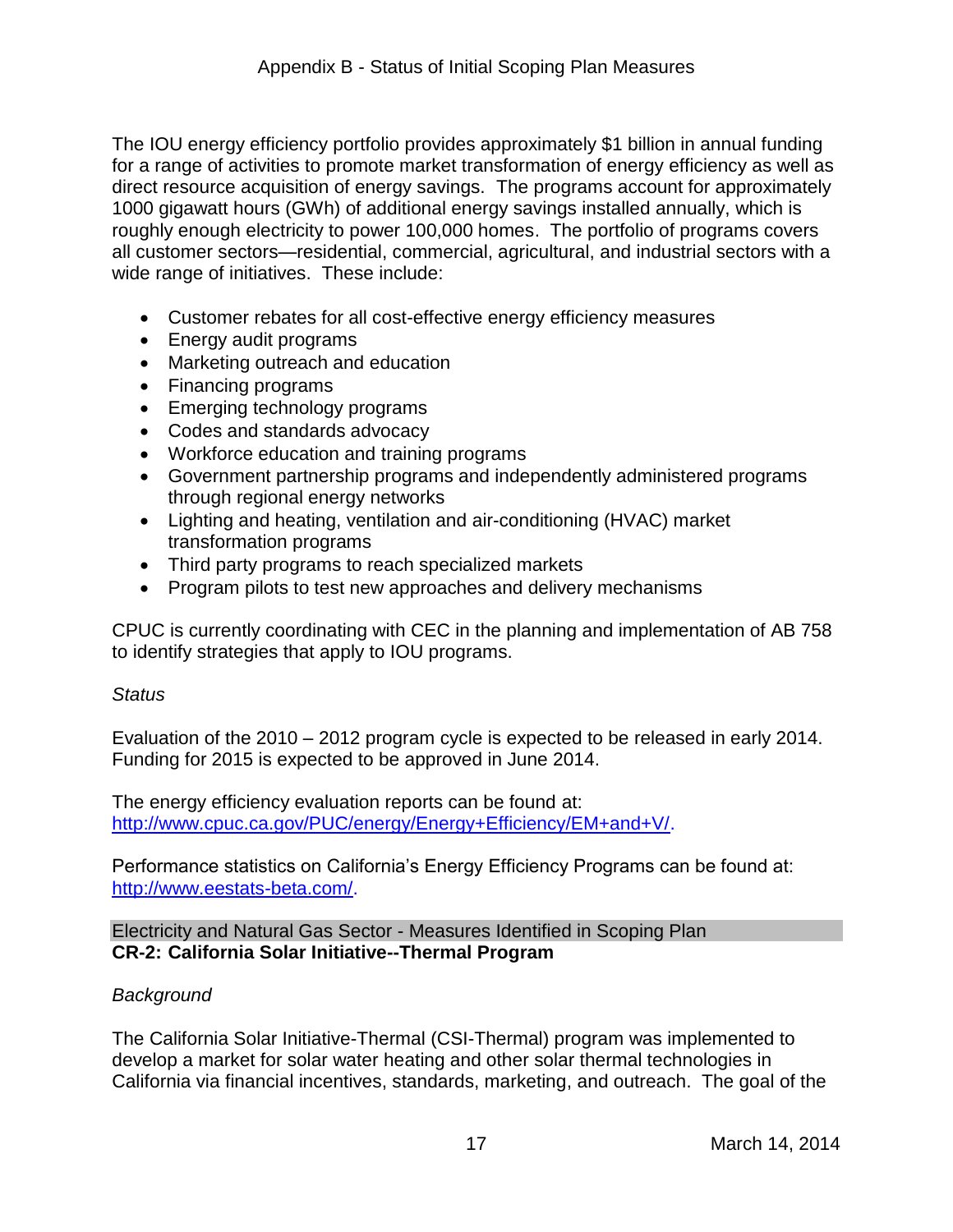The IOU energy efficiency portfolio provides approximately $1 billion in annual funding for a range of activities to promote market transformation of energy efficiency as well as direct resource acquisition of energy savings. The programs account for approximately 1000 gigawatt hours (GWh) of additional energy savings installed annually, which is roughly enough electricity to power 100,000 homes. The portfolio of programs covers all customer sectors—residential, commercial, agricultural, and industrial sectors with a wide range of initiatives. These include:

- Customer rebates for all cost-effective energy efficiency measures
- Energy audit programs
- Marketing outreach and education
- Financing programs
- Emerging technology programs
- Codes and standards advocacy
- Workforce education and training programs
- Government partnership programs and independently administered programs through regional energy networks
- Lighting and heating, ventilation and air-conditioning (HVAC) market transformation programs
- Third party programs to reach specialized markets
- Program pilots to test new approaches and delivery mechanisms

CPUC is currently coordinating with CEC in the planning and implementation of AB 758 to identify strategies that apply to IOU programs.

*Status*

Evaluation of the 2010 – 2012 program cycle is expected to be released in early 2014. Funding for 2015 is expected to be approved in June 2014.

The energy efficiency evaluation reports can be found at: http://www.cpuc.ca.gov/PUC/energy/Energy+Efficiency/EM+and+V/.

Performance statistics on California's Energy Efficiency Programs can be found at: http://www.eestats-beta.com/.

Electricity and Natural Gas Sector - Measures Identified in Scoping Plan

**CR-2: California Solar Initiative--Thermal Program**

*Background*

The California Solar Initiative-Thermal (CSI-Thermal) program was implemented to develop a market for solar water heating and other solar thermal technologies in California via financial incentives, standards, marketing, and outreach. The goal of the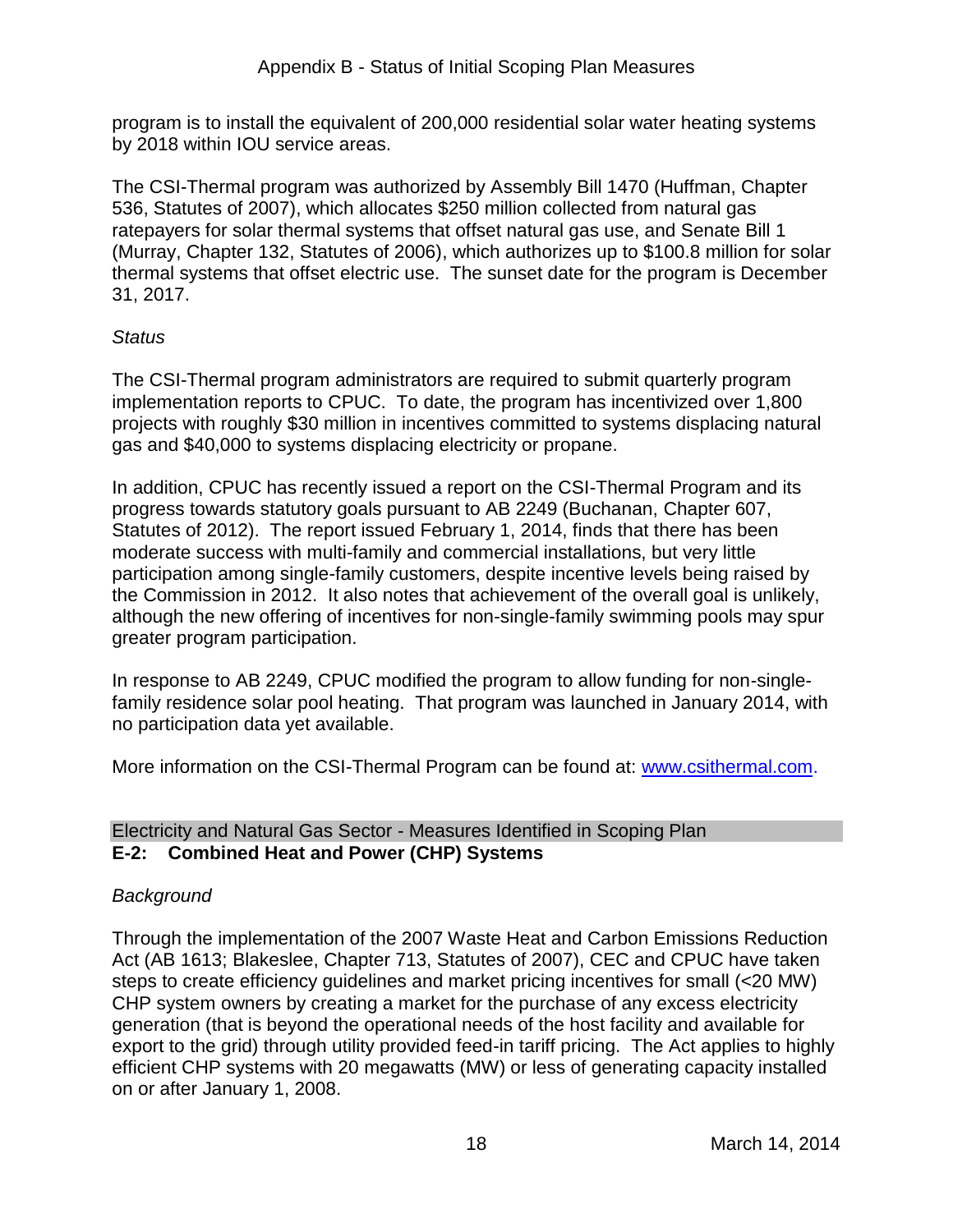program is to install the equivalent of 200,000 residential solar water heating systems by 2018 within IOU service areas.

The CSI-Thermal program was authorized by Assembly Bill 1470 (Huffman, Chapter 536, Statutes of 2007), which allocates $250 million collected from natural gas ratepayers for solar thermal systems that offset natural gas use, and Senate Bill 1 (Murray, Chapter 132, Statutes of 2006), which authorizes up to $100.8 million for solar thermal systems that offset electric use. The sunset date for the program is December 31, 2017.

*Status*

The CSI-Thermal program administrators are required to submit quarterly program implementation reports to CPUC. To date, the program has incentivized over 1,800 projects with roughly $30 million in incentives committed to systems displacing natural gas and $40,000 to systems displacing electricity or propane.

In addition, CPUC has recently issued a report on the CSI-Thermal Program and its progress towards statutory goals pursuant to AB 2249 (Buchanan, Chapter 607, Statutes of 2012). The report issued February 1, 2014, finds that there has been moderate success with multi-family and commercial installations, but very little participation among single-family customers, despite incentive levels being raised by the Commission in 2012. It also notes that achievement of the overall goal is unlikely, although the new offering of incentives for non-single-family swimming pools may spur greater program participation.

In response to AB 2249, CPUC modified the program to allow funding for non-single-family residence solar pool heating. That program was launched in January 2014, with no participation data yet available.

More information on the CSI-Thermal Program can be found at: [www.csithermal.com](http://www.csithermal.com).

Electricity and Natural Gas Sector - Measures Identified in Scoping Plan

## E-2: Combined Heat and Power (CHP) Systems

*Background*

Through the implementation of the 2007 Waste Heat and Carbon Emissions Reduction Act (AB 1613; Blakeslee, Chapter 713, Statutes of 2007), CEC and CPUC have taken steps to create efficiency guidelines and market pricing incentives for small (<20 MW) CHP system owners by creating a market for the purchase of any excess electricity generation (that is beyond the operational needs of the host facility and available for export to the grid) through utility provided feed-in tariff pricing. The Act applies to highly efficient CHP systems with 20 megawatts (MW) or less of generating capacity installed on or after January 1, 2008.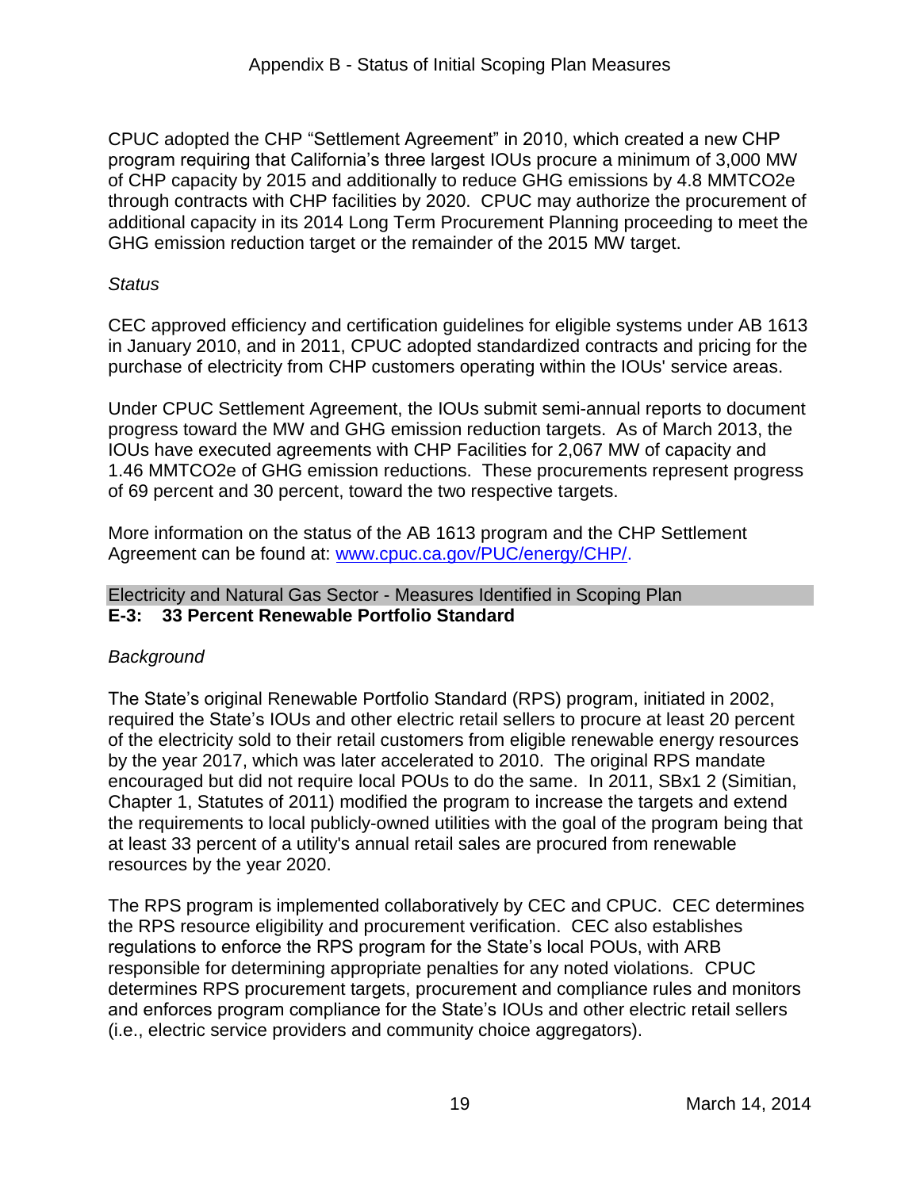CPUC adopted the CHP "Settlement Agreement" in 2010, which created a new CHP program requiring that California's three largest IOUs procure a minimum of 3,000 MW of CHP capacity by 2015 and additionally to reduce GHG emissions by 4.8 MMTCO2e through contracts with CHP facilities by 2020. CPUC may authorize the procurement of additional capacity in its 2014 Long Term Procurement Planning proceeding to meet the GHG emission reduction target or the remainder of the 2015 MW target.

*Status*

CEC approved efficiency and certification guidelines for eligible systems under AB 1613 in January 2010, and in 2011, CPUC adopted standardized contracts and pricing for the purchase of electricity from CHP customers operating within the IOUs' service areas.

Under CPUC Settlement Agreement, the IOUs submit semi-annual reports to document progress toward the MW and GHG emission reduction targets. As of March 2013, the IOUs have executed agreements with CHP Facilities for 2,067 MW of capacity and 1.46 MMTCO2e of GHG emission reductions. These procurements represent progress of 69 percent and 30 percent, toward the two respective targets.

More information on the status of the AB 1613 program and the CHP Settlement Agreement can be found at: [www.cpuc.ca.gov/PUC/energy/CHP/](http://www.cpuc.ca.gov/PUC/energy/CHP/).

Electricity and Natural Gas Sector - Measures Identified in Scoping Plan

## E-3: 33 Percent Renewable Portfolio Standard

*Background*

The State's original Renewable Portfolio Standard (RPS) program, initiated in 2002, required the State's IOUs and other electric retail sellers to procure at least 20 percent of the electricity sold to their retail customers from eligible renewable energy resources by the year 2017, which was later accelerated to 2010. The original RPS mandate encouraged but did not require local POUs to do the same. In 2011, SBx1 2 (Simitian, Chapter 1, Statutes of 2011) modified the program to increase the targets and extend the requirements to local publicly-owned utilities with the goal of the program being that at least 33 percent of a utility's annual retail sales are procured from renewable resources by the year 2020.

The RPS program is implemented collaboratively by CEC and CPUC. CEC determines the RPS resource eligibility and procurement verification. CEC also establishes regulations to enforce the RPS program for the State's local POUs, with ARB responsible for determining appropriate penalties for any noted violations. CPUC determines RPS procurement targets, procurement and compliance rules and monitors and enforces program compliance for the State's IOUs and other electric retail sellers (i.e., electric service providers and community choice aggregators).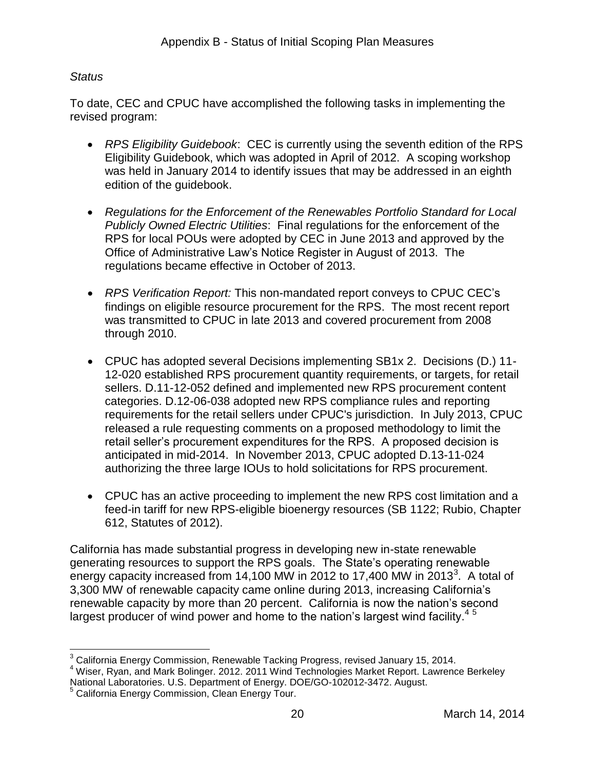*Status*

To date, CEC and CPUC have accomplished the following tasks in implementing the revised program:

- *RPS Eligibility Guidebook*: CEC is currently using the seventh edition of the RPS Eligibility Guidebook, which was adopted in April of 2012. A scoping workshop was held in January 2014 to identify issues that may be addressed in an eighth edition of the guidebook.

- *Regulations for the Enforcement of the Renewables Portfolio Standard for Local Publicly Owned Electric Utilities*: Final regulations for the enforcement of the RPS for local POUs were adopted by CEC in June 2013 and approved by the Office of Administrative Law's Notice Register in August of 2013. The regulations became effective in October of 2013.

- *RPS Verification Report:* This non-mandated report conveys to CPUC CEC's findings on eligible resource procurement for the RPS. The most recent report was transmitted to CPUC in late 2013 and covered procurement from 2008 through 2010.

- CPUC has adopted several Decisions implementing SB1x 2. Decisions (D.) 11-12-020 established RPS procurement quantity requirements, or targets, for retail sellers. D.11-12-052 defined and implemented new RPS procurement content categories. D.12-06-038 adopted new RPS compliance rules and reporting requirements for the retail sellers under CPUC's jurisdiction. In July 2013, CPUC released a rule requesting comments on a proposed methodology to limit the retail seller's procurement expenditures for the RPS. A proposed decision is anticipated in mid-2014. In November 2013, CPUC adopted D.13-11-024 authorizing the three large IOUs to hold solicitations for RPS procurement.

- CPUC has an active proceeding to implement the new RPS cost limitation and a feed-in tariff for new RPS-eligible bioenergy resources (SB 1122; Rubio, Chapter 612, Statutes of 2012).

California has made substantial progress in developing new in-state renewable generating resources to support the RPS goals. The State's operating renewable energy capacity increased from 14,100 MW in 2012 to 17,400 MW in 2013[3]. A total of 3,300 MW of renewable capacity came online during 2013, increasing California's renewable capacity by more than 20 percent. California is now the nation's second largest producer of wind power and home to the nation's largest wind facility.[4] [5]

---

[3] California Energy Commission, Renewable Tacking Progress, revised January 15, 2014.

[4] Wiser, Ryan, and Mark Bolinger. 2012. 2011 Wind Technologies Market Report. Lawrence Berkeley National Laboratories. U.S. Department of Energy. DOE/GO-102012-3472. August.

[5] California Energy Commission, Clean Energy Tour.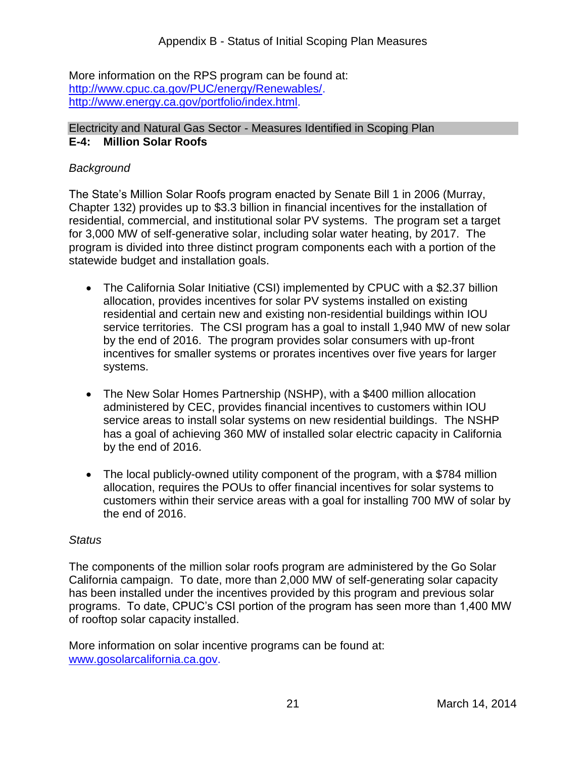More information on the RPS program can be found at:
http://www.cpuc.ca.gov/PUC/energy/Renewables/.
http://www.energy.ca.gov/portfolio/index.html.

Electricity and Natural Gas Sector - Measures Identified in Scoping Plan

**E-4: Million Solar Roofs**

*Background*

The State's Million Solar Roofs program enacted by Senate Bill 1 in 2006 (Murray, Chapter 132) provides up to $3.3 billion in financial incentives for the installation of residential, commercial, and institutional solar PV systems. The program set a target for 3,000 MW of self-generative solar, including solar water heating, by 2017. The program is divided into three distinct program components each with a portion of the statewide budget and installation goals.

- The California Solar Initiative (CSI) implemented by CPUC with a $2.37 billion allocation, provides incentives for solar PV systems installed on existing residential and certain new and existing non-residential buildings within IOU service territories. The CSI program has a goal to install 1,940 MW of new solar by the end of 2016. The program provides solar consumers with up-front incentives for smaller systems or prorates incentives over five years for larger systems.

- The New Solar Homes Partnership (NSHP), with a $400 million allocation administered by CEC, provides financial incentives to customers within IOU service areas to install solar systems on new residential buildings. The NSHP has a goal of achieving 360 MW of installed solar electric capacity in California by the end of 2016.

- The local publicly-owned utility component of the program, with a $784 million allocation, requires the POUs to offer financial incentives for solar systems to customers within their service areas with a goal for installing 700 MW of solar by the end of 2016.

*Status*

The components of the million solar roofs program are administered by the Go Solar California campaign. To date, more than 2,000 MW of self-generating solar capacity has been installed under the incentives provided by this program and previous solar programs. To date, CPUC's CSI portion of the program has seen more than 1,400 MW of rooftop solar capacity installed.

More information on solar incentive programs can be found at:
www.gosolarcalifornia.ca.gov.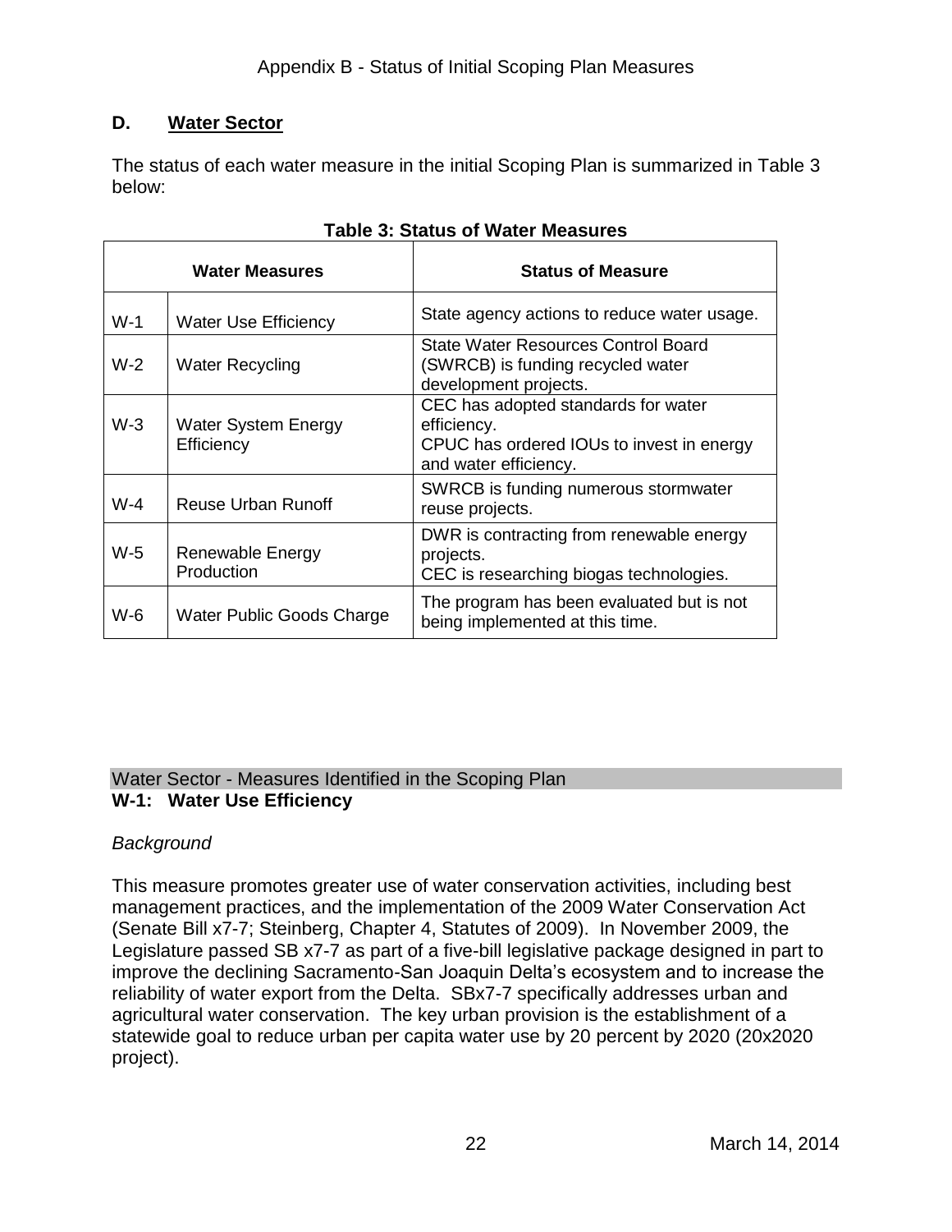## D. Water Sector

The status of each water measure in the initial Scoping Plan is summarized in Table 3 below:

**Table 3: Status of Water Measures**

| Water Measures | | Status of Measure |
|---|---|---|
| W-1 | Water Use Efficiency | State agency actions to reduce water usage. |
| W-2 | Water Recycling | State Water Resources Control Board (SWRCB) is funding recycled water development projects. |
| W-3 | Water System Energy Efficiency | CEC has adopted standards for water efficiency.<br>CPUC has ordered IOUs to invest in energy and water efficiency. |
| W-4 | Reuse Urban Runoff | SWRCB is funding numerous stormwater reuse projects. |
| W-5 | Renewable Energy Production | DWR is contracting from renewable energy projects.<br>CEC is researching biogas technologies. |
| W-6 | Water Public Goods Charge | The program has been evaluated but is not being implemented at this time. |

Water Sector - Measures Identified in the Scoping Plan

**W-1: Water Use Efficiency**

*Background*

This measure promotes greater use of water conservation activities, including best management practices, and the implementation of the 2009 Water Conservation Act (Senate Bill x7-7; Steinberg, Chapter 4, Statutes of 2009). In November 2009, the Legislature passed SB x7-7 as part of a five-bill legislative package designed in part to improve the declining Sacramento-San Joaquin Delta's ecosystem and to increase the reliability of water export from the Delta. SBx7-7 specifically addresses urban and agricultural water conservation. The key urban provision is the establishment of a statewide goal to reduce urban per capita water use by 20 percent by 2020 (20x2020 project).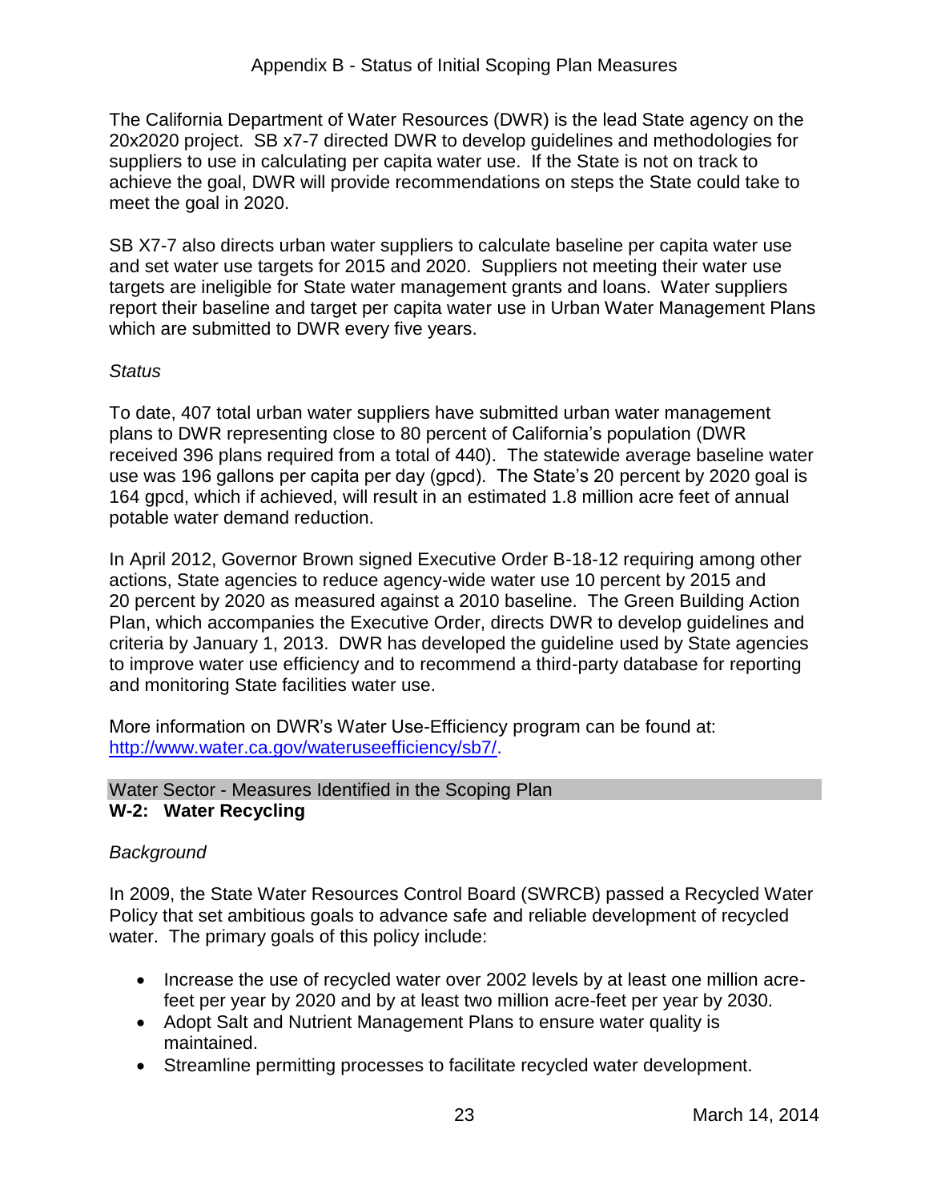The California Department of Water Resources (DWR) is the lead State agency on the 20x2020 project. SB x7-7 directed DWR to develop guidelines and methodologies for suppliers to use in calculating per capita water use. If the State is not on track to achieve the goal, DWR will provide recommendations on steps the State could take to meet the goal in 2020.

SB X7-7 also directs urban water suppliers to calculate baseline per capita water use and set water use targets for 2015 and 2020. Suppliers not meeting their water use targets are ineligible for State water management grants and loans. Water suppliers report their baseline and target per capita water use in Urban Water Management Plans which are submitted to DWR every five years.

*Status*

To date, 407 total urban water suppliers have submitted urban water management plans to DWR representing close to 80 percent of California's population (DWR received 396 plans required from a total of 440). The statewide average baseline water use was 196 gallons per capita per day (gpcd). The State's 20 percent by 2020 goal is 164 gpcd, which if achieved, will result in an estimated 1.8 million acre feet of annual potable water demand reduction.

In April 2012, Governor Brown signed Executive Order B-18-12 requiring among other actions, State agencies to reduce agency-wide water use 10 percent by 2015 and 20 percent by 2020 as measured against a 2010 baseline. The Green Building Action Plan, which accompanies the Executive Order, directs DWR to develop guidelines and criteria by January 1, 2013. DWR has developed the guideline used by State agencies to improve water use efficiency and to recommend a third-party database for reporting and monitoring State facilities water use.

More information on DWR's Water Use-Efficiency program can be found at: http://www.water.ca.gov/wateruseefficiency/sb7/.

Water Sector - Measures Identified in the Scoping Plan

## W-2: Water Recycling

*Background*

In 2009, the State Water Resources Control Board (SWRCB) passed a Recycled Water Policy that set ambitious goals to advance safe and reliable development of recycled water. The primary goals of this policy include:

- Increase the use of recycled water over 2002 levels by at least one million acre-feet per year by 2020 and by at least two million acre-feet per year by 2030.
- Adopt Salt and Nutrient Management Plans to ensure water quality is maintained.
- Streamline permitting processes to facilitate recycled water development.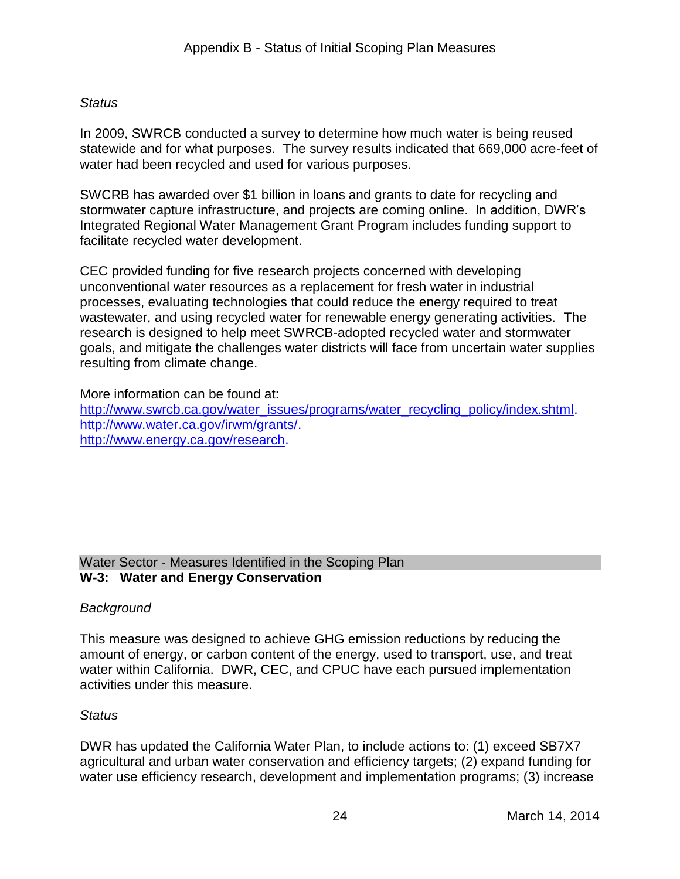*Status*

In 2009, SWRCB conducted a survey to determine how much water is being reused statewide and for what purposes. The survey results indicated that 669,000 acre-feet of water had been recycled and used for various purposes.

SWCRB has awarded over $1 billion in loans and grants to date for recycling and stormwater capture infrastructure, and projects are coming online. In addition, DWR's Integrated Regional Water Management Grant Program includes funding support to facilitate recycled water development.

CEC provided funding for five research projects concerned with developing unconventional water resources as a replacement for fresh water in industrial processes, evaluating technologies that could reduce the energy required to treat wastewater, and using recycled water for renewable energy generating activities. The research is designed to help meet SWRCB-adopted recycled water and stormwater goals, and mitigate the challenges water districts will face from uncertain water supplies resulting from climate change.

More information can be found at:
http://www.swrcb.ca.gov/water_issues/programs/water_recycling_policy/index.shtml.
http://www.water.ca.gov/irwm/grants/.
http://www.energy.ca.gov/research.

Water Sector - Measures Identified in the Scoping Plan

**W-3: Water and Energy Conservation**

*Background*

This measure was designed to achieve GHG emission reductions by reducing the amount of energy, or carbon content of the energy, used to transport, use, and treat water within California. DWR, CEC, and CPUC have each pursued implementation activities under this measure.

*Status*

DWR has updated the California Water Plan, to include actions to: (1) exceed SB7X7 agricultural and urban water conservation and efficiency targets; (2) expand funding for water use efficiency research, development and implementation programs; (3) increase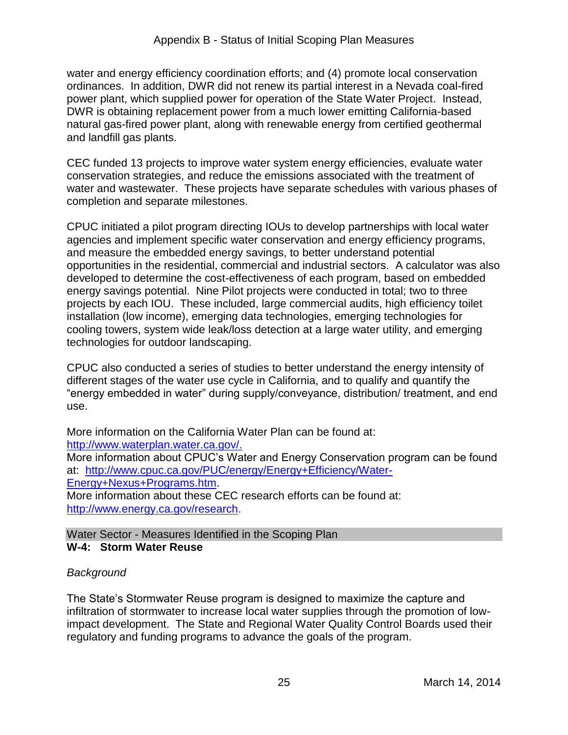water and energy efficiency coordination efforts; and (4) promote local conservation ordinances. In addition, DWR did not renew its partial interest in a Nevada coal-fired power plant, which supplied power for operation of the State Water Project. Instead, DWR is obtaining replacement power from a much lower emitting California-based natural gas-fired power plant, along with renewable energy from certified geothermal and landfill gas plants.

CEC funded 13 projects to improve water system energy efficiencies, evaluate water conservation strategies, and reduce the emissions associated with the treatment of water and wastewater. These projects have separate schedules with various phases of completion and separate milestones.

CPUC initiated a pilot program directing IOUs to develop partnerships with local water agencies and implement specific water conservation and energy efficiency programs, and measure the embedded energy savings, to better understand potential opportunities in the residential, commercial and industrial sectors. A calculator was also developed to determine the cost-effectiveness of each program, based on embedded energy savings potential. Nine Pilot projects were conducted in total; two to three projects by each IOU. These included, large commercial audits, high efficiency toilet installation (low income), emerging data technologies, emerging technologies for cooling towers, system wide leak/loss detection at a large water utility, and emerging technologies for outdoor landscaping.

CPUC also conducted a series of studies to better understand the energy intensity of different stages of the water use cycle in California, and to qualify and quantify the "energy embedded in water" during supply/conveyance, distribution/ treatment, and end use.

More information on the California Water Plan can be found at: http://www.waterplan.water.ca.gov/.
More information about CPUC's Water and Energy Conservation program can be found at: http://www.cpuc.ca.gov/PUC/energy/Energy+Efficiency/Water-Energy+Nexus+Programs.htm.
More information about these CEC research efforts can be found at: http://www.energy.ca.gov/research.

Water Sector - Measures Identified in the Scoping Plan

**W-4: Storm Water Reuse**

*Background*

The State's Stormwater Reuse program is designed to maximize the capture and infiltration of stormwater to increase local water supplies through the promotion of low-impact development. The State and Regional Water Quality Control Boards used their regulatory and funding programs to advance the goals of the program.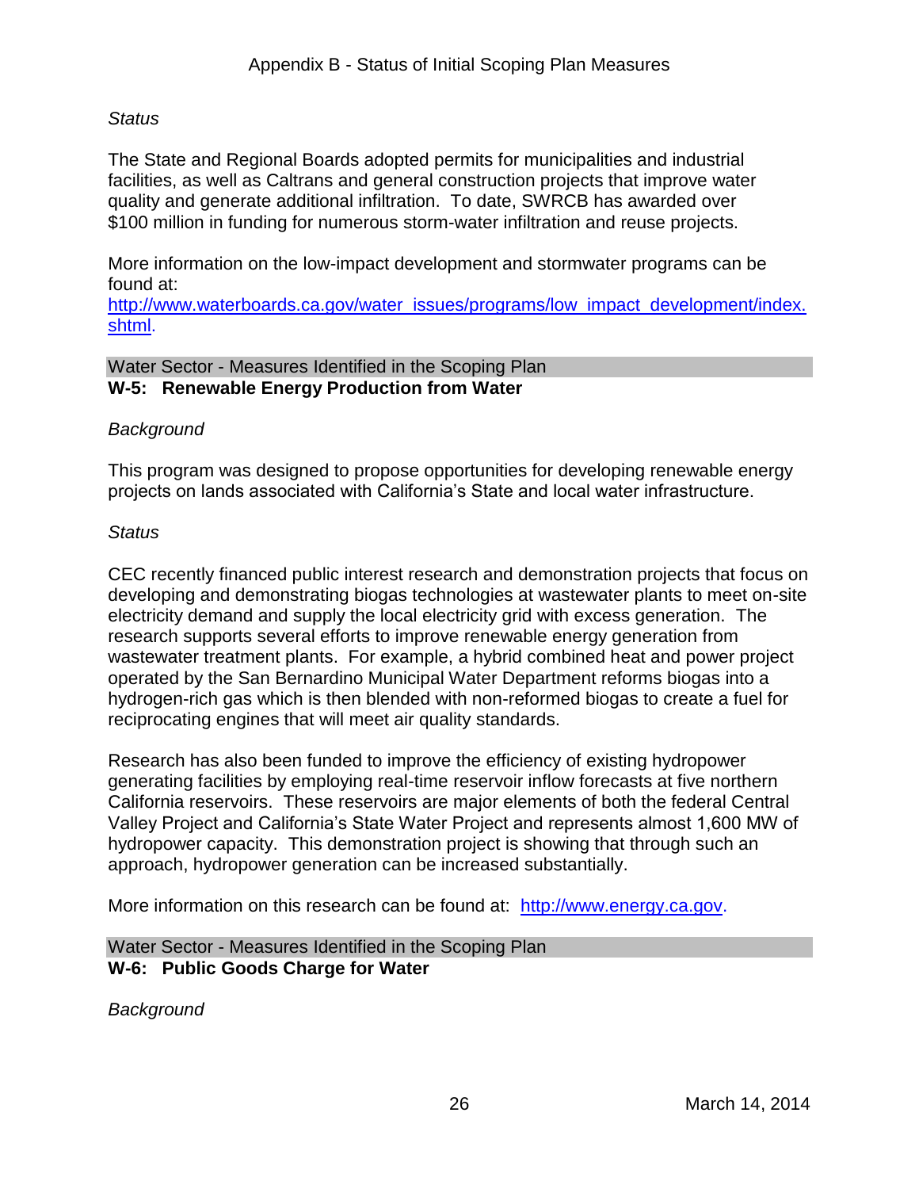*Status*

The State and Regional Boards adopted permits for municipalities and industrial facilities, as well as Caltrans and general construction projects that improve water quality and generate additional infiltration. To date, SWRCB has awarded over $100 million in funding for numerous storm-water infiltration and reuse projects.

More information on the low-impact development and stormwater programs can be found at: [http://www.waterboards.ca.gov/water_issues/programs/low_impact_development/index.shtml](http://www.waterboards.ca.gov/water_issues/programs/low_impact_development/index.shtml).

Water Sector - Measures Identified in the Scoping Plan

**W-5: Renewable Energy Production from Water**

*Background*

This program was designed to propose opportunities for developing renewable energy projects on lands associated with California's State and local water infrastructure.

*Status*

CEC recently financed public interest research and demonstration projects that focus on developing and demonstrating biogas technologies at wastewater plants to meet on-site electricity demand and supply the local electricity grid with excess generation. The research supports several efforts to improve renewable energy generation from wastewater treatment plants. For example, a hybrid combined heat and power project operated by the San Bernardino Municipal Water Department reforms biogas into a hydrogen-rich gas which is then blended with non-reformed biogas to create a fuel for reciprocating engines that will meet air quality standards.

Research has also been funded to improve the efficiency of existing hydropower generating facilities by employing real-time reservoir inflow forecasts at five northern California reservoirs. These reservoirs are major elements of both the federal Central Valley Project and California's State Water Project and represents almost 1,600 MW of hydropower capacity. This demonstration project is showing that through such an approach, hydropower generation can be increased substantially.

More information on this research can be found at: [http://www.energy.ca.gov](http://www.energy.ca.gov).

Water Sector - Measures Identified in the Scoping Plan

**W-6: Public Goods Charge for Water**

*Background*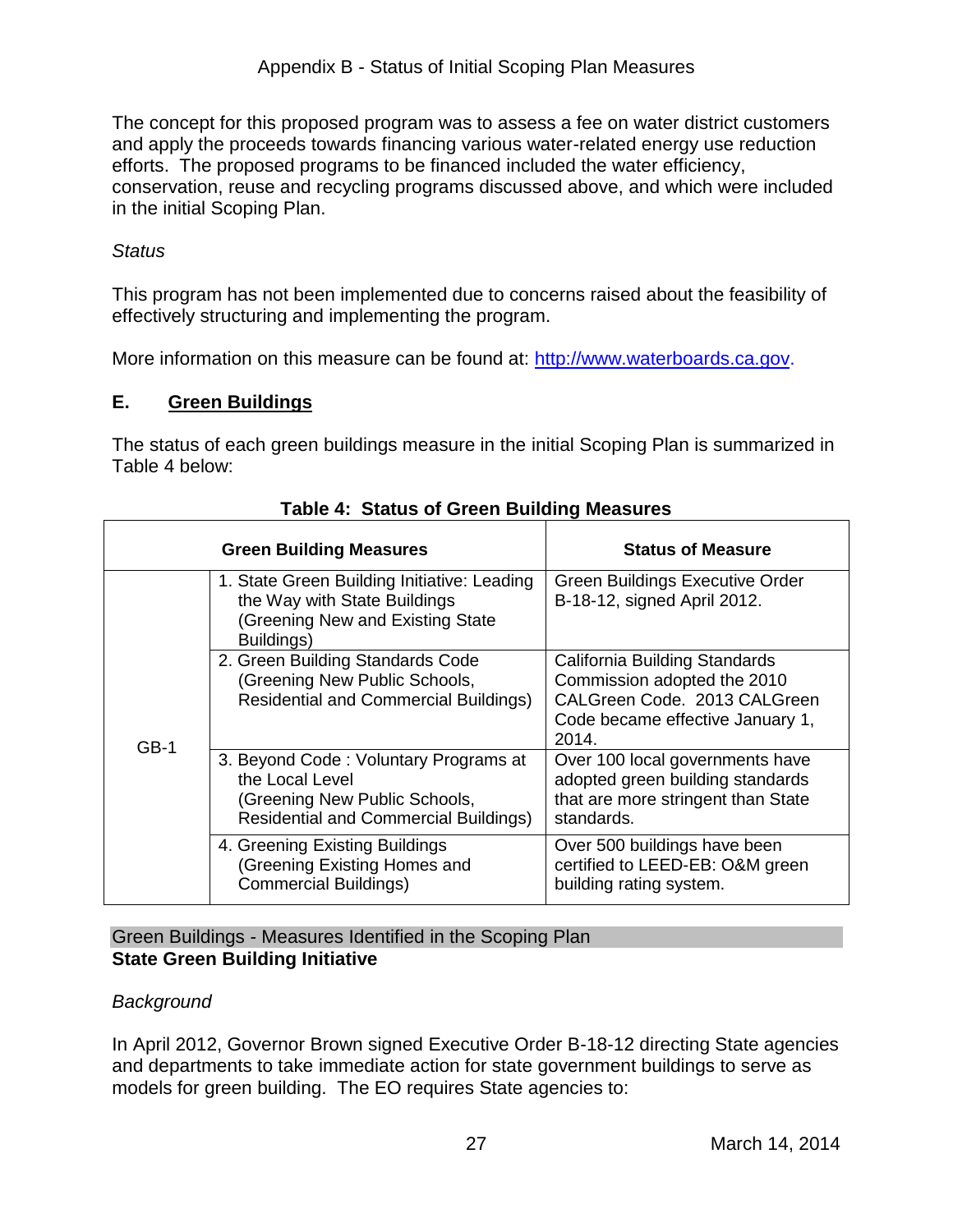The concept for this proposed program was to assess a fee on water district customers and apply the proceeds towards financing various water-related energy use reduction efforts. The proposed programs to be financed included the water efficiency, conservation, reuse and recycling programs discussed above, and which were included in the initial Scoping Plan.

*Status*

This program has not been implemented due to concerns raised about the feasibility of effectively structuring and implementing the program.

More information on this measure can be found at: http://www.waterboards.ca.gov.

## E. Green Buildings

The status of each green buildings measure in the initial Scoping Plan is summarized in Table 4 below:

**Table 4: Status of Green Building Measures**

| Green Building Measures | | Status of Measure |
|---|---|---|
| GB-1 | 1. State Green Building Initiative: Leading the Way with State Buildings (Greening New and Existing State Buildings) | Green Buildings Executive Order B-18-12, signed April 2012. |
| | 2. Green Building Standards Code (Greening New Public Schools, Residential and Commercial Buildings) | California Building Standards Commission adopted the 2010 CALGreen Code. 2013 CALGreen Code became effective January 1, 2014. |
| | 3. Beyond Code : Voluntary Programs at the Local Level (Greening New Public Schools, Residential and Commercial Buildings) | Over 100 local governments have adopted green building standards that are more stringent than State standards. |
| | 4. Greening Existing Buildings (Greening Existing Homes and Commercial Buildings) | Over 500 buildings have been certified to LEED-EB: O&M green building rating system. |

Green Buildings - Measures Identified in the Scoping Plan

**State Green Building Initiative**

*Background*

In April 2012, Governor Brown signed Executive Order B-18-12 directing State agencies and departments to take immediate action for state government buildings to serve as models for green building. The EO requires State agencies to: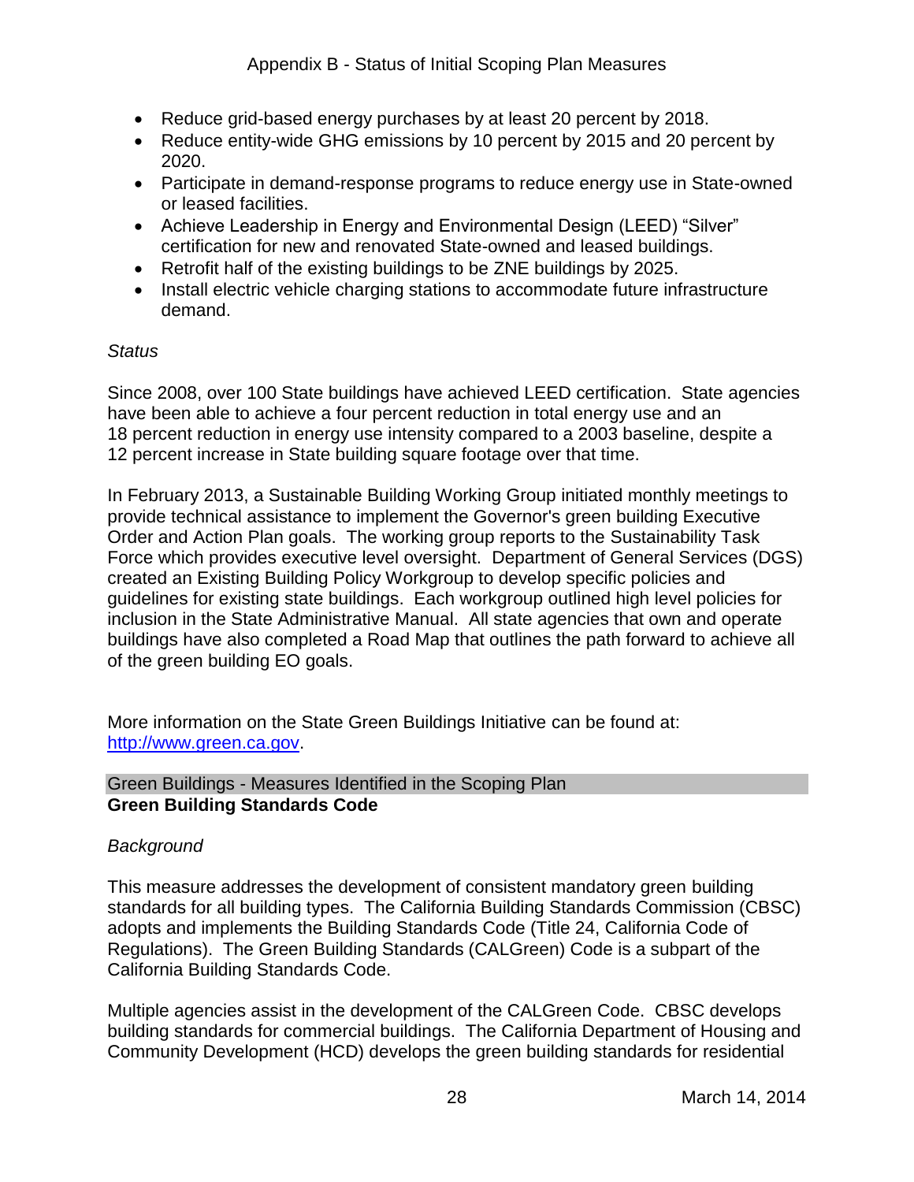- Reduce grid-based energy purchases by at least 20 percent by 2018.
- Reduce entity-wide GHG emissions by 10 percent by 2015 and 20 percent by 2020.
- Participate in demand-response programs to reduce energy use in State-owned or leased facilities.
- Achieve Leadership in Energy and Environmental Design (LEED) "Silver" certification for new and renovated State-owned and leased buildings.
- Retrofit half of the existing buildings to be ZNE buildings by 2025.
- Install electric vehicle charging stations to accommodate future infrastructure demand.

*Status*

Since 2008, over 100 State buildings have achieved LEED certification. State agencies have been able to achieve a four percent reduction in total energy use and an 18 percent reduction in energy use intensity compared to a 2003 baseline, despite a 12 percent increase in State building square footage over that time.

In February 2013, a Sustainable Building Working Group initiated monthly meetings to provide technical assistance to implement the Governor's green building Executive Order and Action Plan goals. The working group reports to the Sustainability Task Force which provides executive level oversight. Department of General Services (DGS) created an Existing Building Policy Workgroup to develop specific policies and guidelines for existing state buildings. Each workgroup outlined high level policies for inclusion in the State Administrative Manual. All state agencies that own and operate buildings have also completed a Road Map that outlines the path forward to achieve all of the green building EO goals.

More information on the State Green Buildings Initiative can be found at: http://www.green.ca.gov.

Green Buildings - Measures Identified in the Scoping Plan

**Green Building Standards Code**

*Background*

This measure addresses the development of consistent mandatory green building standards for all building types. The California Building Standards Commission (CBSC) adopts and implements the Building Standards Code (Title 24, California Code of Regulations). The Green Building Standards (CALGreen) Code is a subpart of the California Building Standards Code.

Multiple agencies assist in the development of the CALGreen Code. CBSC develops building standards for commercial buildings. The California Department of Housing and Community Development (HCD) develops the green building standards for residential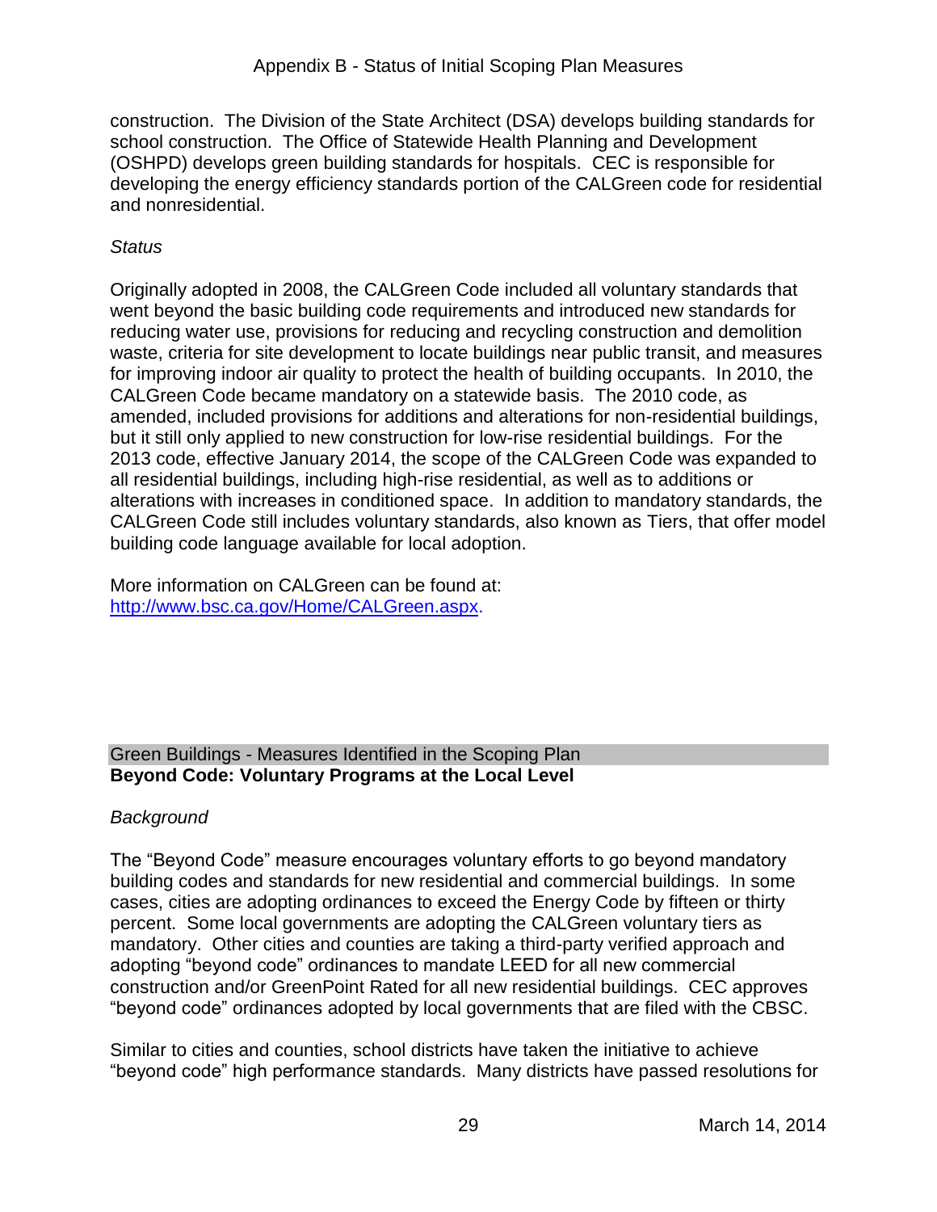construction. The Division of the State Architect (DSA) develops building standards for school construction. The Office of Statewide Health Planning and Development (OSHPD) develops green building standards for hospitals. CEC is responsible for developing the energy efficiency standards portion of the CALGreen code for residential and nonresidential.

*Status*

Originally adopted in 2008, the CALGreen Code included all voluntary standards that went beyond the basic building code requirements and introduced new standards for reducing water use, provisions for reducing and recycling construction and demolition waste, criteria for site development to locate buildings near public transit, and measures for improving indoor air quality to protect the health of building occupants. In 2010, the CALGreen Code became mandatory on a statewide basis. The 2010 code, as amended, included provisions for additions and alterations for non-residential buildings, but it still only applied to new construction for low-rise residential buildings. For the 2013 code, effective January 2014, the scope of the CALGreen Code was expanded to all residential buildings, including high-rise residential, as well as to additions or alterations with increases in conditioned space. In addition to mandatory standards, the CALGreen Code still includes voluntary standards, also known as Tiers, that offer model building code language available for local adoption.

More information on CALGreen can be found at: [http://www.bsc.ca.gov/Home/CALGreen.aspx](http://www.bsc.ca.gov/Home/CALGreen.aspx).

Green Buildings - Measures Identified in the Scoping Plan

**Beyond Code: Voluntary Programs at the Local Level**

*Background*

The "Beyond Code" measure encourages voluntary efforts to go beyond mandatory building codes and standards for new residential and commercial buildings. In some cases, cities are adopting ordinances to exceed the Energy Code by fifteen or thirty percent. Some local governments are adopting the CALGreen voluntary tiers as mandatory. Other cities and counties are taking a third-party verified approach and adopting "beyond code" ordinances to mandate LEED for all new commercial construction and/or GreenPoint Rated for all new residential buildings. CEC approves "beyond code" ordinances adopted by local governments that are filed with the CBSC.

Similar to cities and counties, school districts have taken the initiative to achieve "beyond code" high performance standards. Many districts have passed resolutions for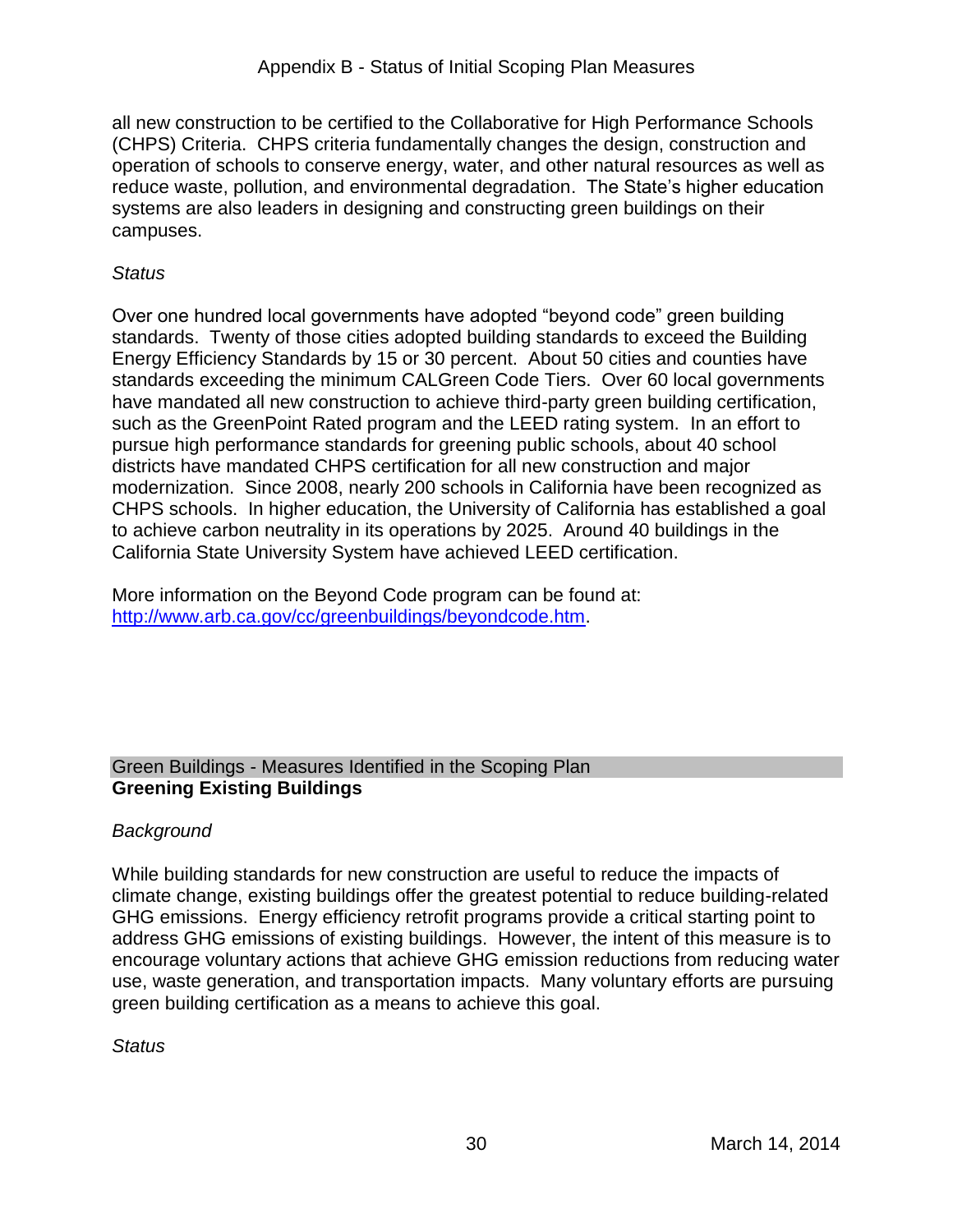all new construction to be certified to the Collaborative for High Performance Schools (CHPS) Criteria. CHPS criteria fundamentally changes the design, construction and operation of schools to conserve energy, water, and other natural resources as well as reduce waste, pollution, and environmental degradation. The State's higher education systems are also leaders in designing and constructing green buildings on their campuses.

*Status*

Over one hundred local governments have adopted "beyond code" green building standards. Twenty of those cities adopted building standards to exceed the Building Energy Efficiency Standards by 15 or 30 percent. About 50 cities and counties have standards exceeding the minimum CALGreen Code Tiers. Over 60 local governments have mandated all new construction to achieve third-party green building certification, such as the GreenPoint Rated program and the LEED rating system. In an effort to pursue high performance standards for greening public schools, about 40 school districts have mandated CHPS certification for all new construction and major modernization. Since 2008, nearly 200 schools in California have been recognized as CHPS schools. In higher education, the University of California has established a goal to achieve carbon neutrality in its operations by 2025. Around 40 buildings in the California State University System have achieved LEED certification.

More information on the Beyond Code program can be found at: [http://www.arb.ca.gov/cc/greenbuildings/beyondcode.htm](http://www.arb.ca.gov/cc/greenbuildings/beyondcode.htm).

Green Buildings - Measures Identified in the Scoping Plan

**Greening Existing Buildings**

*Background*

While building standards for new construction are useful to reduce the impacts of climate change, existing buildings offer the greatest potential to reduce building-related GHG emissions. Energy efficiency retrofit programs provide a critical starting point to address GHG emissions of existing buildings. However, the intent of this measure is to encourage voluntary actions that achieve GHG emission reductions from reducing water use, waste generation, and transportation impacts. Many voluntary efforts are pursuing green building certification as a means to achieve this goal.

*Status*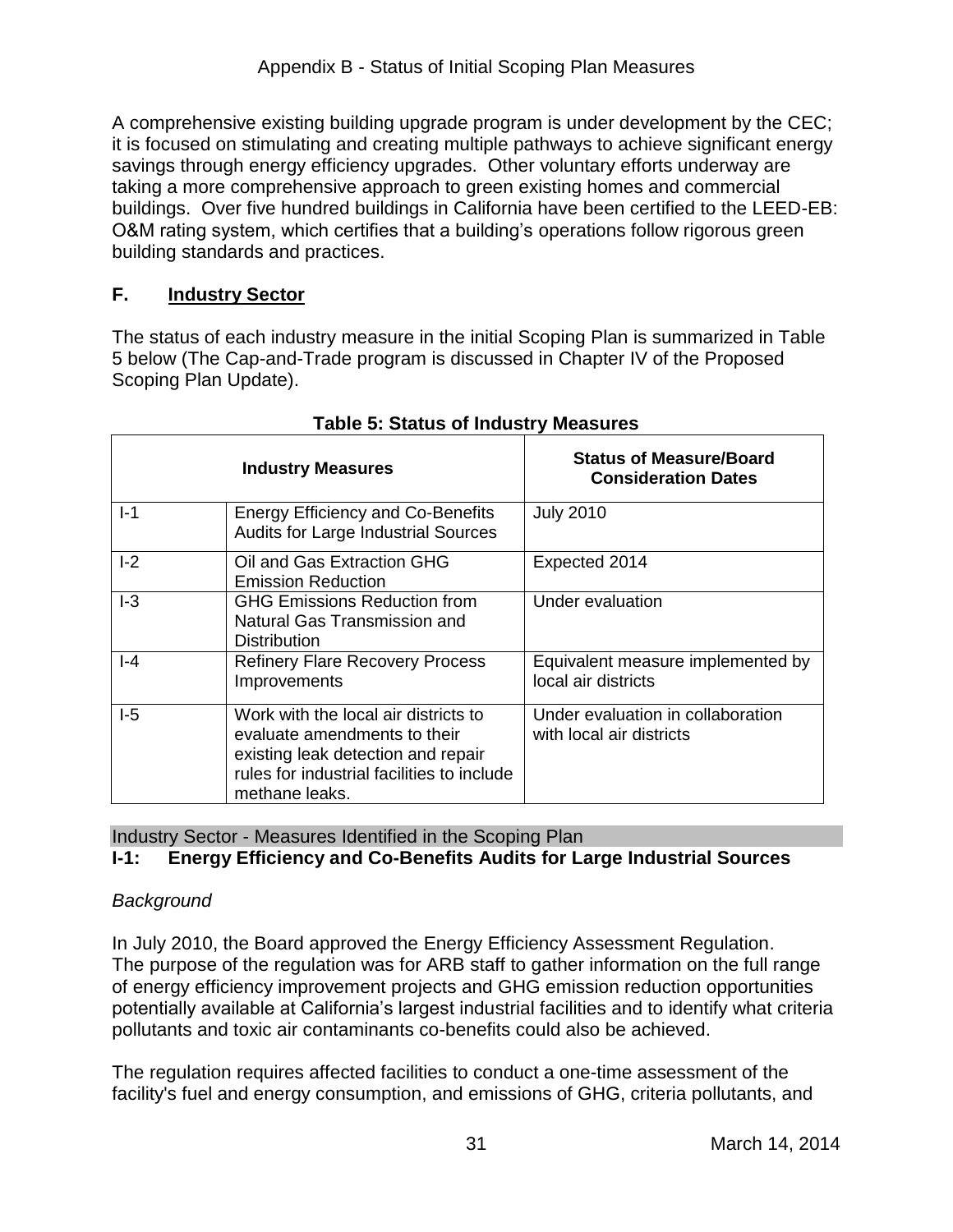A comprehensive existing building upgrade program is under development by the CEC; it is focused on stimulating and creating multiple pathways to achieve significant energy savings through energy efficiency upgrades. Other voluntary efforts underway are taking a more comprehensive approach to green existing homes and commercial buildings. Over five hundred buildings in California have been certified to the LEED-EB: O&M rating system, which certifies that a building's operations follow rigorous green building standards and practices.

## F. Industry Sector

The status of each industry measure in the initial Scoping Plan is summarized in Table 5 below (The Cap-and-Trade program is discussed in Chapter IV of the Proposed Scoping Plan Update).

**Table 5: Status of Industry Measures**

| Industry Measures | | Status of Measure/Board Consideration Dates |
|---|---|---|
| I-1 | Energy Efficiency and Co-Benefits Audits for Large Industrial Sources | July 2010 |
| I-2 | Oil and Gas Extraction GHG Emission Reduction | Expected 2014 |
| I-3 | GHG Emissions Reduction from Natural Gas Transmission and Distribution | Under evaluation |
| I-4 | Refinery Flare Recovery Process Improvements | Equivalent measure implemented by local air districts |
| I-5 | Work with the local air districts to evaluate amendments to their existing leak detection and repair rules for industrial facilities to include methane leaks. | Under evaluation in collaboration with local air districts |

Industry Sector - Measures Identified in the Scoping Plan

### I-1: Energy Efficiency and Co-Benefits Audits for Large Industrial Sources

*Background*

In July 2010, the Board approved the Energy Efficiency Assessment Regulation. The purpose of the regulation was for ARB staff to gather information on the full range of energy efficiency improvement projects and GHG emission reduction opportunities potentially available at California's largest industrial facilities and to identify what criteria pollutants and toxic air contaminants co-benefits could also be achieved.

The regulation requires affected facilities to conduct a one-time assessment of the facility's fuel and energy consumption, and emissions of GHG, criteria pollutants, and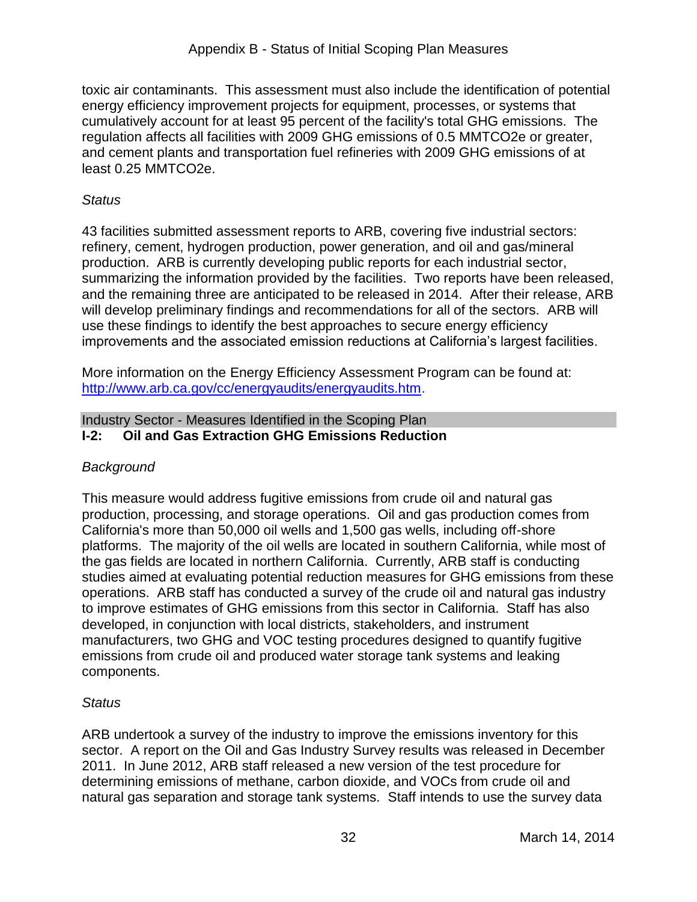toxic air contaminants. This assessment must also include the identification of potential energy efficiency improvement projects for equipment, processes, or systems that cumulatively account for at least 95 percent of the facility's total GHG emissions. The regulation affects all facilities with 2009 GHG emissions of 0.5 MMTCO2e or greater, and cement plants and transportation fuel refineries with 2009 GHG emissions of at least 0.25 MMTCO2e.

*Status*

43 facilities submitted assessment reports to ARB, covering five industrial sectors: refinery, cement, hydrogen production, power generation, and oil and gas/mineral production. ARB is currently developing public reports for each industrial sector, summarizing the information provided by the facilities. Two reports have been released, and the remaining three are anticipated to be released in 2014. After their release, ARB will develop preliminary findings and recommendations for all of the sectors. ARB will use these findings to identify the best approaches to secure energy efficiency improvements and the associated emission reductions at California's largest facilities.

More information on the Energy Efficiency Assessment Program can be found at: http://www.arb.ca.gov/cc/energyaudits/energyaudits.htm.

Industry Sector - Measures Identified in the Scoping Plan

**I-2: Oil and Gas Extraction GHG Emissions Reduction**

*Background*

This measure would address fugitive emissions from crude oil and natural gas production, processing, and storage operations. Oil and gas production comes from California's more than 50,000 oil wells and 1,500 gas wells, including off-shore platforms. The majority of the oil wells are located in southern California, while most of the gas fields are located in northern California. Currently, ARB staff is conducting studies aimed at evaluating potential reduction measures for GHG emissions from these operations. ARB staff has conducted a survey of the crude oil and natural gas industry to improve estimates of GHG emissions from this sector in California. Staff has also developed, in conjunction with local districts, stakeholders, and instrument manufacturers, two GHG and VOC testing procedures designed to quantify fugitive emissions from crude oil and produced water storage tank systems and leaking components.

*Status*

ARB undertook a survey of the industry to improve the emissions inventory for this sector. A report on the Oil and Gas Industry Survey results was released in December 2011. In June 2012, ARB staff released a new version of the test procedure for determining emissions of methane, carbon dioxide, and VOCs from crude oil and natural gas separation and storage tank systems. Staff intends to use the survey data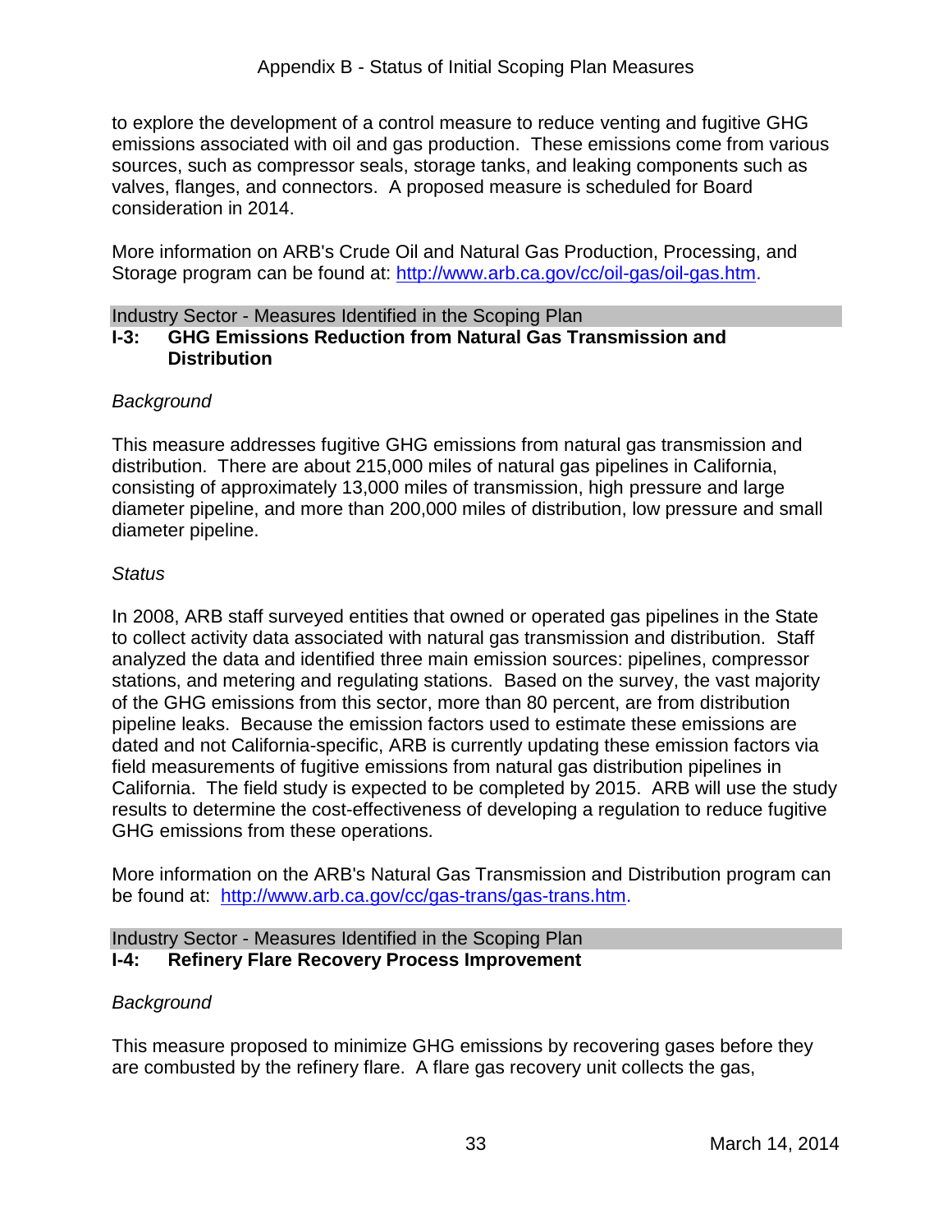to explore the development of a control measure to reduce venting and fugitive GHG emissions associated with oil and gas production. These emissions come from various sources, such as compressor seals, storage tanks, and leaking components such as valves, flanges, and connectors. A proposed measure is scheduled for Board consideration in 2014.

More information on ARB's Crude Oil and Natural Gas Production, Processing, and Storage program can be found at: http://www.arb.ca.gov/cc/oil-gas/oil-gas.htm.

Industry Sector - Measures Identified in the Scoping Plan

## I-3: GHG Emissions Reduction from Natural Gas Transmission and Distribution

*Background*

This measure addresses fugitive GHG emissions from natural gas transmission and distribution. There are about 215,000 miles of natural gas pipelines in California, consisting of approximately 13,000 miles of transmission, high pressure and large diameter pipeline, and more than 200,000 miles of distribution, low pressure and small diameter pipeline.

*Status*

In 2008, ARB staff surveyed entities that owned or operated gas pipelines in the State to collect activity data associated with natural gas transmission and distribution. Staff analyzed the data and identified three main emission sources: pipelines, compressor stations, and metering and regulating stations. Based on the survey, the vast majority of the GHG emissions from this sector, more than 80 percent, are from distribution pipeline leaks. Because the emission factors used to estimate these emissions are dated and not California-specific, ARB is currently updating these emission factors via field measurements of fugitive emissions from natural gas distribution pipelines in California. The field study is expected to be completed by 2015. ARB will use the study results to determine the cost-effectiveness of developing a regulation to reduce fugitive GHG emissions from these operations.

More information on the ARB's Natural Gas Transmission and Distribution program can be found at: http://www.arb.ca.gov/cc/gas-trans/gas-trans.htm.

Industry Sector - Measures Identified in the Scoping Plan

## I-4: Refinery Flare Recovery Process Improvement

*Background*

This measure proposed to minimize GHG emissions by recovering gases before they are combusted by the refinery flare. A flare gas recovery unit collects the gas,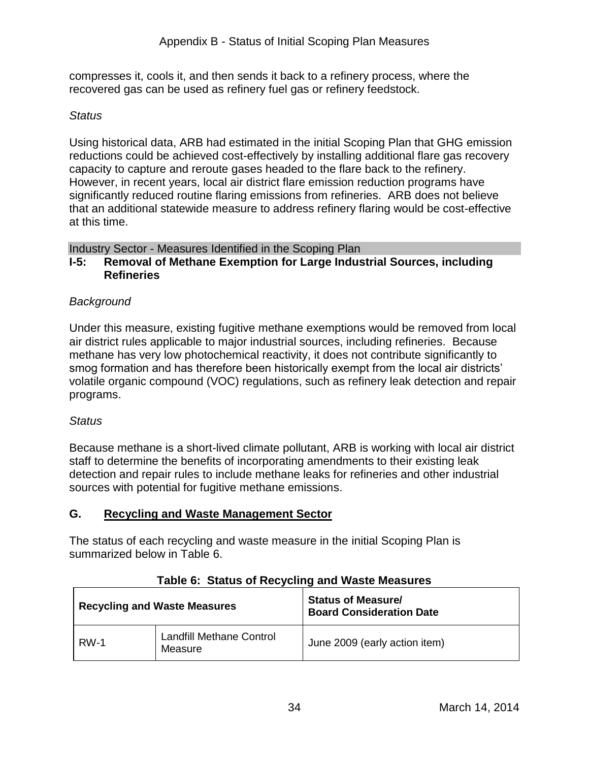compresses it, cools it, and then sends it back to a refinery process, where the recovered gas can be used as refinery fuel gas or refinery feedstock.

*Status*

Using historical data, ARB had estimated in the initial Scoping Plan that GHG emission reductions could be achieved cost-effectively by installing additional flare gas recovery capacity to capture and reroute gases headed to the flare back to the refinery. However, in recent years, local air district flare emission reduction programs have significantly reduced routine flaring emissions from refineries. ARB does not believe that an additional statewide measure to address refinery flaring would be cost-effective at this time.

Industry Sector - Measures Identified in the Scoping Plan

**I-5: Removal of Methane Exemption for Large Industrial Sources, including Refineries**

*Background*

Under this measure, existing fugitive methane exemptions would be removed from local air district rules applicable to major industrial sources, including refineries. Because methane has very low photochemical reactivity, it does not contribute significantly to smog formation and has therefore been historically exempt from the local air districts' volatile organic compound (VOC) regulations, such as refinery leak detection and repair programs.

*Status*

Because methane is a short-lived climate pollutant, ARB is working with local air district staff to determine the benefits of incorporating amendments to their existing leak detection and repair rules to include methane leaks for refineries and other industrial sources with potential for fugitive methane emissions.

## G. Recycling and Waste Management Sector

The status of each recycling and waste measure in the initial Scoping Plan is summarized below in Table 6.

**Table 6: Status of Recycling and Waste Measures**

| Recycling and Waste Measures | | Status of Measure/ Board Consideration Date |
|---|---|---|
| RW-1 | Landfill Methane Control Measure | June 2009 (early action item) |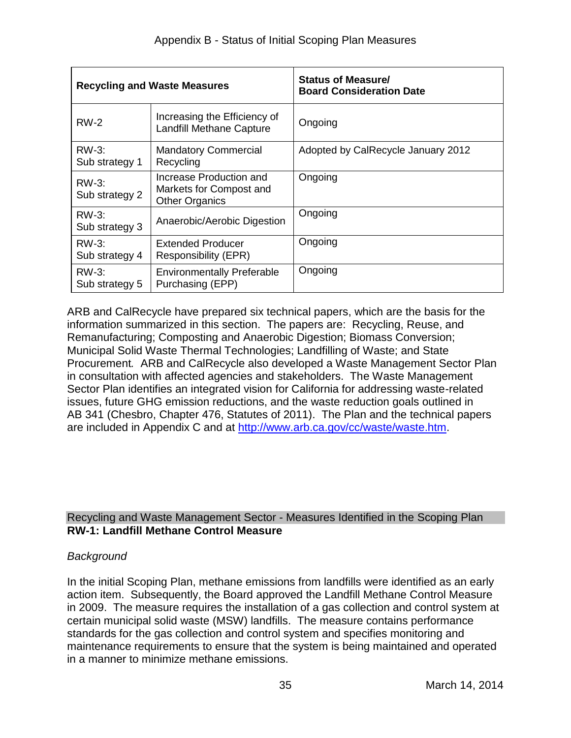| Recycling and Waste Measures | | Status of Measure/ Board Consideration Date |
|---|---|---|
| RW-2 | Increasing the Efficiency of Landfill Methane Capture | Ongoing |
| RW-3: Sub strategy 1 | Mandatory Commercial Recycling | Adopted by CalRecycle January 2012 |
| RW-3: Sub strategy 2 | Increase Production and Markets for Compost and Other Organics | Ongoing |
| RW-3: Sub strategy 3 | Anaerobic/Aerobic Digestion | Ongoing |
| RW-3: Sub strategy 4 | Extended Producer Responsibility (EPR) | Ongoing |
| RW-3: Sub strategy 5 | Environmentally Preferable Purchasing (EPP) | Ongoing |

ARB and CalRecycle have prepared six technical papers, which are the basis for the information summarized in this section. The papers are: Recycling, Reuse, and Remanufacturing; Composting and Anaerobic Digestion; Biomass Conversion; Municipal Solid Waste Thermal Technologies; Landfilling of Waste; and State Procurement. ARB and CalRecycle also developed a Waste Management Sector Plan in consultation with affected agencies and stakeholders. The Waste Management Sector Plan identifies an integrated vision for California for addressing waste-related issues, future GHG emission reductions, and the waste reduction goals outlined in AB 341 (Chesbro, Chapter 476, Statutes of 2011). The Plan and the technical papers are included in Appendix C and at http://www.arb.ca.gov/cc/waste/waste.htm.

Recycling and Waste Management Sector - Measures Identified in the Scoping Plan

**RW-1: Landfill Methane Control Measure**

*Background*

In the initial Scoping Plan, methane emissions from landfills were identified as an early action item. Subsequently, the Board approved the Landfill Methane Control Measure in 2009. The measure requires the installation of a gas collection and control system at certain municipal solid waste (MSW) landfills. The measure contains performance standards for the gas collection and control system and specifies monitoring and maintenance requirements to ensure that the system is being maintained and operated in a manner to minimize methane emissions.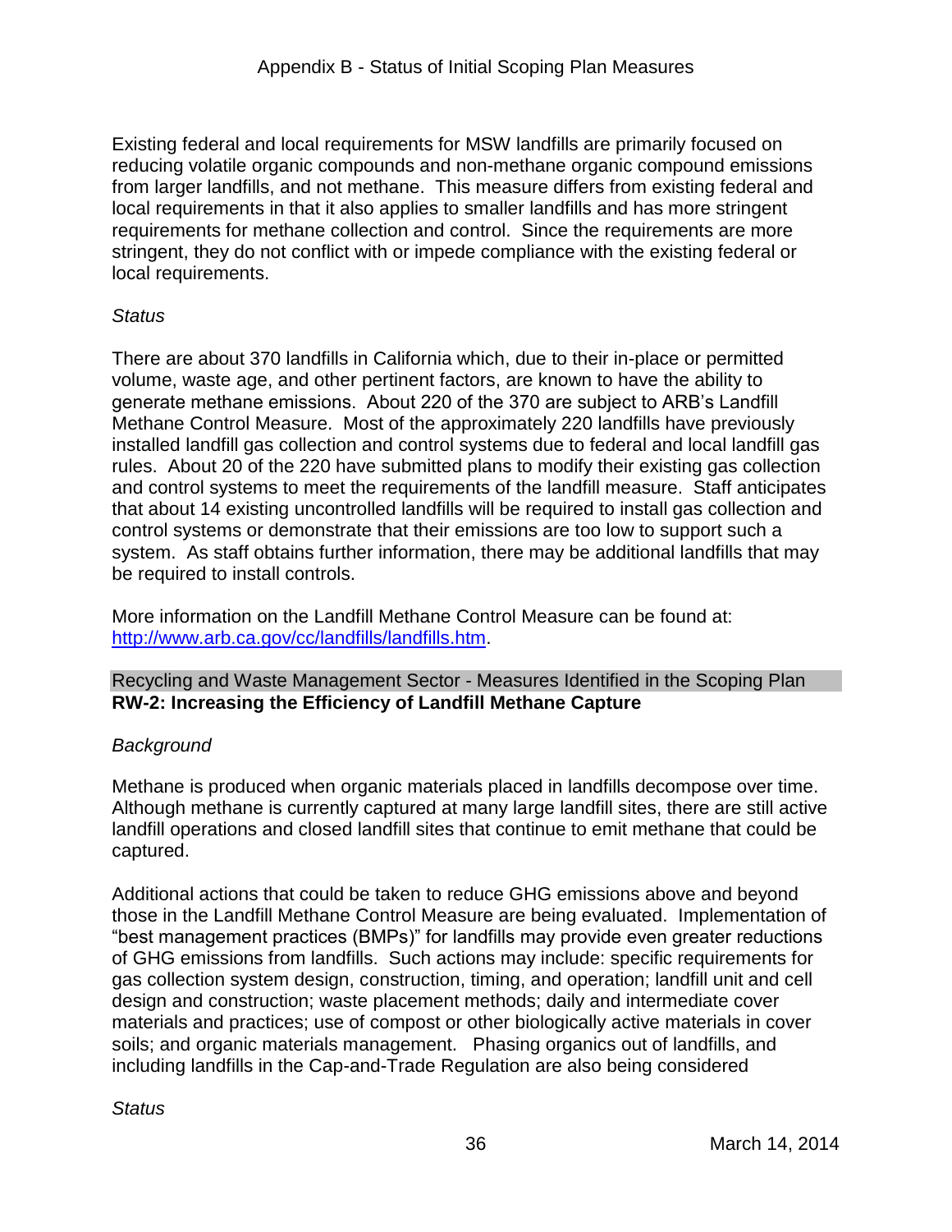Existing federal and local requirements for MSW landfills are primarily focused on reducing volatile organic compounds and non-methane organic compound emissions from larger landfills, and not methane. This measure differs from existing federal and local requirements in that it also applies to smaller landfills and has more stringent requirements for methane collection and control. Since the requirements are more stringent, they do not conflict with or impede compliance with the existing federal or local requirements.

*Status*

There are about 370 landfills in California which, due to their in-place or permitted volume, waste age, and other pertinent factors, are known to have the ability to generate methane emissions. About 220 of the 370 are subject to ARB's Landfill Methane Control Measure. Most of the approximately 220 landfills have previously installed landfill gas collection and control systems due to federal and local landfill gas rules. About 20 of the 220 have submitted plans to modify their existing gas collection and control systems to meet the requirements of the landfill measure. Staff anticipates that about 14 existing uncontrolled landfills will be required to install gas collection and control systems or demonstrate that their emissions are too low to support such a system. As staff obtains further information, there may be additional landfills that may be required to install controls.

More information on the Landfill Methane Control Measure can be found at: http://www.arb.ca.gov/cc/landfills/landfills.htm.

Recycling and Waste Management Sector - Measures Identified in the Scoping Plan
**RW-2: Increasing the Efficiency of Landfill Methane Capture**

*Background*

Methane is produced when organic materials placed in landfills decompose over time. Although methane is currently captured at many large landfill sites, there are still active landfill operations and closed landfill sites that continue to emit methane that could be captured.

Additional actions that could be taken to reduce GHG emissions above and beyond those in the Landfill Methane Control Measure are being evaluated. Implementation of "best management practices (BMPs)" for landfills may provide even greater reductions of GHG emissions from landfills. Such actions may include: specific requirements for gas collection system design, construction, timing, and operation; landfill unit and cell design and construction; waste placement methods; daily and intermediate cover materials and practices; use of compost or other biologically active materials in cover soils; and organic materials management. Phasing organics out of landfills, and including landfills in the Cap-and-Trade Regulation are also being considered

*Status*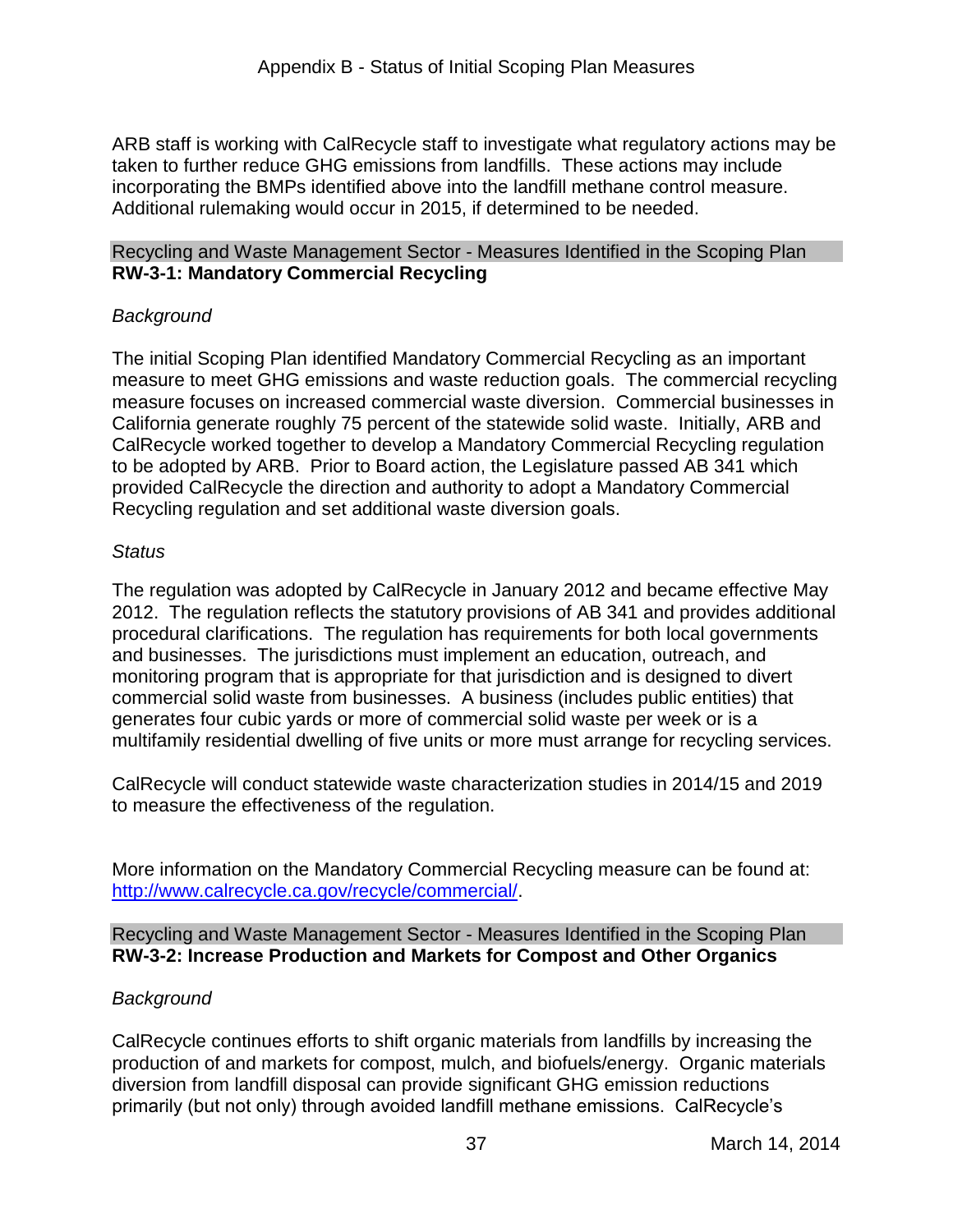ARB staff is working with CalRecycle staff to investigate what regulatory actions may be taken to further reduce GHG emissions from landfills. These actions may include incorporating the BMPs identified above into the landfill methane control measure. Additional rulemaking would occur in 2015, if determined to be needed.

Recycling and Waste Management Sector - Measures Identified in the Scoping Plan
**RW-3-1: Mandatory Commercial Recycling**

*Background*

The initial Scoping Plan identified Mandatory Commercial Recycling as an important measure to meet GHG emissions and waste reduction goals. The commercial recycling measure focuses on increased commercial waste diversion. Commercial businesses in California generate roughly 75 percent of the statewide solid waste. Initially, ARB and CalRecycle worked together to develop a Mandatory Commercial Recycling regulation to be adopted by ARB. Prior to Board action, the Legislature passed AB 341 which provided CalRecycle the direction and authority to adopt a Mandatory Commercial Recycling regulation and set additional waste diversion goals.

*Status*

The regulation was adopted by CalRecycle in January 2012 and became effective May 2012. The regulation reflects the statutory provisions of AB 341 and provides additional procedural clarifications. The regulation has requirements for both local governments and businesses. The jurisdictions must implement an education, outreach, and monitoring program that is appropriate for that jurisdiction and is designed to divert commercial solid waste from businesses. A business (includes public entities) that generates four cubic yards or more of commercial solid waste per week or is a multifamily residential dwelling of five units or more must arrange for recycling services.

CalRecycle will conduct statewide waste characterization studies in 2014/15 and 2019 to measure the effectiveness of the regulation.

More information on the Mandatory Commercial Recycling measure can be found at: [http://www.calrecycle.ca.gov/recycle/commercial/](http://www.calrecycle.ca.gov/recycle/commercial/).

Recycling and Waste Management Sector - Measures Identified in the Scoping Plan
**RW-3-2: Increase Production and Markets for Compost and Other Organics**

*Background*

CalRecycle continues efforts to shift organic materials from landfills by increasing the production of and markets for compost, mulch, and biofuels/energy. Organic materials diversion from landfill disposal can provide significant GHG emission reductions primarily (but not only) through avoided landfill methane emissions. CalRecycle's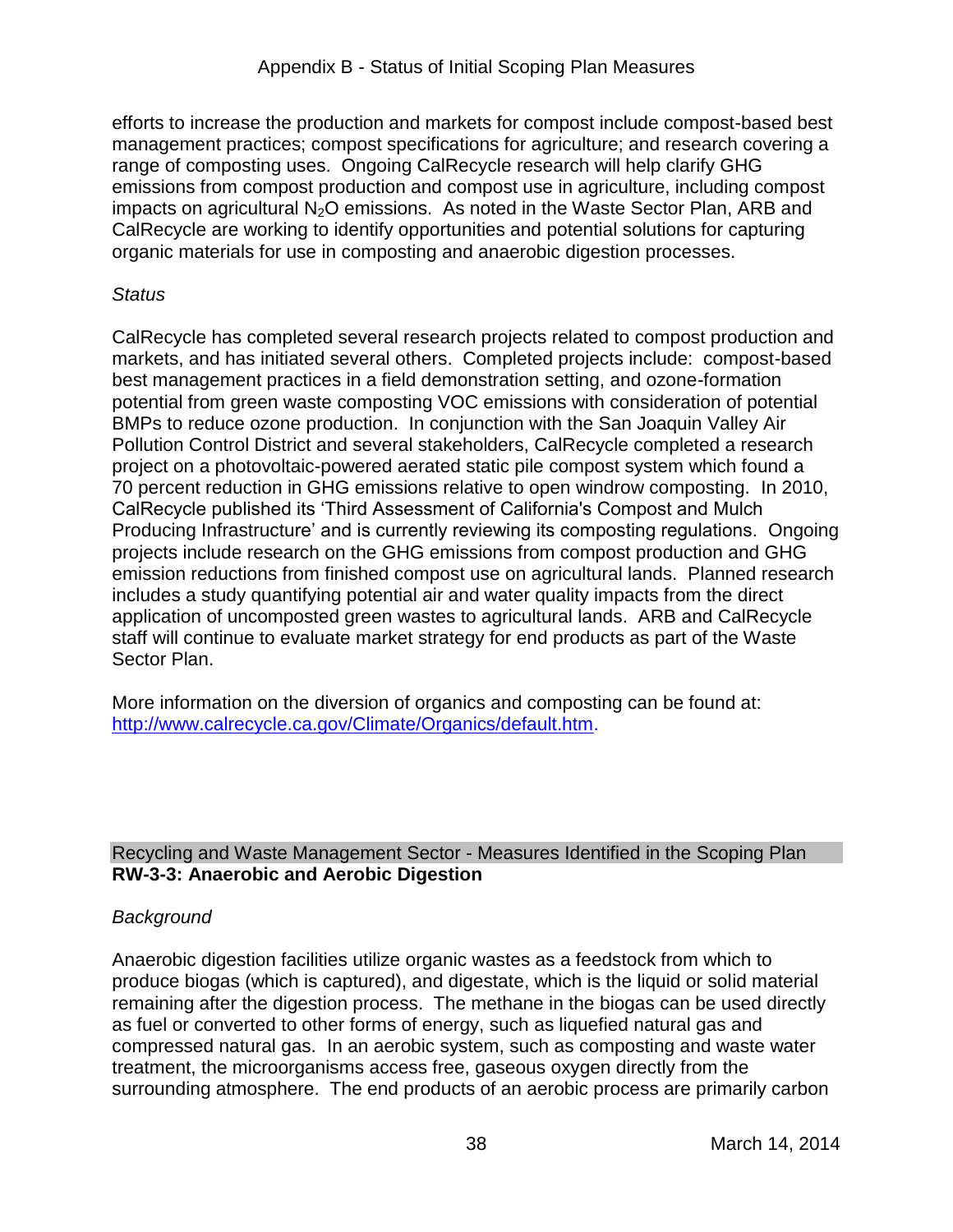efforts to increase the production and markets for compost include compost-based best management practices; compost specifications for agriculture; and research covering a range of composting uses. Ongoing CalRecycle research will help clarify GHG emissions from compost production and compost use in agriculture, including compost impacts on agricultural $N_2O$ emissions. As noted in the Waste Sector Plan, ARB and CalRecycle are working to identify opportunities and potential solutions for capturing organic materials for use in composting and anaerobic digestion processes.

*Status*

CalRecycle has completed several research projects related to compost production and markets, and has initiated several others. Completed projects include: compost-based best management practices in a field demonstration setting, and ozone-formation potential from green waste composting VOC emissions with consideration of potential BMPs to reduce ozone production. In conjunction with the San Joaquin Valley Air Pollution Control District and several stakeholders, CalRecycle completed a research project on a photovoltaic-powered aerated static pile compost system which found a 70 percent reduction in GHG emissions relative to open windrow composting. In 2010, CalRecycle published its 'Third Assessment of California's Compost and Mulch Producing Infrastructure' and is currently reviewing its composting regulations. Ongoing projects include research on the GHG emissions from compost production and GHG emission reductions from finished compost use on agricultural lands. Planned research includes a study quantifying potential air and water quality impacts from the direct application of uncomposted green wastes to agricultural lands. ARB and CalRecycle staff will continue to evaluate market strategy for end products as part of the Waste Sector Plan.

More information on the diversion of organics and composting can be found at: [http://www.calrecycle.ca.gov/Climate/Organics/default.htm](http://www.calrecycle.ca.gov/Climate/Organics/default.htm).

Recycling and Waste Management Sector - Measures Identified in the Scoping Plan

**RW-3-3: Anaerobic and Aerobic Digestion**

*Background*

Anaerobic digestion facilities utilize organic wastes as a feedstock from which to produce biogas (which is captured), and digestate, which is the liquid or solid material remaining after the digestion process. The methane in the biogas can be used directly as fuel or converted to other forms of energy, such as liquefied natural gas and compressed natural gas. In an aerobic system, such as composting and waste water treatment, the microorganisms access free, gaseous oxygen directly from the surrounding atmosphere. The end products of an aerobic process are primarily carbon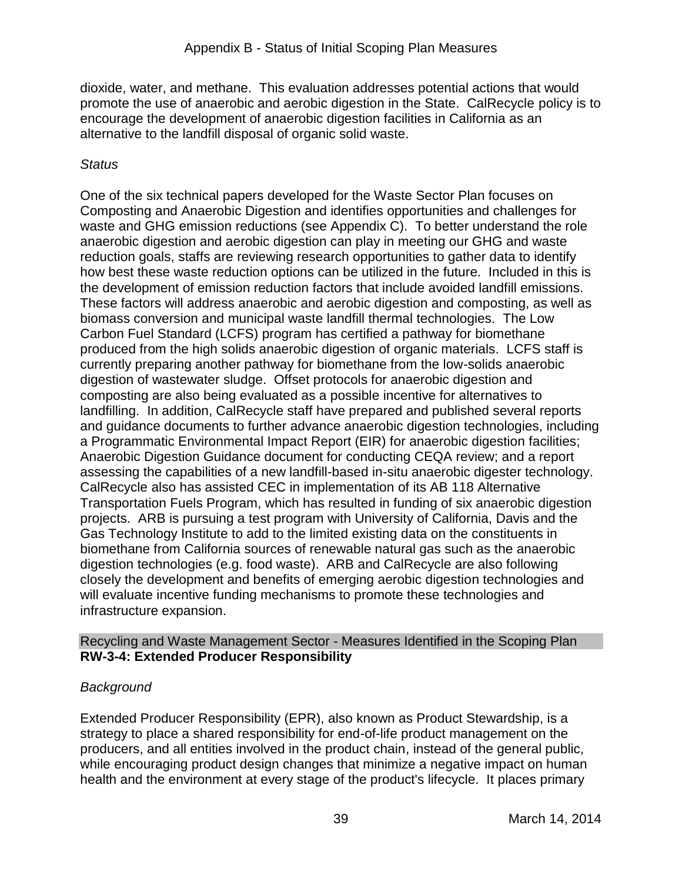dioxide, water, and methane. This evaluation addresses potential actions that would promote the use of anaerobic and aerobic digestion in the State. CalRecycle policy is to encourage the development of anaerobic digestion facilities in California as an alternative to the landfill disposal of organic solid waste.

*Status*

One of the six technical papers developed for the Waste Sector Plan focuses on Composting and Anaerobic Digestion and identifies opportunities and challenges for waste and GHG emission reductions (see Appendix C). To better understand the role anaerobic digestion and aerobic digestion can play in meeting our GHG and waste reduction goals, staffs are reviewing research opportunities to gather data to identify how best these waste reduction options can be utilized in the future. Included in this is the development of emission reduction factors that include avoided landfill emissions. These factors will address anaerobic and aerobic digestion and composting, as well as biomass conversion and municipal waste landfill thermal technologies. The Low Carbon Fuel Standard (LCFS) program has certified a pathway for biomethane produced from the high solids anaerobic digestion of organic materials. LCFS staff is currently preparing another pathway for biomethane from the low-solids anaerobic digestion of wastewater sludge. Offset protocols for anaerobic digestion and composting are also being evaluated as a possible incentive for alternatives to landfilling. In addition, CalRecycle staff have prepared and published several reports and guidance documents to further advance anaerobic digestion technologies, including a Programmatic Environmental Impact Report (EIR) for anaerobic digestion facilities; Anaerobic Digestion Guidance document for conducting CEQA review; and a report assessing the capabilities of a new landfill-based in-situ anaerobic digester technology. CalRecycle also has assisted CEC in implementation of its AB 118 Alternative Transportation Fuels Program, which has resulted in funding of six anaerobic digestion projects. ARB is pursuing a test program with University of California, Davis and the Gas Technology Institute to add to the limited existing data on the constituents in biomethane from California sources of renewable natural gas such as the anaerobic digestion technologies (e.g. food waste). ARB and CalRecycle are also following closely the development and benefits of emerging aerobic digestion technologies and will evaluate incentive funding mechanisms to promote these technologies and infrastructure expansion.

Recycling and Waste Management Sector - Measures Identified in the Scoping Plan

**RW-3-4: Extended Producer Responsibility**

*Background*

Extended Producer Responsibility (EPR), also known as Product Stewardship, is a strategy to place a shared responsibility for end-of-life product management on the producers, and all entities involved in the product chain, instead of the general public, while encouraging product design changes that minimize a negative impact on human health and the environment at every stage of the product's lifecycle. It places primary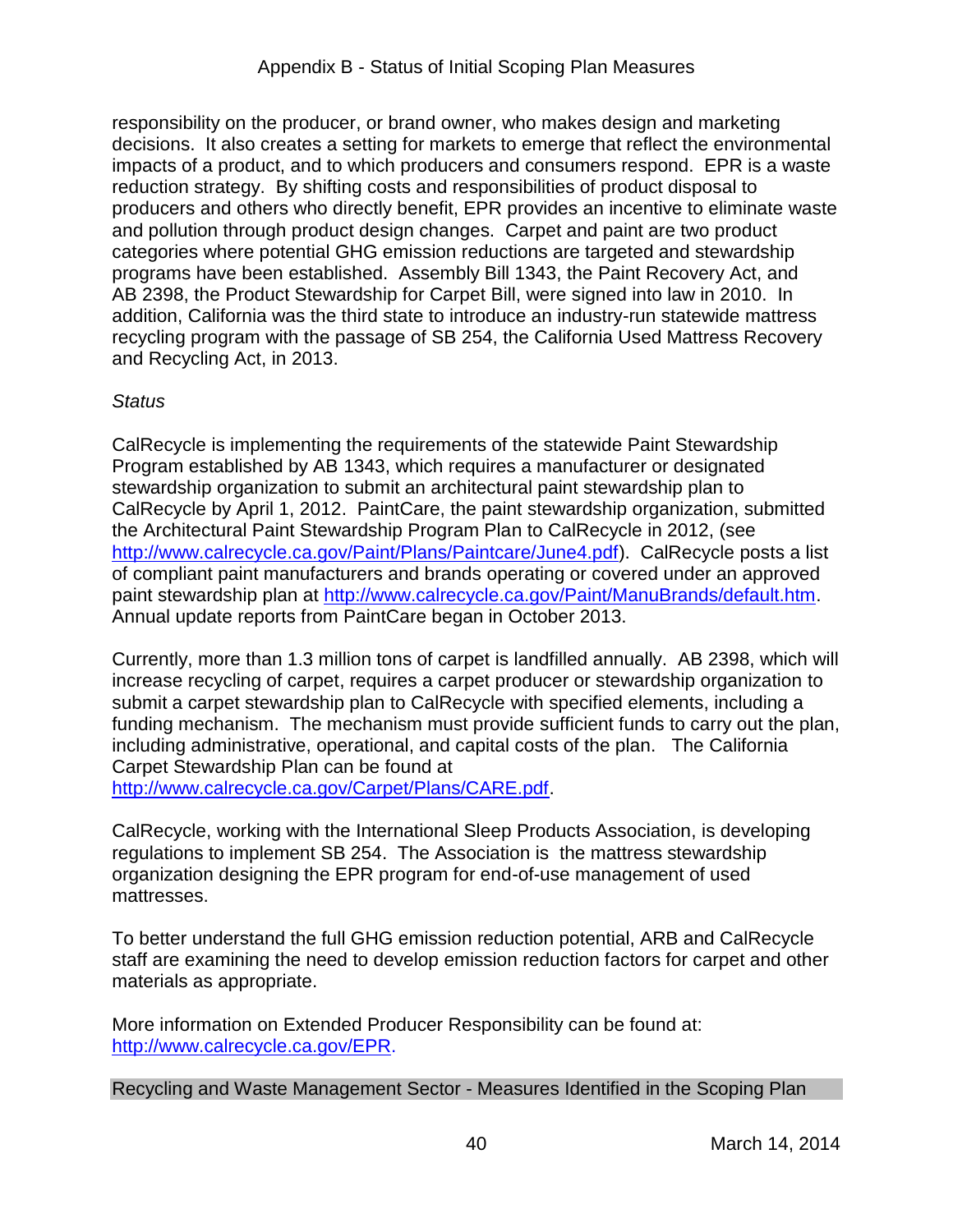responsibility on the producer, or brand owner, who makes design and marketing decisions. It also creates a setting for markets to emerge that reflect the environmental impacts of a product, and to which producers and consumers respond. EPR is a waste reduction strategy. By shifting costs and responsibilities of product disposal to producers and others who directly benefit, EPR provides an incentive to eliminate waste and pollution through product design changes. Carpet and paint are two product categories where potential GHG emission reductions are targeted and stewardship programs have been established. Assembly Bill 1343, the Paint Recovery Act, and AB 2398, the Product Stewardship for Carpet Bill, were signed into law in 2010. In addition, California was the third state to introduce an industry-run statewide mattress recycling program with the passage of SB 254, the California Used Mattress Recovery and Recycling Act, in 2013.

*Status*

CalRecycle is implementing the requirements of the statewide Paint Stewardship Program established by AB 1343, which requires a manufacturer or designated stewardship organization to submit an architectural paint stewardship plan to CalRecycle by April 1, 2012. PaintCare, the paint stewardship organization, submitted the Architectural Paint Stewardship Program Plan to CalRecycle in 2012, (see http://www.calrecycle.ca.gov/Paint/Plans/Paintcare/June4.pdf). CalRecycle posts a list of compliant paint manufacturers and brands operating or covered under an approved paint stewardship plan at http://www.calrecycle.ca.gov/Paint/ManuBrands/default.htm. Annual update reports from PaintCare began in October 2013.

Currently, more than 1.3 million tons of carpet is landfilled annually. AB 2398, which will increase recycling of carpet, requires a carpet producer or stewardship organization to submit a carpet stewardship plan to CalRecycle with specified elements, including a funding mechanism. The mechanism must provide sufficient funds to carry out the plan, including administrative, operational, and capital costs of the plan. The California Carpet Stewardship Plan can be found at http://www.calrecycle.ca.gov/Carpet/Plans/CARE.pdf.

CalRecycle, working with the International Sleep Products Association, is developing regulations to implement SB 254. The Association is the mattress stewardship organization designing the EPR program for end-of-use management of used mattresses.

To better understand the full GHG emission reduction potential, ARB and CalRecycle staff are examining the need to develop emission reduction factors for carpet and other materials as appropriate.

More information on Extended Producer Responsibility can be found at: http://www.calrecycle.ca.gov/EPR.

Recycling and Waste Management Sector - Measures Identified in the Scoping Plan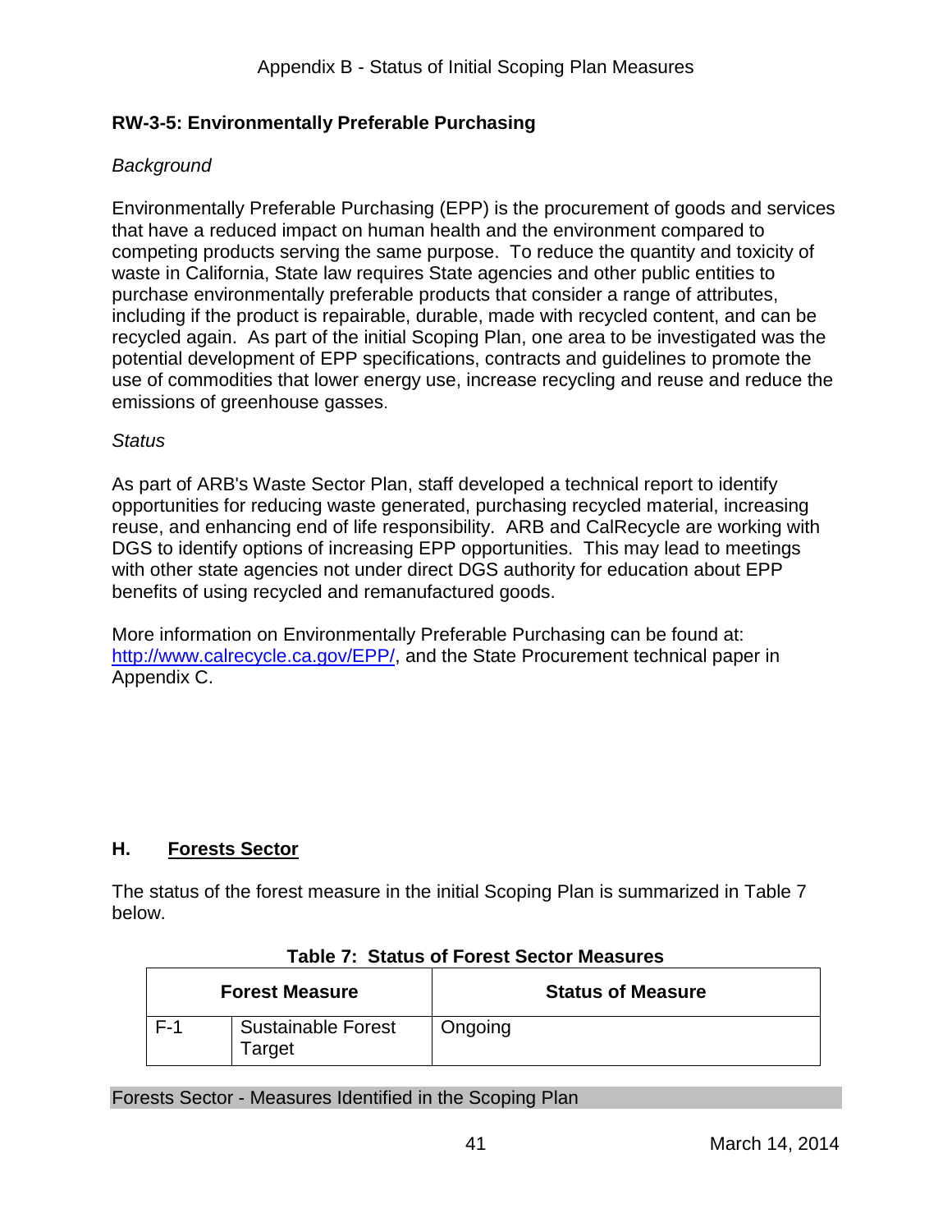### RW-3-5: Environmentally Preferable Purchasing

*Background*

Environmentally Preferable Purchasing (EPP) is the procurement of goods and services that have a reduced impact on human health and the environment compared to competing products serving the same purpose. To reduce the quantity and toxicity of waste in California, State law requires State agencies and other public entities to purchase environmentally preferable products that consider a range of attributes, including if the product is repairable, durable, made with recycled content, and can be recycled again. As part of the initial Scoping Plan, one area to be investigated was the potential development of EPP specifications, contracts and guidelines to promote the use of commodities that lower energy use, increase recycling and reuse and reduce the emissions of greenhouse gasses.

*Status*

As part of ARB's Waste Sector Plan, staff developed a technical report to identify opportunities for reducing waste generated, purchasing recycled material, increasing reuse, and enhancing end of life responsibility. ARB and CalRecycle are working with DGS to identify options of increasing EPP opportunities. This may lead to meetings with other state agencies not under direct DGS authority for education about EPP benefits of using recycled and remanufactured goods.

More information on Environmentally Preferable Purchasing can be found at: http://www.calrecycle.ca.gov/EPP/, and the State Procurement technical paper in Appendix C.

## H. Forests Sector

The status of the forest measure in the initial Scoping Plan is summarized in Table 7 below.

**Table 7: Status of Forest Sector Measures**

| Forest Measure | | Status of Measure |
|---|---|---|
| F-1 | Sustainable Forest Target | Ongoing |

Forests Sector - Measures Identified in the Scoping Plan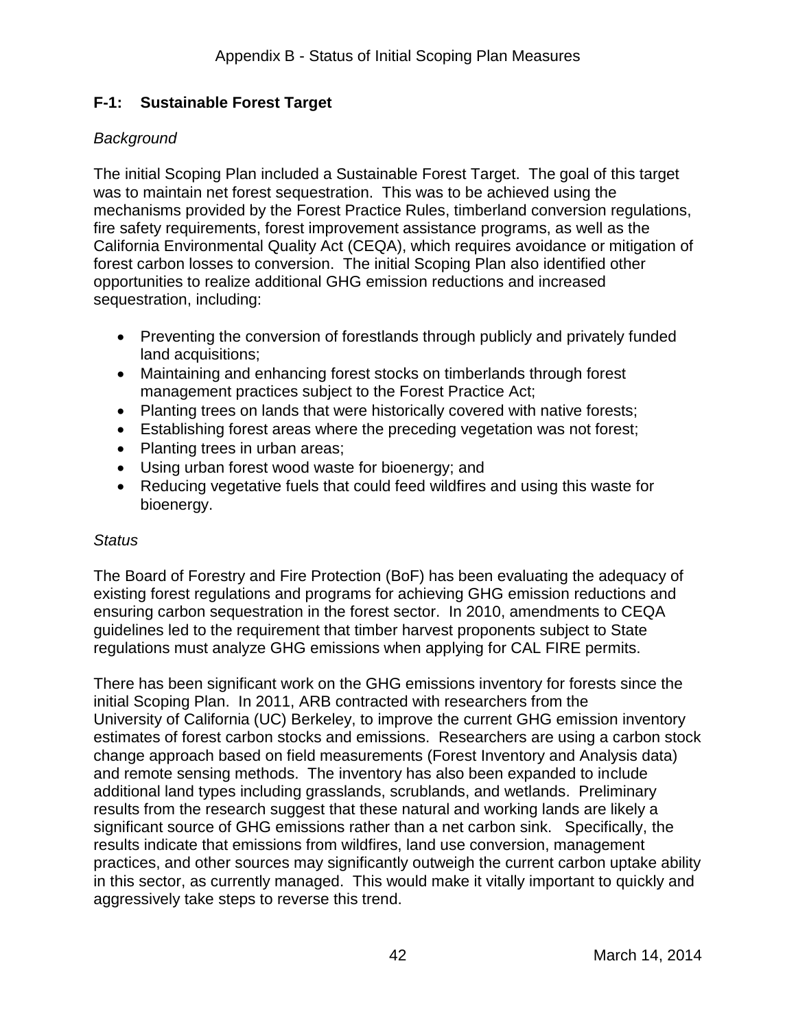## F-1: Sustainable Forest Target

*Background*

The initial Scoping Plan included a Sustainable Forest Target. The goal of this target was to maintain net forest sequestration. This was to be achieved using the mechanisms provided by the Forest Practice Rules, timberland conversion regulations, fire safety requirements, forest improvement assistance programs, as well as the California Environmental Quality Act (CEQA), which requires avoidance or mitigation of forest carbon losses to conversion. The initial Scoping Plan also identified other opportunities to realize additional GHG emission reductions and increased sequestration, including:

- Preventing the conversion of forestlands through publicly and privately funded land acquisitions;
- Maintaining and enhancing forest stocks on timberlands through forest management practices subject to the Forest Practice Act;
- Planting trees on lands that were historically covered with native forests;
- Establishing forest areas where the preceding vegetation was not forest;
- Planting trees in urban areas;
- Using urban forest wood waste for bioenergy; and
- Reducing vegetative fuels that could feed wildfires and using this waste for bioenergy.

*Status*

The Board of Forestry and Fire Protection (BoF) has been evaluating the adequacy of existing forest regulations and programs for achieving GHG emission reductions and ensuring carbon sequestration in the forest sector. In 2010, amendments to CEQA guidelines led to the requirement that timber harvest proponents subject to State regulations must analyze GHG emissions when applying for CAL FIRE permits.

There has been significant work on the GHG emissions inventory for forests since the initial Scoping Plan. In 2011, ARB contracted with researchers from the University of California (UC) Berkeley, to improve the current GHG emission inventory estimates of forest carbon stocks and emissions. Researchers are using a carbon stock change approach based on field measurements (Forest Inventory and Analysis data) and remote sensing methods. The inventory has also been expanded to include additional land types including grasslands, scrublands, and wetlands. Preliminary results from the research suggest that these natural and working lands are likely a significant source of GHG emissions rather than a net carbon sink. Specifically, the results indicate that emissions from wildfires, land use conversion, management practices, and other sources may significantly outweigh the current carbon uptake ability in this sector, as currently managed. This would make it vitally important to quickly and aggressively take steps to reverse this trend.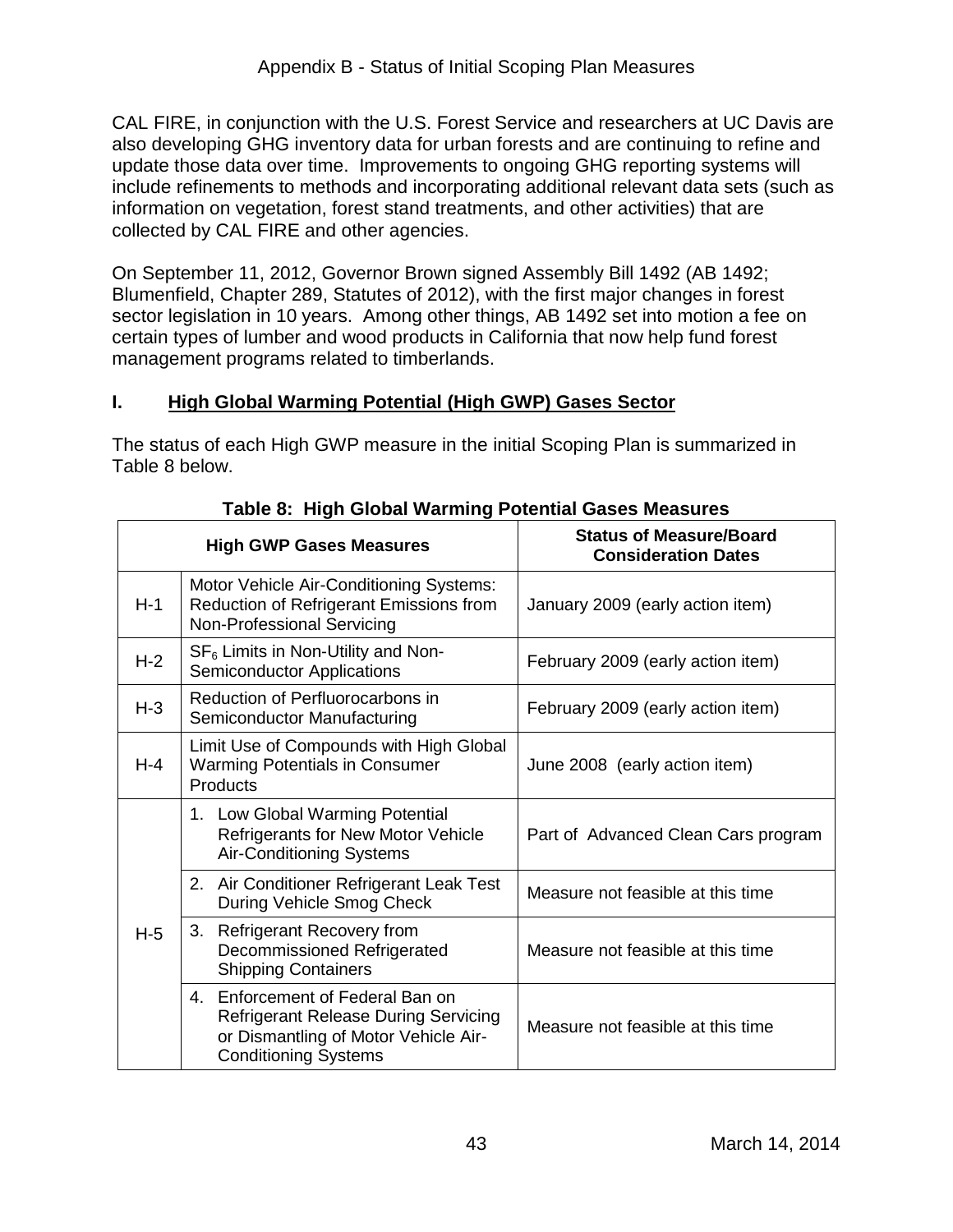CAL FIRE, in conjunction with the U.S. Forest Service and researchers at UC Davis are also developing GHG inventory data for urban forests and are continuing to refine and update those data over time. Improvements to ongoing GHG reporting systems will include refinements to methods and incorporating additional relevant data sets (such as information on vegetation, forest stand treatments, and other activities) that are collected by CAL FIRE and other agencies.

On September 11, 2012, Governor Brown signed Assembly Bill 1492 (AB 1492; Blumenfield, Chapter 289, Statutes of 2012), with the first major changes in forest sector legislation in 10 years. Among other things, AB 1492 set into motion a fee on certain types of lumber and wood products in California that now help fund forest management programs related to timberlands.

## I. High Global Warming Potential (High GWP) Gases Sector

The status of each High GWP measure in the initial Scoping Plan is summarized in Table 8 below.

**Table 8: High Global Warming Potential Gases Measures**

| High GWP Gases Measures | | Status of Measure/Board Consideration Dates |
|---|---|---|
| H-1 | Motor Vehicle Air-Conditioning Systems: Reduction of Refrigerant Emissions from Non-Professional Servicing | January 2009 (early action item) |
| H-2 | $SF_6$ Limits in Non-Utility and Non-Semiconductor Applications | February 2009 (early action item) |
| H-3 | Reduction of Perfluorocarbons in Semiconductor Manufacturing | February 2009 (early action item) |
| H-4 | Limit Use of Compounds with High Global Warming Potentials in Consumer Products | June 2008 (early action item) |
| H-5 | 1. Low Global Warming Potential Refrigerants for New Motor Vehicle Air-Conditioning Systems | Part of Advanced Clean Cars program |
| | 2. Air Conditioner Refrigerant Leak Test During Vehicle Smog Check | Measure not feasible at this time |
| | 3. Refrigerant Recovery from Decommissioned Refrigerated Shipping Containers | Measure not feasible at this time |
| | 4. Enforcement of Federal Ban on Refrigerant Release During Servicing or Dismantling of Motor Vehicle Air-Conditioning Systems | Measure not feasible at this time |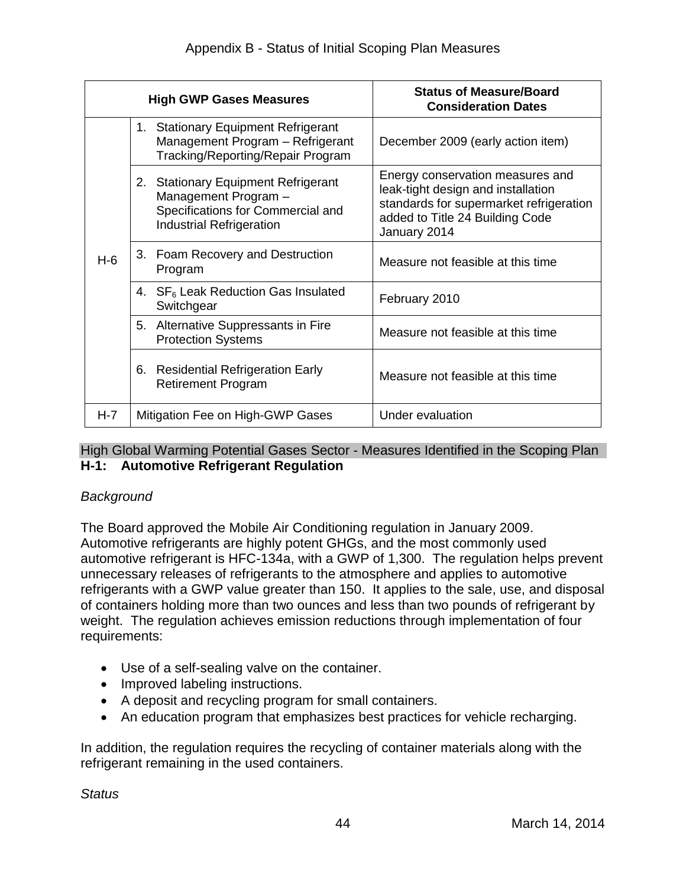| High GWP Gases Measures | | Status of Measure/Board Consideration Dates |
|---|---|---|
| H-6 | 1. Stationary Equipment Refrigerant Management Program – Refrigerant Tracking/Reporting/Repair Program | December 2009 (early action item) |
| | 2. Stationary Equipment Refrigerant Management Program – Specifications for Commercial and Industrial Refrigeration | Energy conservation measures and leak-tight design and installation standards for supermarket refrigeration added to Title 24 Building Code January 2014 |
| | 3. Foam Recovery and Destruction Program | Measure not feasible at this time |
| | 4. $SF_6$ Leak Reduction Gas Insulated Switchgear | February 2010 |
| | 5. Alternative Suppressants in Fire Protection Systems | Measure not feasible at this time |
| | 6. Residential Refrigeration Early Retirement Program | Measure not feasible at this time |
| H-7 | Mitigation Fee on High-GWP Gases | Under evaluation |

High Global Warming Potential Gases Sector - Measures Identified in the Scoping Plan

### H-1: Automotive Refrigerant Regulation

*Background*

The Board approved the Mobile Air Conditioning regulation in January 2009. Automotive refrigerants are highly potent GHGs, and the most commonly used automotive refrigerant is HFC-134a, with a GWP of 1,300. The regulation helps prevent unnecessary releases of refrigerants to the atmosphere and applies to automotive refrigerants with a GWP value greater than 150. It applies to the sale, use, and disposal of containers holding more than two ounces and less than two pounds of refrigerant by weight. The regulation achieves emission reductions through implementation of four requirements:

- Use of a self-sealing valve on the container.
- Improved labeling instructions.
- A deposit and recycling program for small containers.
- An education program that emphasizes best practices for vehicle recharging.

In addition, the regulation requires the recycling of container materials along with the refrigerant remaining in the used containers.

*Status*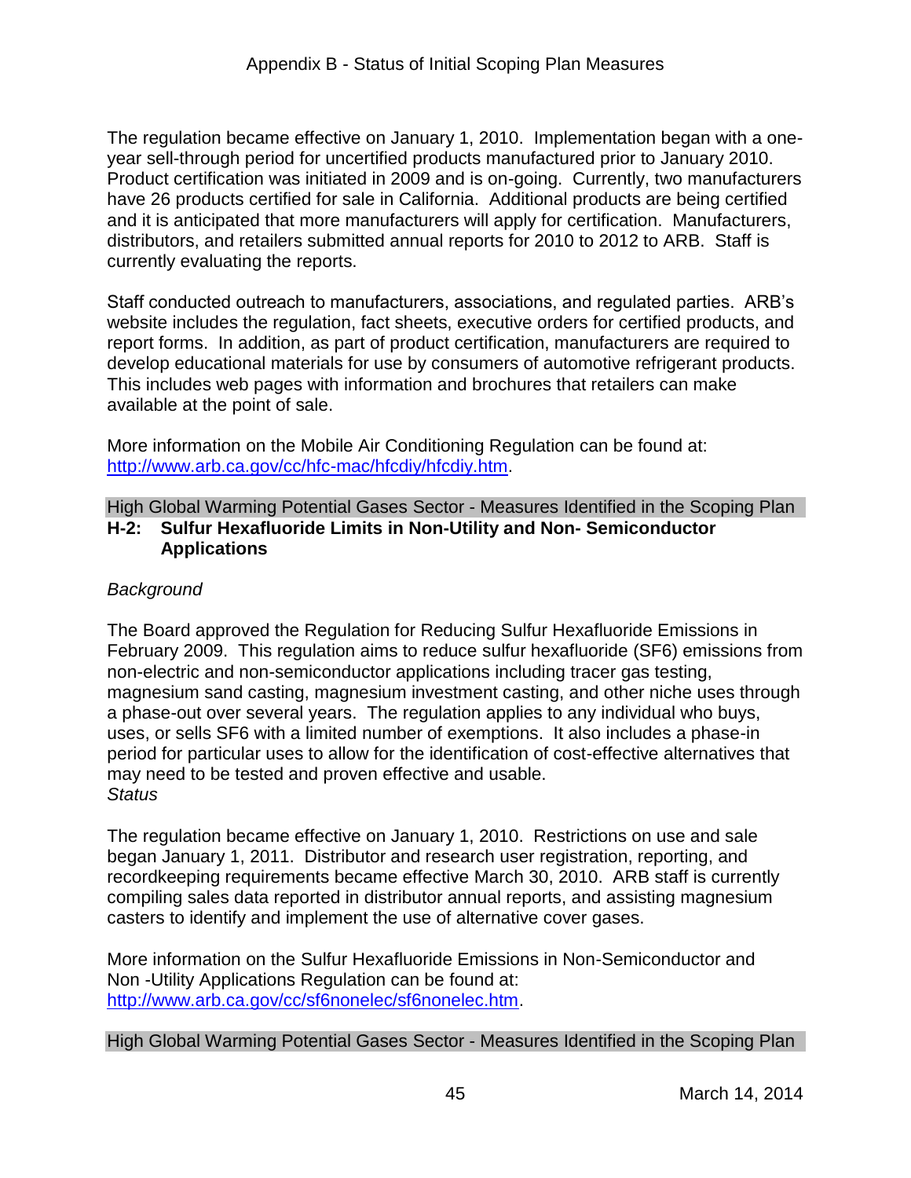The regulation became effective on January 1, 2010. Implementation began with a one-year sell-through period for uncertified products manufactured prior to January 2010. Product certification was initiated in 2009 and is on-going. Currently, two manufacturers have 26 products certified for sale in California. Additional products are being certified and it is anticipated that more manufacturers will apply for certification. Manufacturers, distributors, and retailers submitted annual reports for 2010 to 2012 to ARB. Staff is currently evaluating the reports.

Staff conducted outreach to manufacturers, associations, and regulated parties. ARB's website includes the regulation, fact sheets, executive orders for certified products, and report forms. In addition, as part of product certification, manufacturers are required to develop educational materials for use by consumers of automotive refrigerant products. This includes web pages with information and brochures that retailers can make available at the point of sale.

More information on the Mobile Air Conditioning Regulation can be found at: http://www.arb.ca.gov/cc/hfc-mac/hfcdiy/hfcdiy.htm.

High Global Warming Potential Gases Sector - Measures Identified in the Scoping Plan

**H-2: Sulfur Hexafluoride Limits in Non-Utility and Non- Semiconductor Applications**

*Background*

The Board approved the Regulation for Reducing Sulfur Hexafluoride Emissions in February 2009. This regulation aims to reduce sulfur hexafluoride ($SF_6$) emissions from non-electric and non-semiconductor applications including tracer gas testing, magnesium sand casting, magnesium investment casting, and other niche uses through a phase-out over several years. The regulation applies to any individual who buys, uses, or sells $SF_6$ with a limited number of exemptions. It also includes a phase-in period for particular uses to allow for the identification of cost-effective alternatives that may need to be tested and proven effective and usable.

*Status*

The regulation became effective on January 1, 2010. Restrictions on use and sale began January 1, 2011. Distributor and research user registration, reporting, and recordkeeping requirements became effective March 30, 2010. ARB staff is currently compiling sales data reported in distributor annual reports, and assisting magnesium casters to identify and implement the use of alternative cover gases.

More information on the Sulfur Hexafluoride Emissions in Non-Semiconductor and Non -Utility Applications Regulation can be found at: http://www.arb.ca.gov/cc/sf6nonelec/sf6nonelec.htm.

High Global Warming Potential Gases Sector - Measures Identified in the Scoping Plan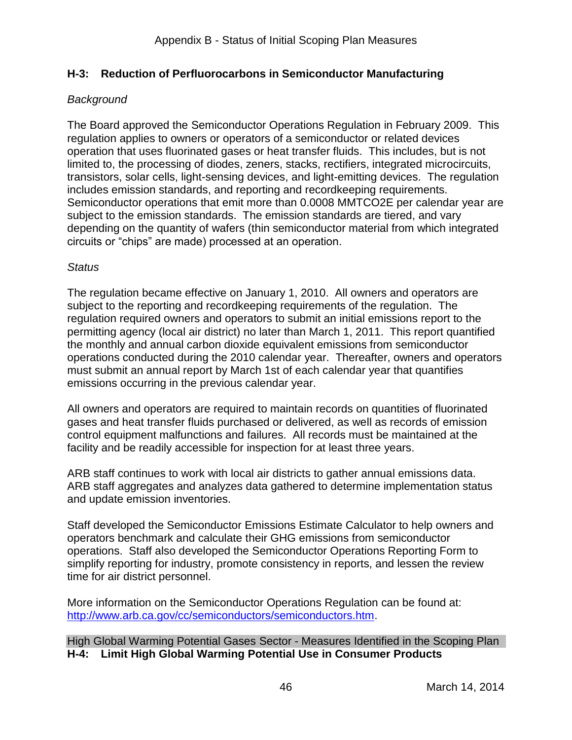## H-3: Reduction of Perfluorocarbons in Semiconductor Manufacturing

*Background*

The Board approved the Semiconductor Operations Regulation in February 2009. This regulation applies to owners or operators of a semiconductor or related devices operation that uses fluorinated gases or heat transfer fluids. This includes, but is not limited to, the processing of diodes, zeners, stacks, rectifiers, integrated microcircuits, transistors, solar cells, light-sensing devices, and light-emitting devices. The regulation includes emission standards, and reporting and recordkeeping requirements. Semiconductor operations that emit more than 0.0008 MMTCO2E per calendar year are subject to the emission standards. The emission standards are tiered, and vary depending on the quantity of wafers (thin semiconductor material from which integrated circuits or "chips" are made) processed at an operation.

*Status*

The regulation became effective on January 1, 2010. All owners and operators are subject to the reporting and recordkeeping requirements of the regulation. The regulation required owners and operators to submit an initial emissions report to the permitting agency (local air district) no later than March 1, 2011. This report quantified the monthly and annual carbon dioxide equivalent emissions from semiconductor operations conducted during the 2010 calendar year. Thereafter, owners and operators must submit an annual report by March 1st of each calendar year that quantifies emissions occurring in the previous calendar year.

All owners and operators are required to maintain records on quantities of fluorinated gases and heat transfer fluids purchased or delivered, as well as records of emission control equipment malfunctions and failures. All records must be maintained at the facility and be readily accessible for inspection for at least three years.

ARB staff continues to work with local air districts to gather annual emissions data. ARB staff aggregates and analyzes data gathered to determine implementation status and update emission inventories.

Staff developed the Semiconductor Emissions Estimate Calculator to help owners and operators benchmark and calculate their GHG emissions from semiconductor operations. Staff also developed the Semiconductor Operations Reporting Form to simplify reporting for industry, promote consistency in reports, and lessen the review time for air district personnel.

More information on the Semiconductor Operations Regulation can be found at: [http://www.arb.ca.gov/cc/semiconductors/semiconductors.htm](http://www.arb.ca.gov/cc/semiconductors/semiconductors.htm).

High Global Warming Potential Gases Sector - Measures Identified in the Scoping Plan

## H-4: Limit High Global Warming Potential Use in Consumer Products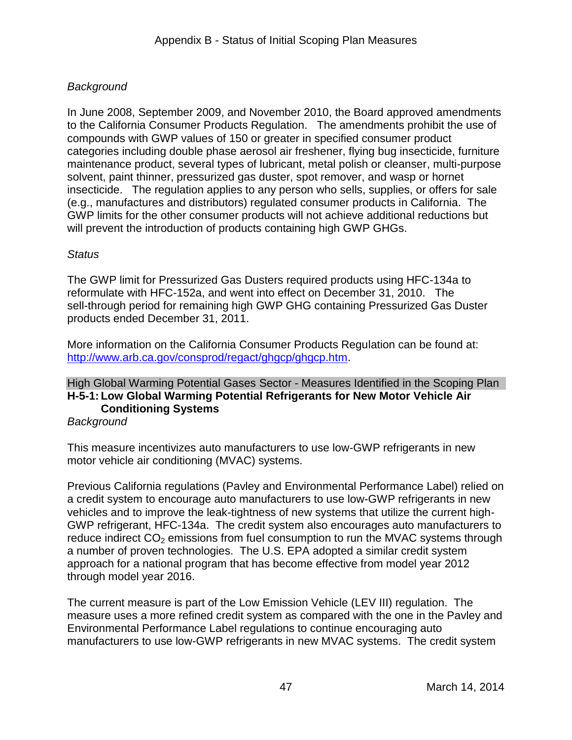*Background*

In June 2008, September 2009, and November 2010, the Board approved amendments to the California Consumer Products Regulation. The amendments prohibit the use of compounds with GWP values of 150 or greater in specified consumer product categories including double phase aerosol air freshener, flying bug insecticide, furniture maintenance product, several types of lubricant, metal polish or cleanser, multi-purpose solvent, paint thinner, pressurized gas duster, spot remover, and wasp or hornet insecticide. The regulation applies to any person who sells, supplies, or offers for sale (e.g., manufactures and distributors) regulated consumer products in California. The GWP limits for the other consumer products will not achieve additional reductions but will prevent the introduction of products containing high GWP GHGs.

*Status*

The GWP limit for Pressurized Gas Dusters required products using HFC-134a to reformulate with HFC-152a, and went into effect on December 31, 2010. The sell-through period for remaining high GWP GHG containing Pressurized Gas Duster products ended December 31, 2011.

More information on the California Consumer Products Regulation can be found at: [http://www.arb.ca.gov/consprod/regact/ghgcp/ghgcp.htm](http://www.arb.ca.gov/consprod/regact/ghgcp/ghgcp.htm).

High Global Warming Potential Gases Sector - Measures Identified in the Scoping Plan

**H-5-1: Low Global Warming Potential Refrigerants for New Motor Vehicle Air Conditioning Systems**

*Background*

This measure incentivizes auto manufacturers to use low-GWP refrigerants in new motor vehicle air conditioning (MVAC) systems.

Previous California regulations (Pavley and Environmental Performance Label) relied on a credit system to encourage auto manufacturers to use low-GWP refrigerants in new vehicles and to improve the leak-tightness of new systems that utilize the current high-GWP refrigerant, HFC-134a. The credit system also encourages auto manufacturers to reduce indirect $CO_2$ emissions from fuel consumption to run the MVAC systems through a number of proven technologies. The U.S. EPA adopted a similar credit system approach for a national program that has become effective from model year 2012 through model year 2016.

The current measure is part of the Low Emission Vehicle (LEV III) regulation. The measure uses a more refined credit system as compared with the one in the Pavley and Environmental Performance Label regulations to continue encouraging auto manufacturers to use low-GWP refrigerants in new MVAC systems. The credit system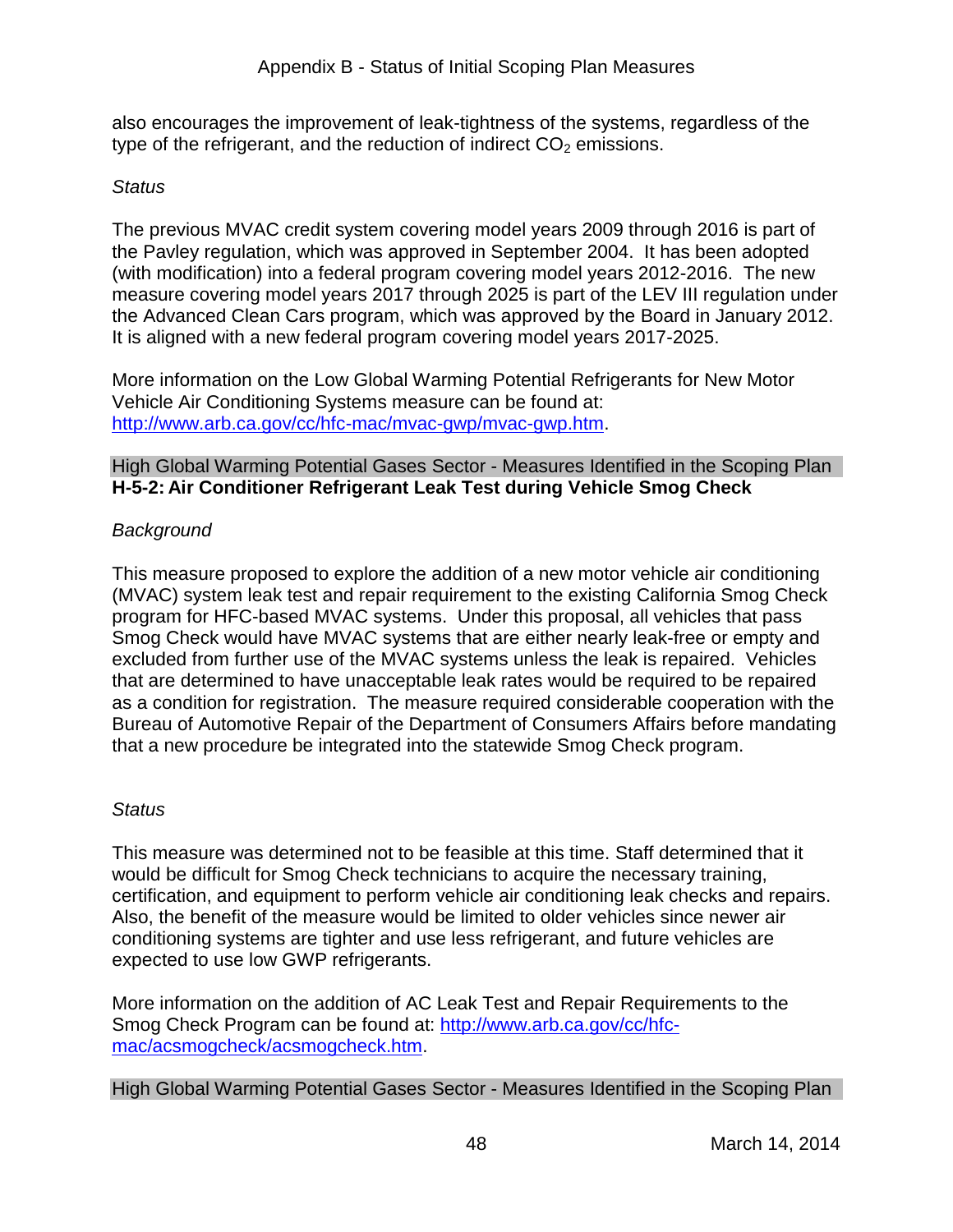also encourages the improvement of leak-tightness of the systems, regardless of the type of the refrigerant, and the reduction of indirect $CO_2$ emissions.

*Status*

The previous MVAC credit system covering model years 2009 through 2016 is part of the Pavley regulation, which was approved in September 2004. It has been adopted (with modification) into a federal program covering model years 2012-2016. The new measure covering model years 2017 through 2025 is part of the LEV III regulation under the Advanced Clean Cars program, which was approved by the Board in January 2012. It is aligned with a new federal program covering model years 2017-2025.

More information on the Low Global Warming Potential Refrigerants for New Motor Vehicle Air Conditioning Systems measure can be found at: http://www.arb.ca.gov/cc/hfc-mac/mvac-gwp/mvac-gwp.htm.

High Global Warming Potential Gases Sector - Measures Identified in the Scoping Plan

**H-5-2: Air Conditioner Refrigerant Leak Test during Vehicle Smog Check**

*Background*

This measure proposed to explore the addition of a new motor vehicle air conditioning (MVAC) system leak test and repair requirement to the existing California Smog Check program for HFC-based MVAC systems. Under this proposal, all vehicles that pass Smog Check would have MVAC systems that are either nearly leak-free or empty and excluded from further use of the MVAC systems unless the leak is repaired. Vehicles that are determined to have unacceptable leak rates would be required to be repaired as a condition for registration. The measure required considerable cooperation with the Bureau of Automotive Repair of the Department of Consumers Affairs before mandating that a new procedure be integrated into the statewide Smog Check program.

*Status*

This measure was determined not to be feasible at this time. Staff determined that it would be difficult for Smog Check technicians to acquire the necessary training, certification, and equipment to perform vehicle air conditioning leak checks and repairs. Also, the benefit of the measure would be limited to older vehicles since newer air conditioning systems are tighter and use less refrigerant, and future vehicles are expected to use low GWP refrigerants.

More information on the addition of AC Leak Test and Repair Requirements to the Smog Check Program can be found at: http://www.arb.ca.gov/cc/hfc-mac/acsmogcheck/acsmogcheck.htm.

High Global Warming Potential Gases Sector - Measures Identified in the Scoping Plan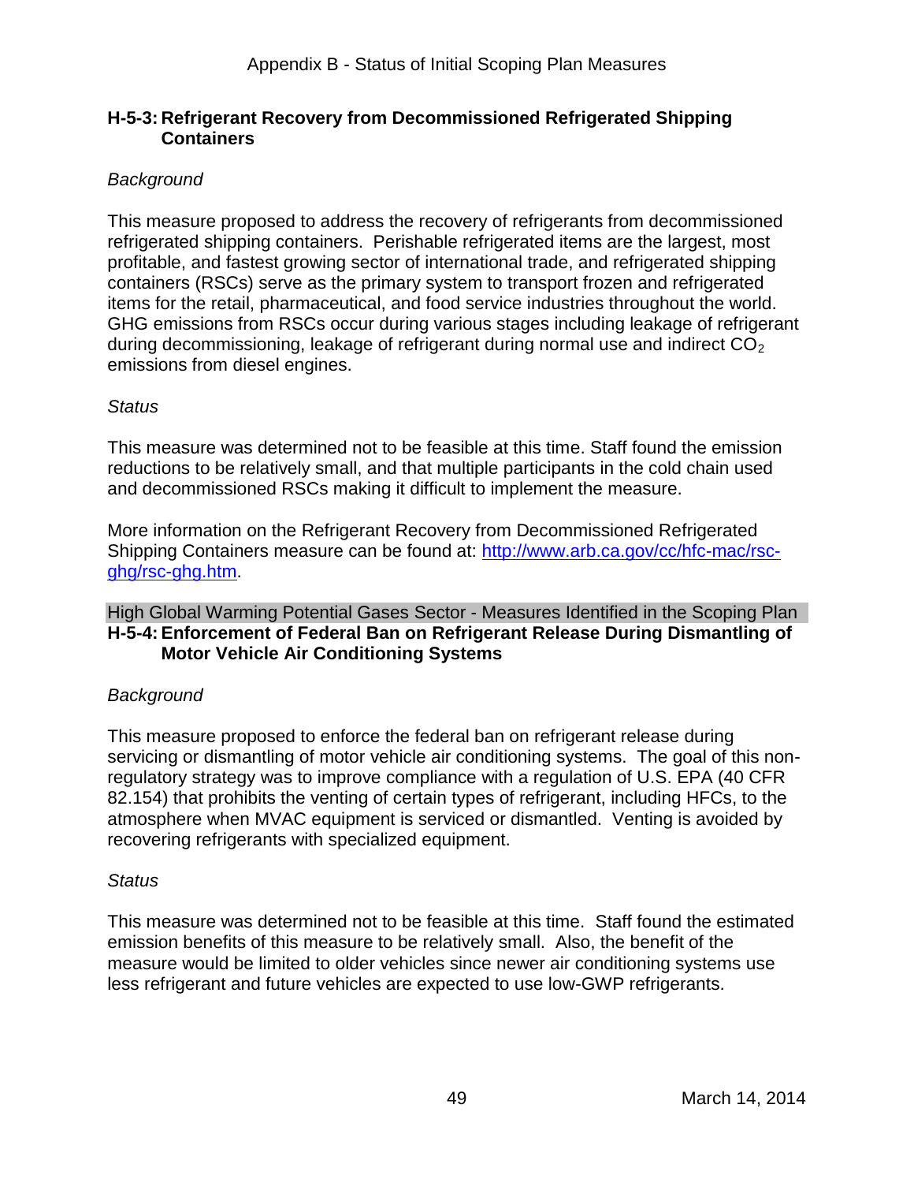### H-5-3: Refrigerant Recovery from Decommissioned Refrigerated Shipping Containers

*Background*

This measure proposed to address the recovery of refrigerants from decommissioned refrigerated shipping containers. Perishable refrigerated items are the largest, most profitable, and fastest growing sector of international trade, and refrigerated shipping containers (RSCs) serve as the primary system to transport frozen and refrigerated items for the retail, pharmaceutical, and food service industries throughout the world. GHG emissions from RSCs occur during various stages including leakage of refrigerant during decommissioning, leakage of refrigerant during normal use and indirect $CO_2$ emissions from diesel engines.

*Status*

This measure was determined not to be feasible at this time. Staff found the emission reductions to be relatively small, and that multiple participants in the cold chain used and decommissioned RSCs making it difficult to implement the measure.

More information on the Refrigerant Recovery from Decommissioned Refrigerated Shipping Containers measure can be found at: [http://www.arb.ca.gov/cc/hfc-mac/rsc-ghg/rsc-ghg.htm](http://www.arb.ca.gov/cc/hfc-mac/rsc-ghg/rsc-ghg.htm).

High Global Warming Potential Gases Sector - Measures Identified in the Scoping Plan

### H-5-4: Enforcement of Federal Ban on Refrigerant Release During Dismantling of Motor Vehicle Air Conditioning Systems

*Background*

This measure proposed to enforce the federal ban on refrigerant release during servicing or dismantling of motor vehicle air conditioning systems. The goal of this non-regulatory strategy was to improve compliance with a regulation of U.S. EPA (40 CFR 82.154) that prohibits the venting of certain types of refrigerant, including HFCs, to the atmosphere when MVAC equipment is serviced or dismantled. Venting is avoided by recovering refrigerants with specialized equipment.

*Status*

This measure was determined not to be feasible at this time. Staff found the estimated emission benefits of this measure to be relatively small. Also, the benefit of the measure would be limited to older vehicles since newer air conditioning systems use less refrigerant and future vehicles are expected to use low-GWP refrigerants.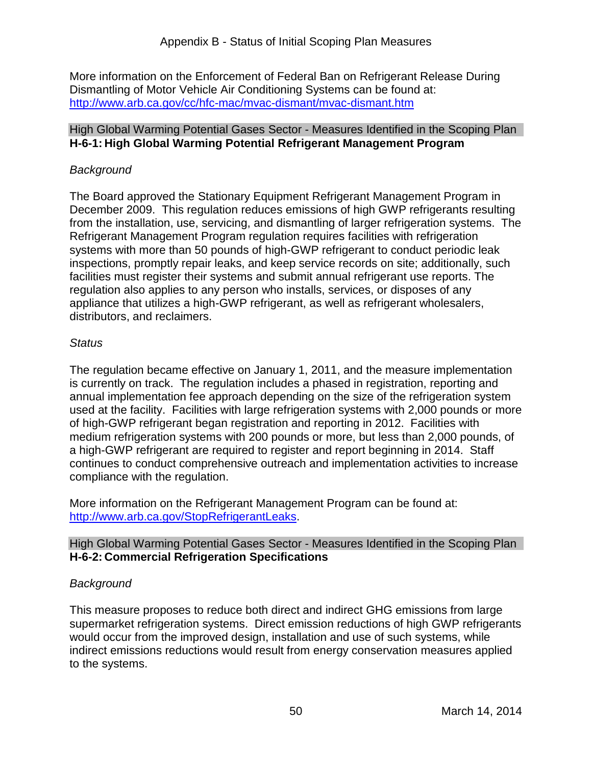More information on the Enforcement of Federal Ban on Refrigerant Release During Dismantling of Motor Vehicle Air Conditioning Systems can be found at: http://www.arb.ca.gov/cc/hfc-mac/mvac-dismant/mvac-dismant.htm

High Global Warming Potential Gases Sector - Measures Identified in the Scoping Plan

**H-6-1: High Global Warming Potential Refrigerant Management Program**

*Background*

The Board approved the Stationary Equipment Refrigerant Management Program in December 2009. This regulation reduces emissions of high GWP refrigerants resulting from the installation, use, servicing, and dismantling of larger refrigeration systems. The Refrigerant Management Program regulation requires facilities with refrigeration systems with more than 50 pounds of high-GWP refrigerant to conduct periodic leak inspections, promptly repair leaks, and keep service records on site; additionally, such facilities must register their systems and submit annual refrigerant use reports. The regulation also applies to any person who installs, services, or disposes of any appliance that utilizes a high-GWP refrigerant, as well as refrigerant wholesalers, distributors, and reclaimers.

*Status*

The regulation became effective on January 1, 2011, and the measure implementation is currently on track. The regulation includes a phased in registration, reporting and annual implementation fee approach depending on the size of the refrigeration system used at the facility. Facilities with large refrigeration systems with 2,000 pounds or more of high-GWP refrigerant began registration and reporting in 2012. Facilities with medium refrigeration systems with 200 pounds or more, but less than 2,000 pounds, of a high-GWP refrigerant are required to register and report beginning in 2014. Staff continues to conduct comprehensive outreach and implementation activities to increase compliance with the regulation.

More information on the Refrigerant Management Program can be found at: http://www.arb.ca.gov/StopRefrigerantLeaks.

High Global Warming Potential Gases Sector - Measures Identified in the Scoping Plan

**H-6-2: Commercial Refrigeration Specifications**

*Background*

This measure proposes to reduce both direct and indirect GHG emissions from large supermarket refrigeration systems. Direct emission reductions of high GWP refrigerants would occur from the improved design, installation and use of such systems, while indirect emissions reductions would result from energy conservation measures applied to the systems.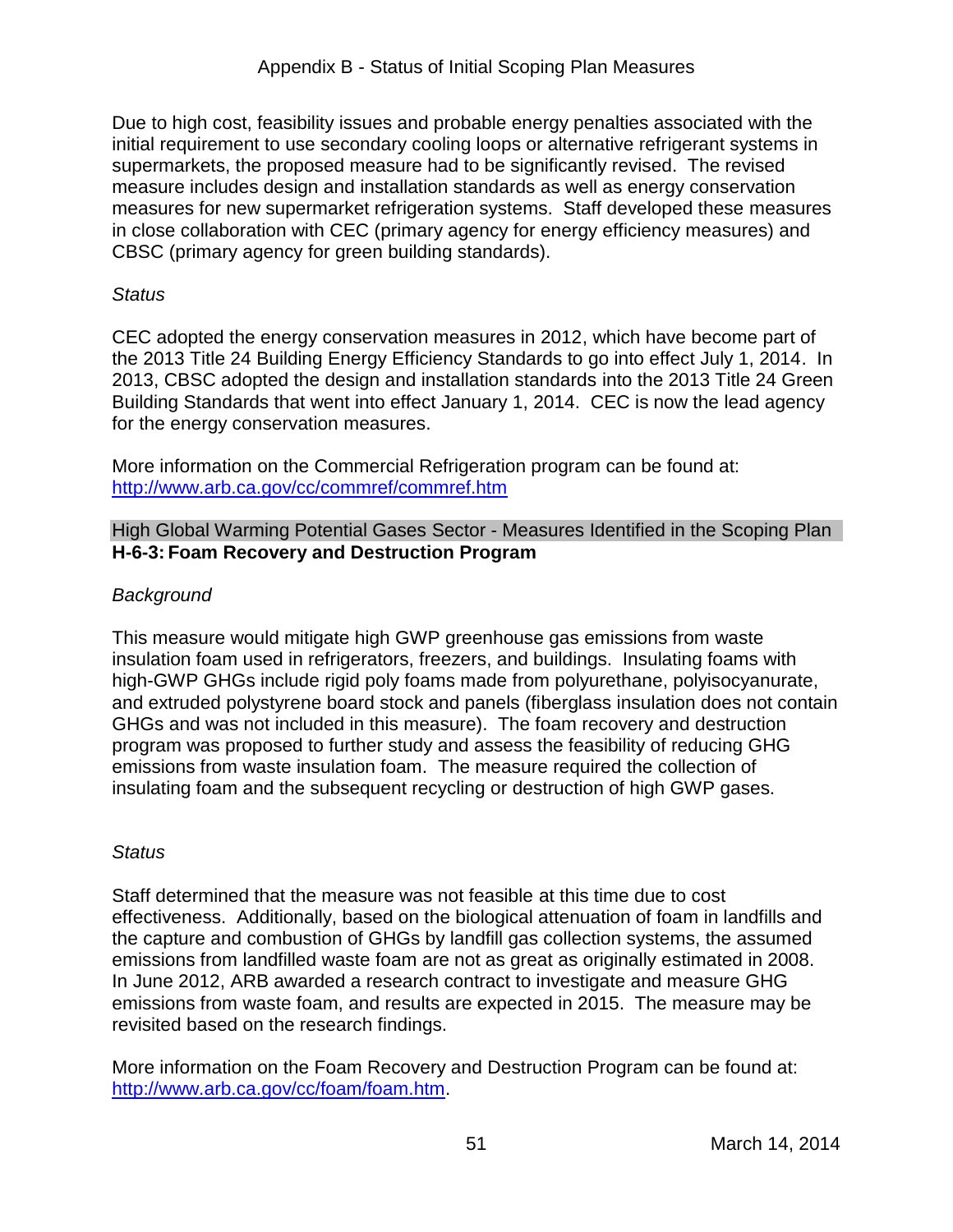Due to high cost, feasibility issues and probable energy penalties associated with the initial requirement to use secondary cooling loops or alternative refrigerant systems in supermarkets, the proposed measure had to be significantly revised. The revised measure includes design and installation standards as well as energy conservation measures for new supermarket refrigeration systems. Staff developed these measures in close collaboration with CEC (primary agency for energy efficiency measures) and CBSC (primary agency for green building standards).

*Status*

CEC adopted the energy conservation measures in 2012, which have become part of the 2013 Title 24 Building Energy Efficiency Standards to go into effect July 1, 2014. In 2013, CBSC adopted the design and installation standards into the 2013 Title 24 Green Building Standards that went into effect January 1, 2014. CEC is now the lead agency for the energy conservation measures.

More information on the Commercial Refrigeration program can be found at: http://www.arb.ca.gov/cc/commref/commref.htm

High Global Warming Potential Gases Sector - Measures Identified in the Scoping Plan

**H-6-3: Foam Recovery and Destruction Program**

*Background*

This measure would mitigate high GWP greenhouse gas emissions from waste insulation foam used in refrigerators, freezers, and buildings. Insulating foams with high-GWP GHGs include rigid poly foams made from polyurethane, polyisocyanurate, and extruded polystyrene board stock and panels (fiberglass insulation does not contain GHGs and was not included in this measure). The foam recovery and destruction program was proposed to further study and assess the feasibility of reducing GHG emissions from waste insulation foam. The measure required the collection of insulating foam and the subsequent recycling or destruction of high GWP gases.

*Status*

Staff determined that the measure was not feasible at this time due to cost effectiveness. Additionally, based on the biological attenuation of foam in landfills and the capture and combustion of GHGs by landfill gas collection systems, the assumed emissions from landfilled waste foam are not as great as originally estimated in 2008. In June 2012, ARB awarded a research contract to investigate and measure GHG emissions from waste foam, and results are expected in 2015. The measure may be revisited based on the research findings.

More information on the Foam Recovery and Destruction Program can be found at: http://www.arb.ca.gov/cc/foam/foam.htm.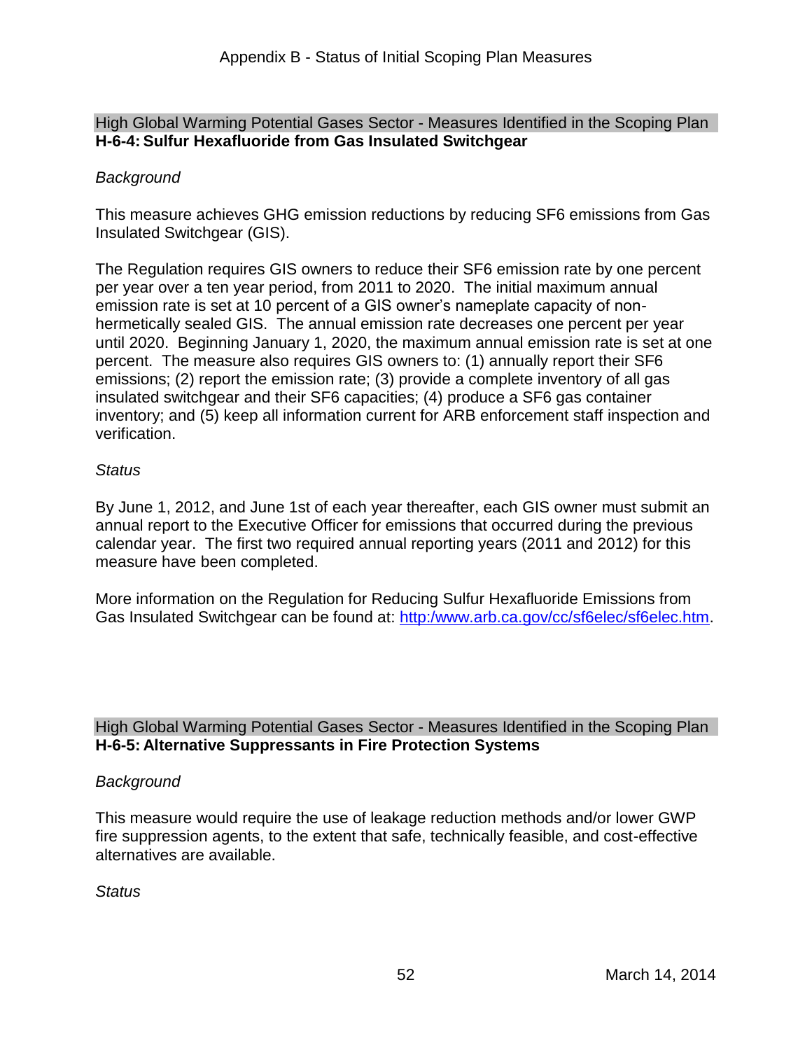High Global Warming Potential Gases Sector - Measures Identified in the Scoping Plan

**H-6-4: Sulfur Hexafluoride from Gas Insulated Switchgear**

*Background*

This measure achieves GHG emission reductions by reducing SF6 emissions from Gas Insulated Switchgear (GIS).

The Regulation requires GIS owners to reduce their SF6 emission rate by one percent per year over a ten year period, from 2011 to 2020. The initial maximum annual emission rate is set at 10 percent of a GIS owner's nameplate capacity of non-hermetically sealed GIS. The annual emission rate decreases one percent per year until 2020. Beginning January 1, 2020, the maximum annual emission rate is set at one percent. The measure also requires GIS owners to: (1) annually report their SF6 emissions; (2) report the emission rate; (3) provide a complete inventory of all gas insulated switchgear and their SF6 capacities; (4) produce a SF6 gas container inventory; and (5) keep all information current for ARB enforcement staff inspection and verification.

*Status*

By June 1, 2012, and June 1st of each year thereafter, each GIS owner must submit an annual report to the Executive Officer for emissions that occurred during the previous calendar year. The first two required annual reporting years (2011 and 2012) for this measure have been completed.

More information on the Regulation for Reducing Sulfur Hexafluoride Emissions from Gas Insulated Switchgear can be found at: http:/www.arb.ca.gov/cc/sf6elec/sf6elec.htm.

High Global Warming Potential Gases Sector - Measures Identified in the Scoping Plan

**H-6-5: Alternative Suppressants in Fire Protection Systems**

*Background*

This measure would require the use of leakage reduction methods and/or lower GWP fire suppression agents, to the extent that safe, technically feasible, and cost-effective alternatives are available.

*Status*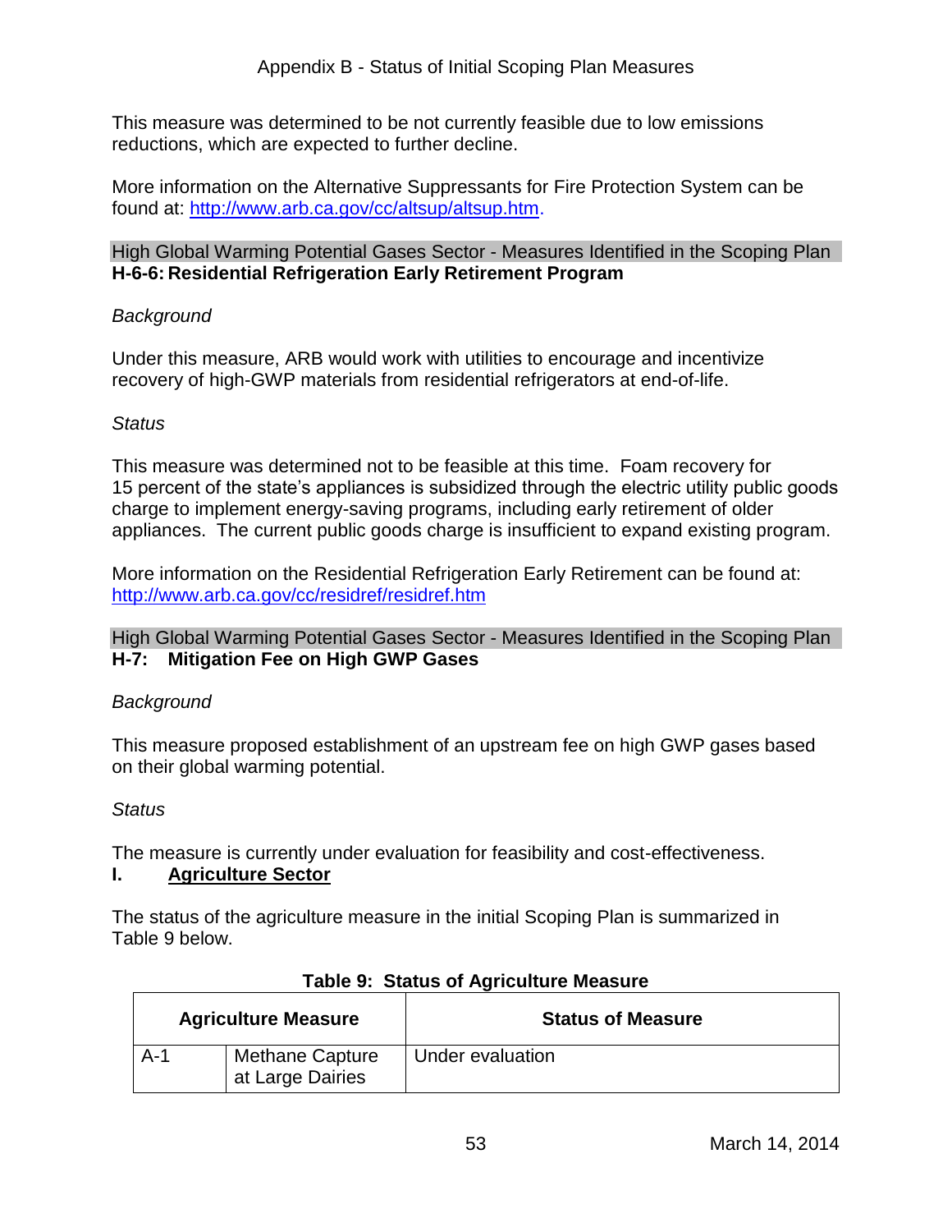This measure was determined to be not currently feasible due to low emissions reductions, which are expected to further decline.

More information on the Alternative Suppressants for Fire Protection System can be found at: http://www.arb.ca.gov/cc/altsup/altsup.htm.

High Global Warming Potential Gases Sector - Measures Identified in the Scoping Plan
**H-6-6: Residential Refrigeration Early Retirement Program**

*Background*

Under this measure, ARB would work with utilities to encourage and incentivize recovery of high-GWP materials from residential refrigerators at end-of-life.

*Status*

This measure was determined not to be feasible at this time. Foam recovery for 15 percent of the state's appliances is subsidized through the electric utility public goods charge to implement energy-saving programs, including early retirement of older appliances. The current public goods charge is insufficient to expand existing program.

More information on the Residential Refrigeration Early Retirement can be found at: http://www.arb.ca.gov/cc/residref/residref.htm

High Global Warming Potential Gases Sector - Measures Identified in the Scoping Plan
**H-7: Mitigation Fee on High GWP Gases**

*Background*

This measure proposed establishment of an upstream fee on high GWP gases based on their global warming potential.

*Status*

The measure is currently under evaluation for feasibility and cost-effectiveness.

## I. Agriculture Sector

The status of the agriculture measure in the initial Scoping Plan is summarized in Table 9 below.

**Table 9: Status of Agriculture Measure**

| Agriculture Measure | | Status of Measure |
|---|---|---|
| A-1 | Methane Capture at Large Dairies | Under evaluation |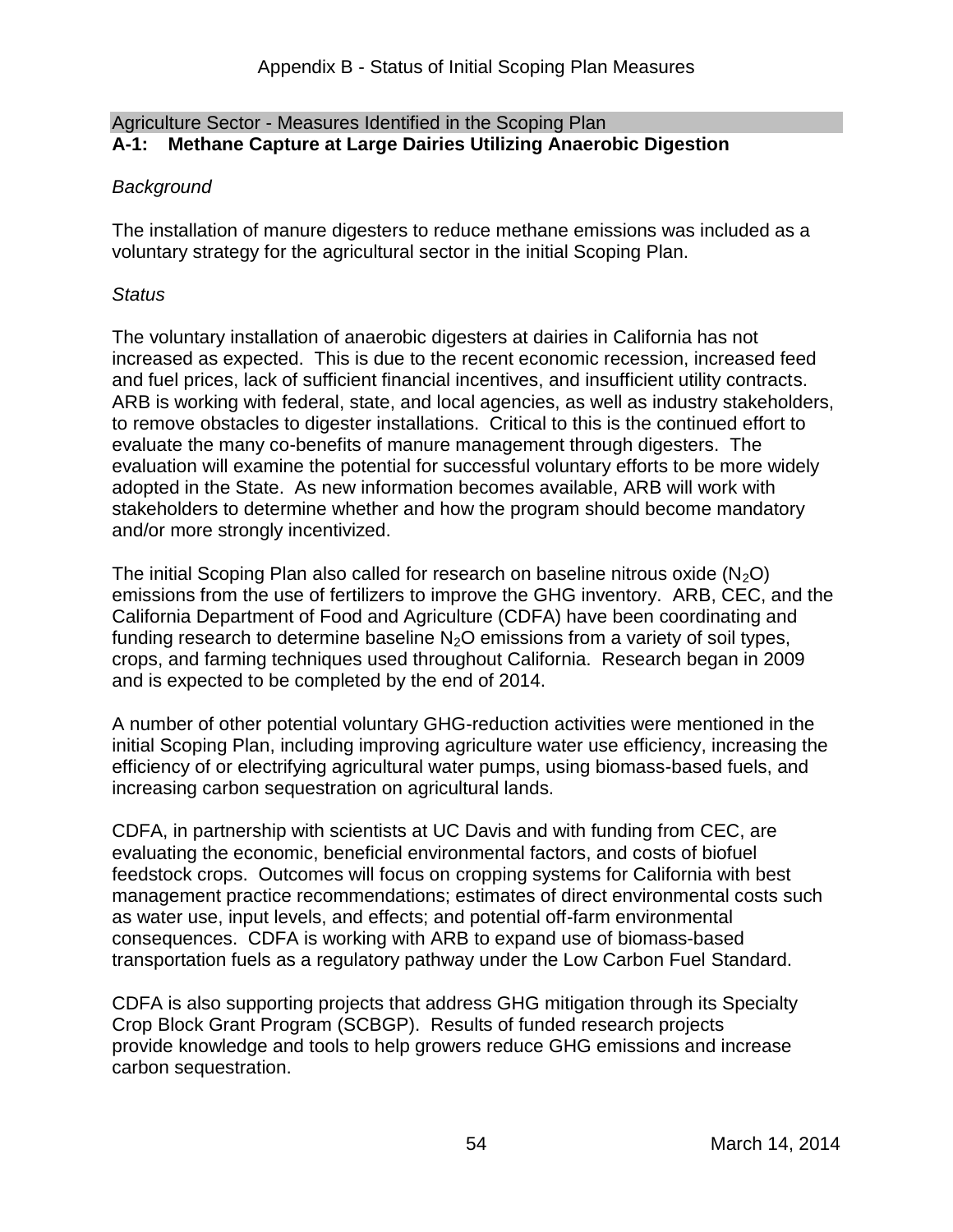## Agriculture Sector - Measures Identified in the Scoping Plan

### A-1: Methane Capture at Large Dairies Utilizing Anaerobic Digestion

*Background*

The installation of manure digesters to reduce methane emissions was included as a voluntary strategy for the agricultural sector in the initial Scoping Plan.

*Status*

The voluntary installation of anaerobic digesters at dairies in California has not increased as expected. This is due to the recent economic recession, increased feed and fuel prices, lack of sufficient financial incentives, and insufficient utility contracts. ARB is working with federal, state, and local agencies, as well as industry stakeholders, to remove obstacles to digester installations. Critical to this is the continued effort to evaluate the many co-benefits of manure management through digesters. The evaluation will examine the potential for successful voluntary efforts to be more widely adopted in the State. As new information becomes available, ARB will work with stakeholders to determine whether and how the program should become mandatory and/or more strongly incentivized.

The initial Scoping Plan also called for research on baseline nitrous oxide ($N_2O$) emissions from the use of fertilizers to improve the GHG inventory. ARB, CEC, and the California Department of Food and Agriculture (CDFA) have been coordinating and funding research to determine baseline $N_2O$ emissions from a variety of soil types, crops, and farming techniques used throughout California. Research began in 2009 and is expected to be completed by the end of 2014.

A number of other potential voluntary GHG-reduction activities were mentioned in the initial Scoping Plan, including improving agriculture water use efficiency, increasing the efficiency of or electrifying agricultural water pumps, using biomass-based fuels, and increasing carbon sequestration on agricultural lands.

CDFA, in partnership with scientists at UC Davis and with funding from CEC, are evaluating the economic, beneficial environmental factors, and costs of biofuel feedstock crops. Outcomes will focus on cropping systems for California with best management practice recommendations; estimates of direct environmental costs such as water use, input levels, and effects; and potential off-farm environmental consequences. CDFA is working with ARB to expand use of biomass-based transportation fuels as a regulatory pathway under the Low Carbon Fuel Standard.

CDFA is also supporting projects that address GHG mitigation through its Specialty Crop Block Grant Program (SCBGP). Results of funded research projects provide knowledge and tools to help growers reduce GHG emissions and increase carbon sequestration.